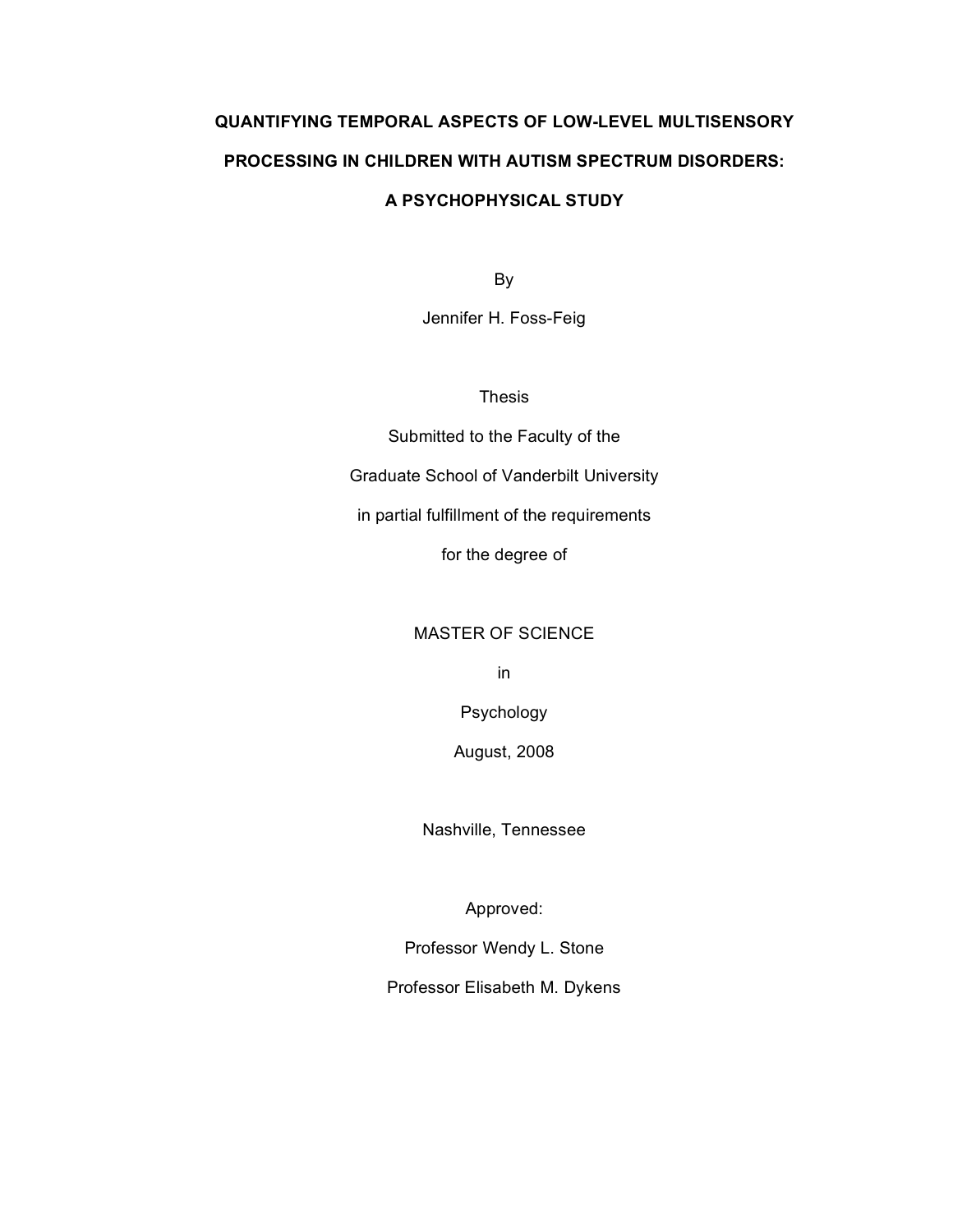# QUANTIFYING TEMPORAL ASPECTS OF LOW-LEVEL MULTISENSORY PROCESSING IN CHILDREN WITH AUTISM SPECTRUM DISORDERS: A PSYCHOPHYSICAL STUDY

By

Jennifer H. Foss-Feig

Thesis

Submitted to the Faculty of the

Graduate School of Vanderbilt University

in partial fulfillment of the requirements

for the degree of

MASTER OF SCIENCE

in

Psychology

August, 2008

Nashville, Tennessee

Approved:

Professor Wendy L. Stone

Professor Elisabeth M. Dykens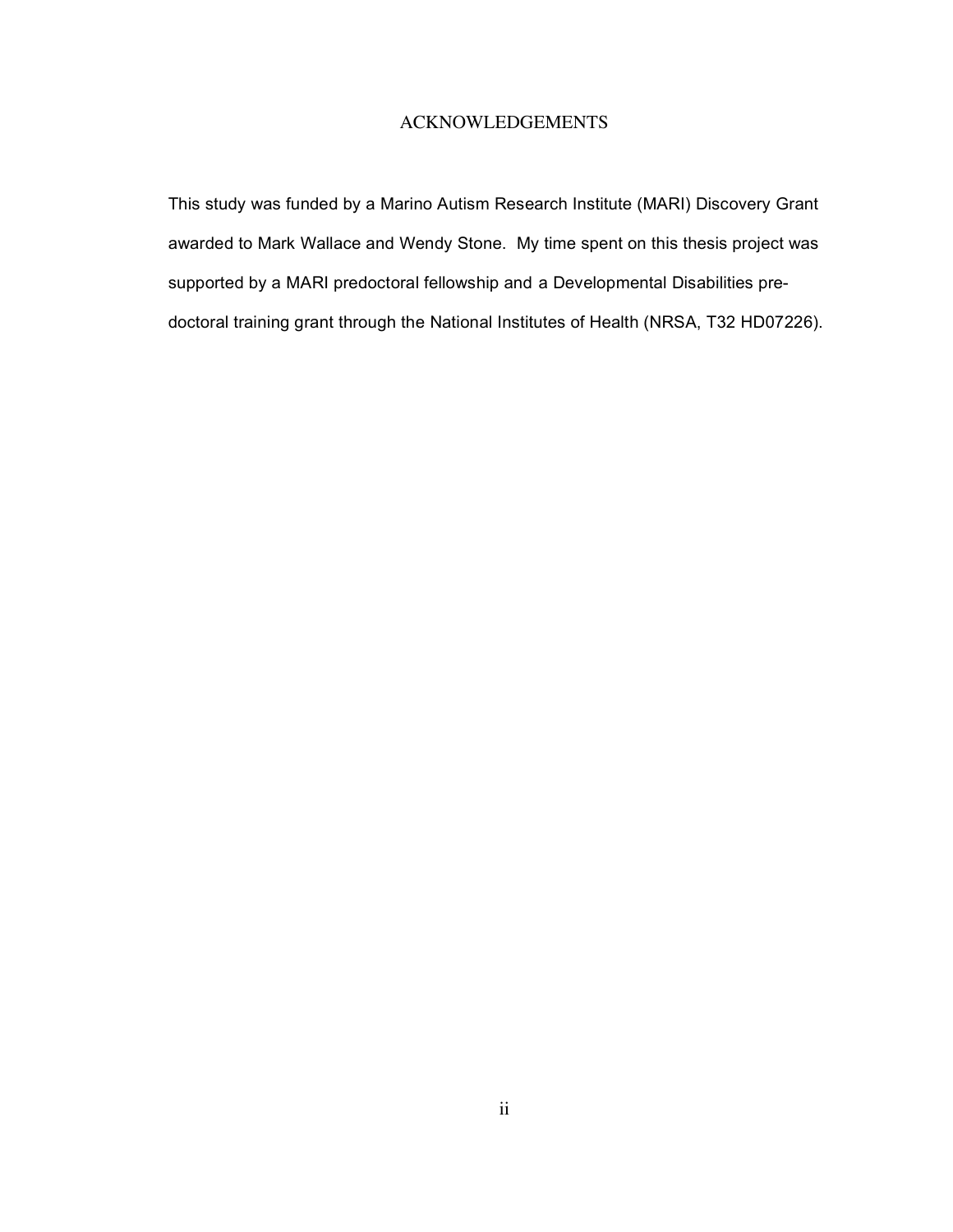# ACKNOWLEDGEMENTS

This study was funded by a Marino Autism Research Institute (MARI) Discovery Grant awarded to Mark Wallace and Wendy Stone. My time spent on this thesis project was supported by a MARI predoctoral fellowship and a Developmental Disabilities pre-doctoral training grant through the National Institutes of Health (NRSA, T32 HD07226).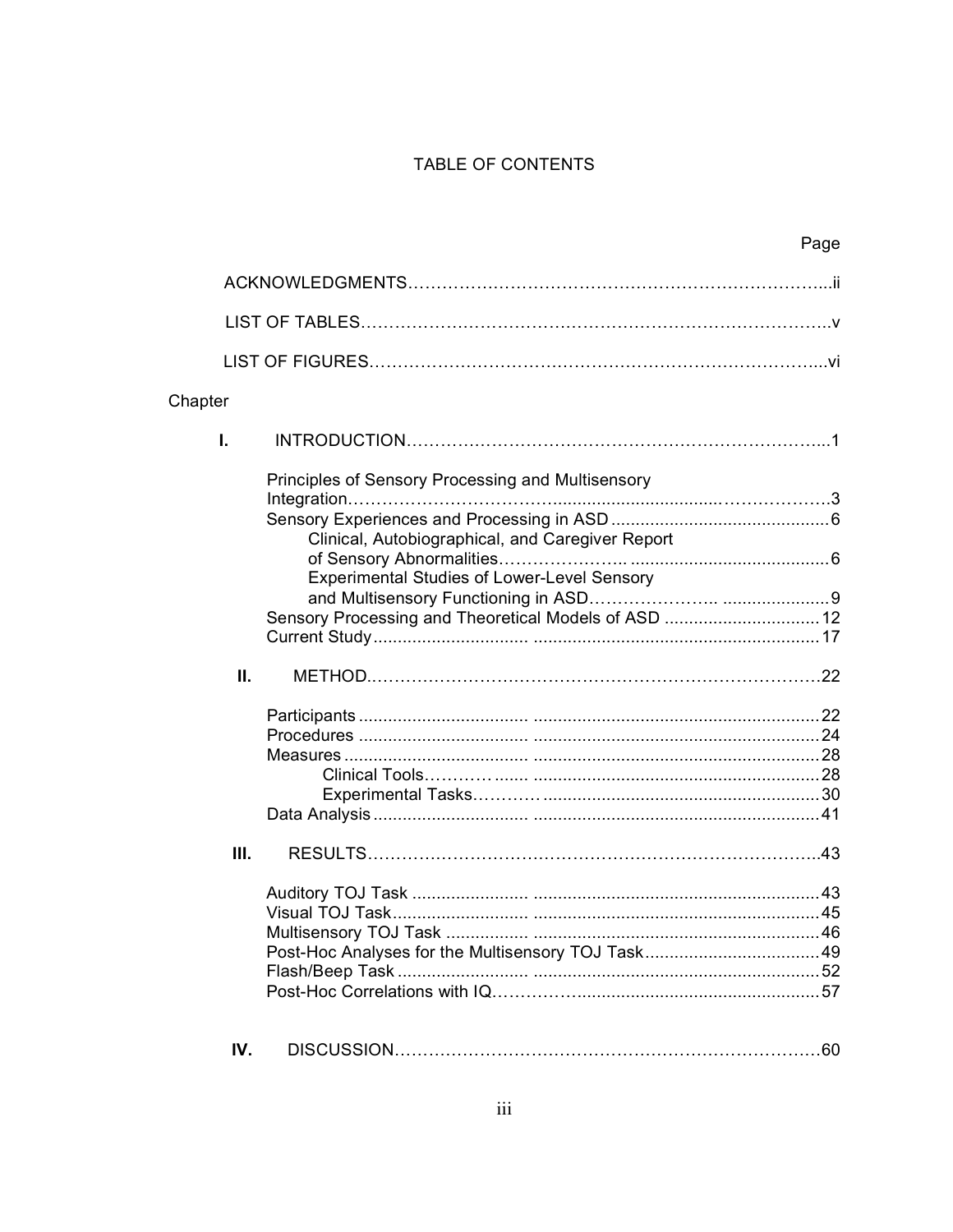# TABLE OF CONTENTS

| | Page |
|---|---|
| ACKNOWLEDGMENTS | ii |
| LIST OF TABLES | v |
| LIST OF FIGURES | vi |

Chapter

| | | Page |
|---|---|---|
| I. | INTRODUCTION | 1 |
| | Principles of Sensory Processing and Multisensory Integration | 3 |
| | Sensory Experiences and Processing in ASD | 6 |
| | Clinical, Autobiographical, and Caregiver Report of Sensory Abnormalities | 6 |
| | Experimental Studies of Lower-Level Sensory and Multisensory Functioning in ASD | 9 |
| | Sensory Processing and Theoretical Models of ASD | 12 |
| | Current Study | 17 |
| II. | METHOD | 22 |
| | Participants | 22 |
| | Procedures | 24 |
| | Measures | 28 |
| | Clinical Tools | 28 |
| | Experimental Tasks | 30 |
| | Data Analysis | 41 |
| III. | RESULTS | 43 |
| | Auditory TOJ Task | 43 |
| | Visual TOJ Task | 45 |
| | Multisensory TOJ Task | 46 |
| | Post-Hoc Analyses for the Multisensory TOJ Task | 49 |
| | Flash/Beep Task | 52 |
| | Post-Hoc Correlations with IQ | 57 |
| IV. | DISCUSSION | 60 |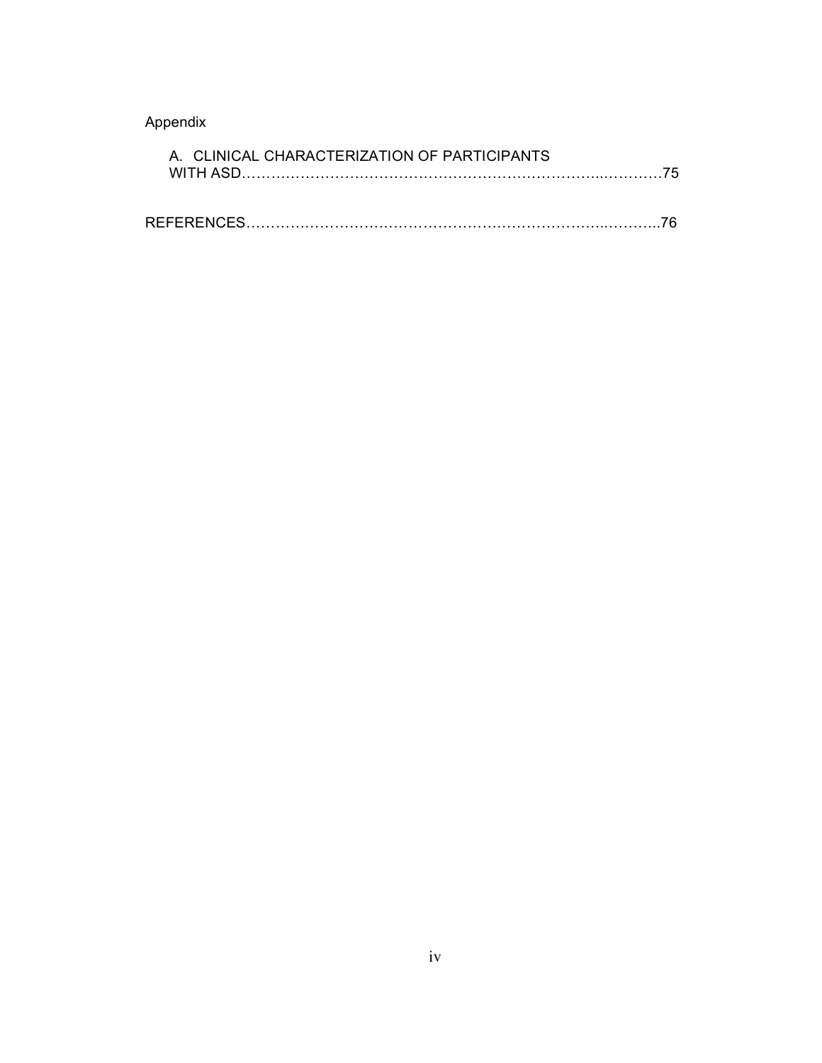Appendix

A. CLINICAL CHARACTERIZATION OF PARTICIPANTS WITH ASD……………………………………………………………………..…………75

REFERENCES…………………………………………………………………..………..76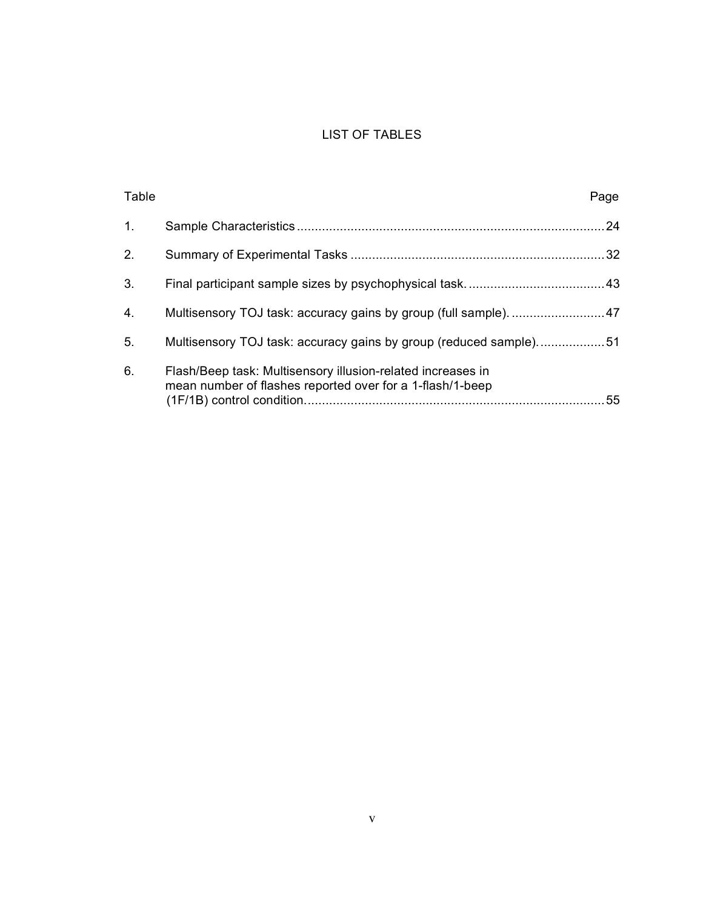# LIST OF TABLES

| Table | | Page |
|---|---|---|
| 1. | Sample Characteristics | 24 |
| 2. | Summary of Experimental Tasks | 32 |
| 3. | Final participant sample sizes by psychophysical task. | 43 |
| 4. | Multisensory TOJ task: accuracy gains by group (full sample). | 47 |
| 5. | Multisensory TOJ task: accuracy gains by group (reduced sample). | 51 |
| 6. | Flash/Beep task: Multisensory illusion-related increases in mean number of flashes reported over for a 1-flash/1-beep (1F/1B) control condition. | 55 |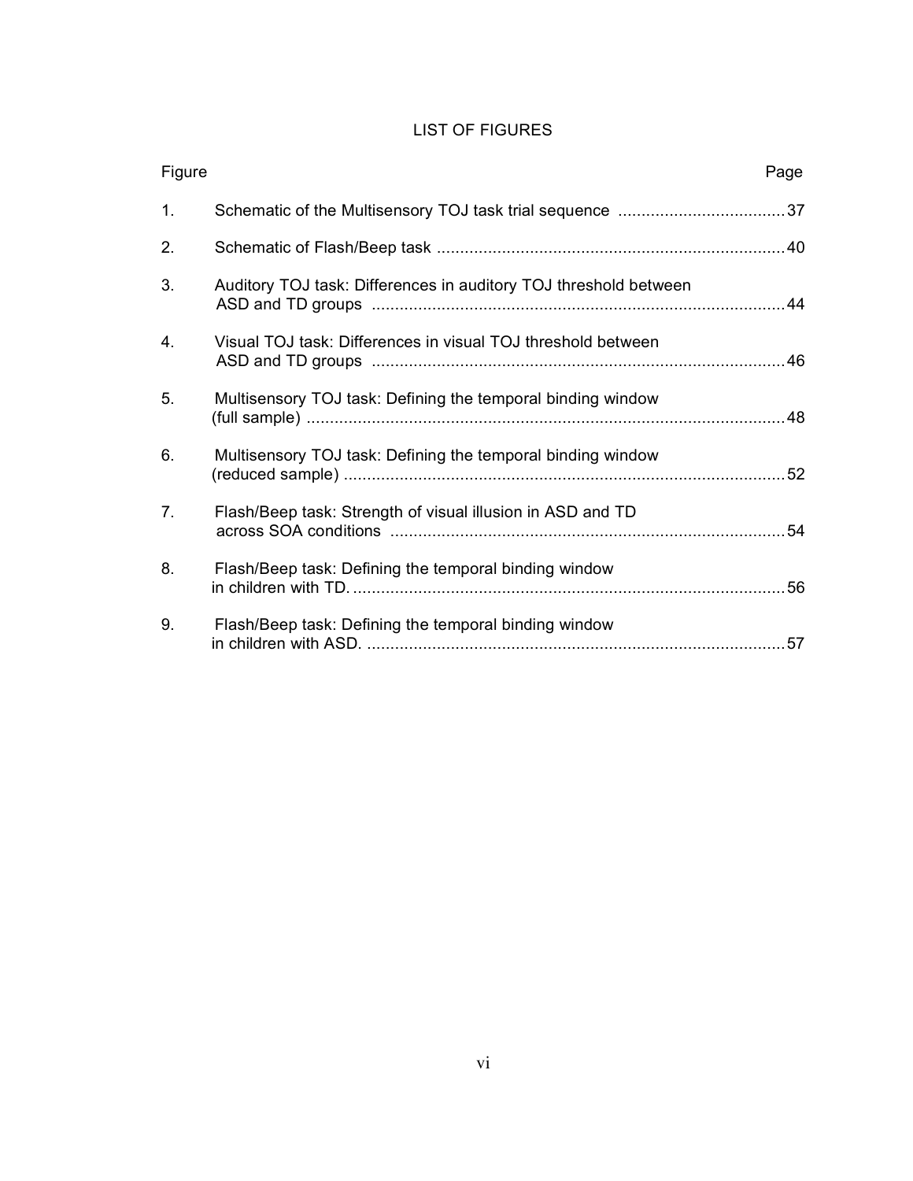# LIST OF FIGURES

| Figure | | Page |
|---|---|---|
| 1. | Schematic of the Multisensory TOJ task trial sequence | 37 |
| 2. | Schematic of Flash/Beep task | 40 |
| 3. | Auditory TOJ task: Differences in auditory TOJ threshold between ASD and TD groups | 44 |
| 4. | Visual TOJ task: Differences in visual TOJ threshold between ASD and TD groups | 46 |
| 5. | Multisensory TOJ task: Defining the temporal binding window (full sample) | 48 |
| 6. | Multisensory TOJ task: Defining the temporal binding window (reduced sample) | 52 |
| 7. | Flash/Beep task: Strength of visual illusion in ASD and TD across SOA conditions | 54 |
| 8. | Flash/Beep task: Defining the temporal binding window in children with TD. | 56 |
| 9. | Flash/Beep task: Defining the temporal binding window in children with ASD. | 57 |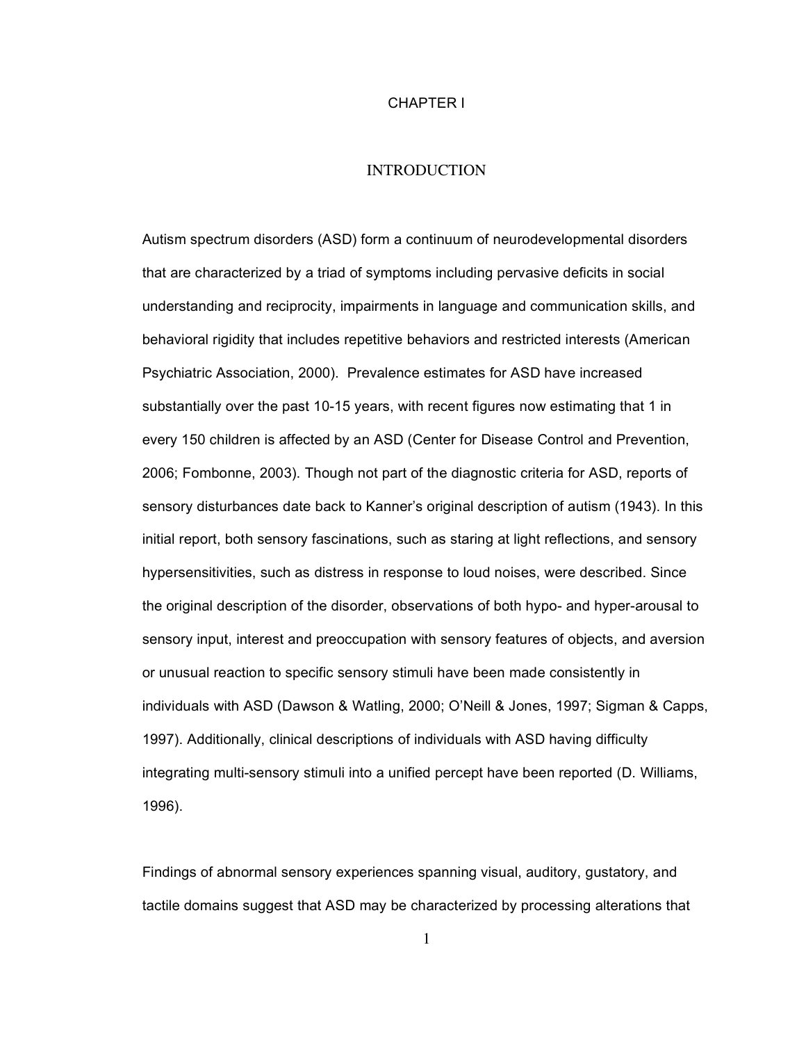# CHAPTER I

## INTRODUCTION

Autism spectrum disorders (ASD) form a continuum of neurodevelopmental disorders that are characterized by a triad of symptoms including pervasive deficits in social understanding and reciprocity, impairments in language and communication skills, and behavioral rigidity that includes repetitive behaviors and restricted interests (American Psychiatric Association, 2000). Prevalence estimates for ASD have increased substantially over the past 10-15 years, with recent figures now estimating that 1 in every 150 children is affected by an ASD (Center for Disease Control and Prevention, 2006; Fombonne, 2003). Though not part of the diagnostic criteria for ASD, reports of sensory disturbances date back to Kanner's original description of autism (1943). In this initial report, both sensory fascinations, such as staring at light reflections, and sensory hypersensitivities, such as distress in response to loud noises, were described. Since the original description of the disorder, observations of both hypo- and hyper-arousal to sensory input, interest and preoccupation with sensory features of objects, and aversion or unusual reaction to specific sensory stimuli have been made consistently in individuals with ASD (Dawson & Watling, 2000; O'Neill & Jones, 1997; Sigman & Capps, 1997). Additionally, clinical descriptions of individuals with ASD having difficulty integrating multi-sensory stimuli into a unified percept have been reported (D. Williams, 1996).

Findings of abnormal sensory experiences spanning visual, auditory, gustatory, and tactile domains suggest that ASD may be characterized by processing alterations that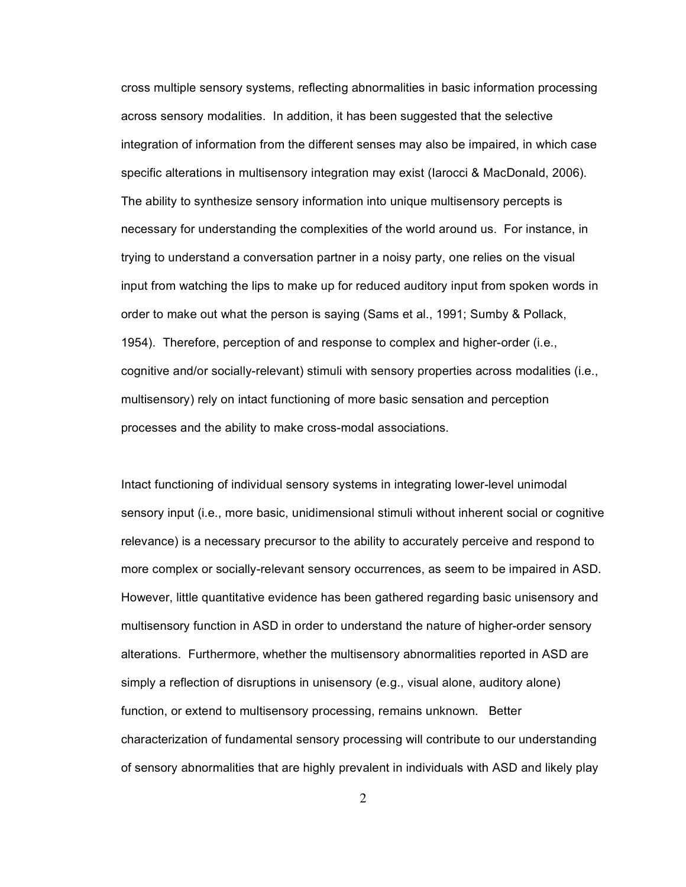cross multiple sensory systems, reflecting abnormalities in basic information processing across sensory modalities. In addition, it has been suggested that the selective integration of information from the different senses may also be impaired, in which case specific alterations in multisensory integration may exist (Iarocci & MacDonald, 2006). The ability to synthesize sensory information into unique multisensory percepts is necessary for understanding the complexities of the world around us. For instance, in trying to understand a conversation partner in a noisy party, one relies on the visual input from watching the lips to make up for reduced auditory input from spoken words in order to make out what the person is saying (Sams et al., 1991; Sumby & Pollack, 1954). Therefore, perception of and response to complex and higher-order (i.e., cognitive and/or socially-relevant) stimuli with sensory properties across modalities (i.e., multisensory) rely on intact functioning of more basic sensation and perception processes and the ability to make cross-modal associations.

Intact functioning of individual sensory systems in integrating lower-level unimodal sensory input (i.e., more basic, unidimensional stimuli without inherent social or cognitive relevance) is a necessary precursor to the ability to accurately perceive and respond to more complex or socially-relevant sensory occurrences, as seem to be impaired in ASD. However, little quantitative evidence has been gathered regarding basic unisensory and multisensory function in ASD in order to understand the nature of higher-order sensory alterations. Furthermore, whether the multisensory abnormalities reported in ASD are simply a reflection of disruptions in unisensory (e.g., visual alone, auditory alone) function, or extend to multisensory processing, remains unknown. Better characterization of fundamental sensory processing will contribute to our understanding of sensory abnormalities that are highly prevalent in individuals with ASD and likely play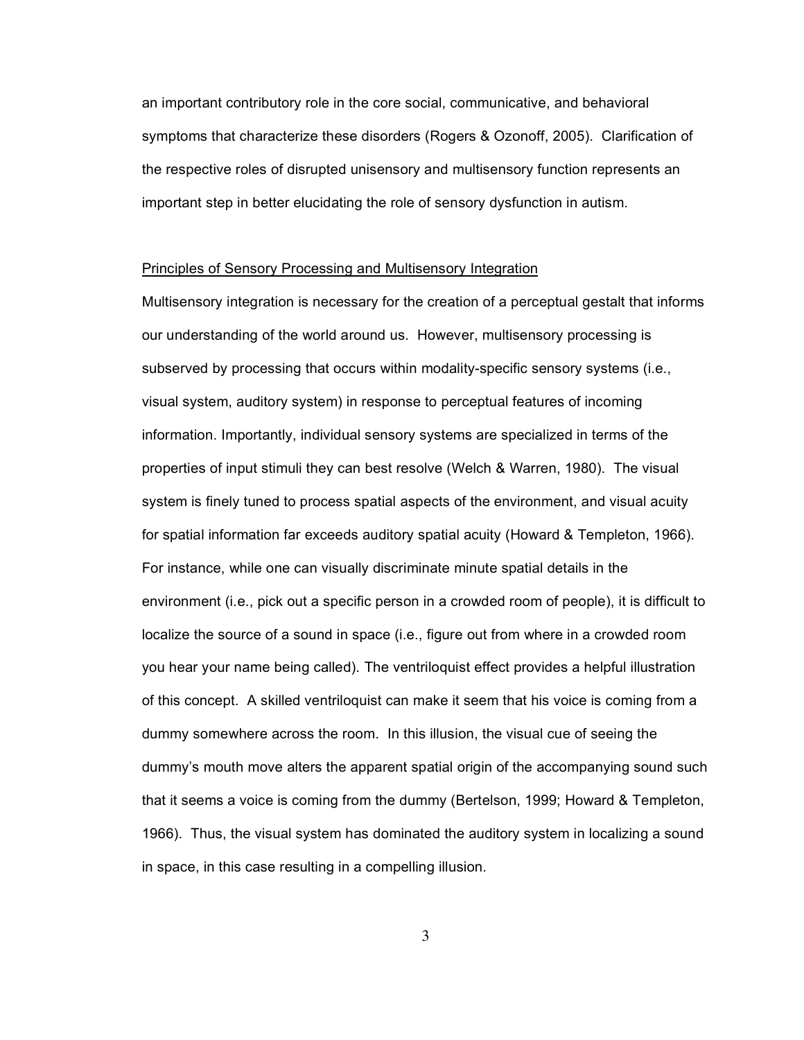an important contributory role in the core social, communicative, and behavioral symptoms that characterize these disorders (Rogers & Ozonoff, 2005). Clarification of the respective roles of disrupted unisensory and multisensory function represents an important step in better elucidating the role of sensory dysfunction in autism.

## Principles of Sensory Processing and Multisensory Integration

Multisensory integration is necessary for the creation of a perceptual gestalt that informs our understanding of the world around us. However, multisensory processing is subserved by processing that occurs within modality-specific sensory systems (i.e., visual system, auditory system) in response to perceptual features of incoming information. Importantly, individual sensory systems are specialized in terms of the properties of input stimuli they can best resolve (Welch & Warren, 1980). The visual system is finely tuned to process spatial aspects of the environment, and visual acuity for spatial information far exceeds auditory spatial acuity (Howard & Templeton, 1966). For instance, while one can visually discriminate minute spatial details in the environment (i.e., pick out a specific person in a crowded room of people), it is difficult to localize the source of a sound in space (i.e., figure out from where in a crowded room you hear your name being called). The ventriloquist effect provides a helpful illustration of this concept. A skilled ventriloquist can make it seem that his voice is coming from a dummy somewhere across the room. In this illusion, the visual cue of seeing the dummy's mouth move alters the apparent spatial origin of the accompanying sound such that it seems a voice is coming from the dummy (Bertelson, 1999; Howard & Templeton, 1966). Thus, the visual system has dominated the auditory system in localizing a sound in space, in this case resulting in a compelling illusion.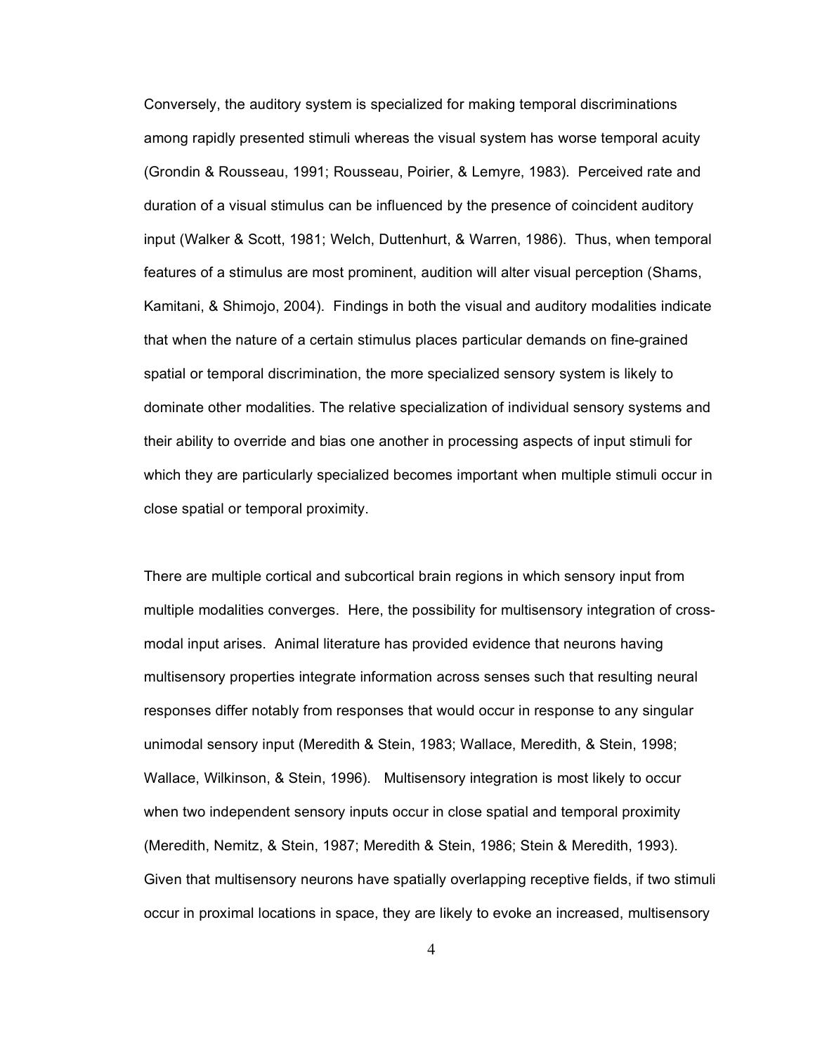Conversely, the auditory system is specialized for making temporal discriminations among rapidly presented stimuli whereas the visual system has worse temporal acuity (Grondin & Rousseau, 1991; Rousseau, Poirier, & Lemyre, 1983). Perceived rate and duration of a visual stimulus can be influenced by the presence of coincident auditory input (Walker & Scott, 1981; Welch, Duttenhurt, & Warren, 1986). Thus, when temporal features of a stimulus are most prominent, audition will alter visual perception (Shams, Kamitani, & Shimojo, 2004). Findings in both the visual and auditory modalities indicate that when the nature of a certain stimulus places particular demands on fine-grained spatial or temporal discrimination, the more specialized sensory system is likely to dominate other modalities. The relative specialization of individual sensory systems and their ability to override and bias one another in processing aspects of input stimuli for which they are particularly specialized becomes important when multiple stimuli occur in close spatial or temporal proximity.

There are multiple cortical and subcortical brain regions in which sensory input from multiple modalities converges. Here, the possibility for multisensory integration of cross-modal input arises. Animal literature has provided evidence that neurons having multisensory properties integrate information across senses such that resulting neural responses differ notably from responses that would occur in response to any singular unimodal sensory input (Meredith & Stein, 1983; Wallace, Meredith, & Stein, 1998; Wallace, Wilkinson, & Stein, 1996). Multisensory integration is most likely to occur when two independent sensory inputs occur in close spatial and temporal proximity (Meredith, Nemitz, & Stein, 1987; Meredith & Stein, 1986; Stein & Meredith, 1993). Given that multisensory neurons have spatially overlapping receptive fields, if two stimuli occur in proximal locations in space, they are likely to evoke an increased, multisensory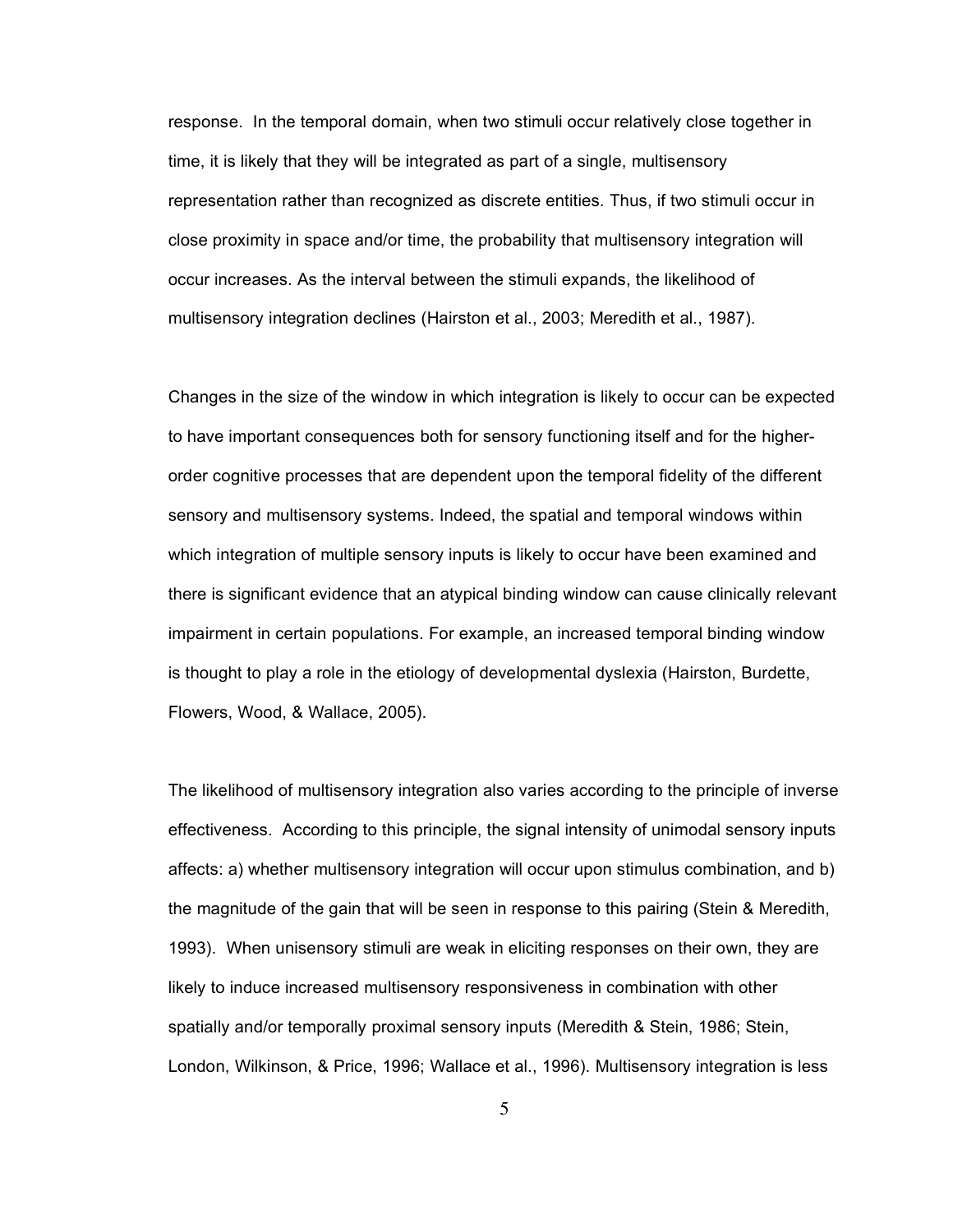response. In the temporal domain, when two stimuli occur relatively close together in time, it is likely that they will be integrated as part of a single, multisensory representation rather than recognized as discrete entities. Thus, if two stimuli occur in close proximity in space and/or time, the probability that multisensory integration will occur increases. As the interval between the stimuli expands, the likelihood of multisensory integration declines (Hairston et al., 2003; Meredith et al., 1987).

Changes in the size of the window in which integration is likely to occur can be expected to have important consequences both for sensory functioning itself and for the higher-order cognitive processes that are dependent upon the temporal fidelity of the different sensory and multisensory systems. Indeed, the spatial and temporal windows within which integration of multiple sensory inputs is likely to occur have been examined and there is significant evidence that an atypical binding window can cause clinically relevant impairment in certain populations. For example, an increased temporal binding window is thought to play a role in the etiology of developmental dyslexia (Hairston, Burdette, Flowers, Wood, & Wallace, 2005).

The likelihood of multisensory integration also varies according to the principle of inverse effectiveness. According to this principle, the signal intensity of unimodal sensory inputs affects: a) whether multisensory integration will occur upon stimulus combination, and b) the magnitude of the gain that will be seen in response to this pairing (Stein & Meredith, 1993). When unisensory stimuli are weak in eliciting responses on their own, they are likely to induce increased multisensory responsiveness in combination with other spatially and/or temporally proximal sensory inputs (Meredith & Stein, 1986; Stein, London, Wilkinson, & Price, 1996; Wallace et al., 1996). Multisensory integration is less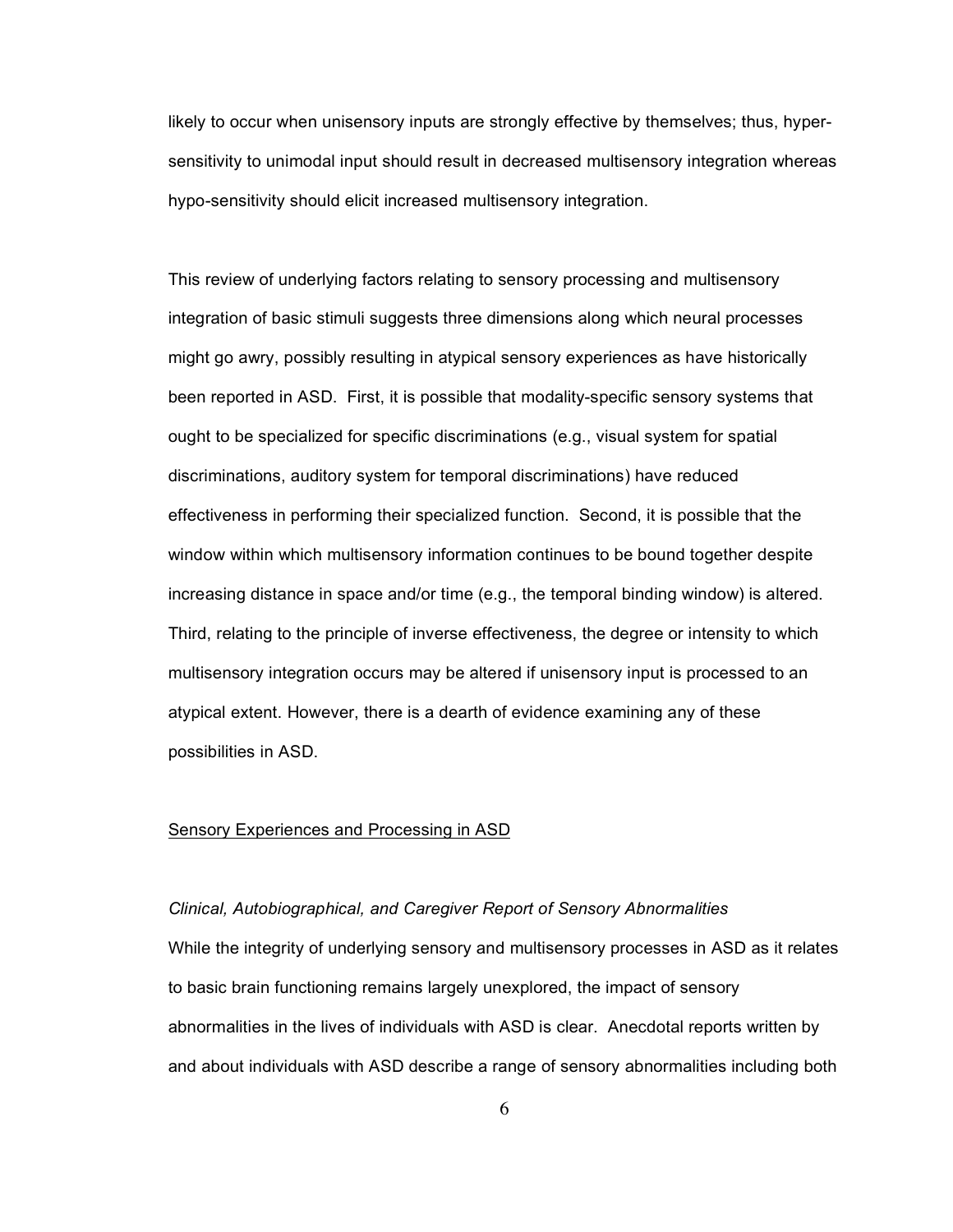likely to occur when unisensory inputs are strongly effective by themselves; thus, hyper-sensitivity to unimodal input should result in decreased multisensory integration whereas hypo-sensitivity should elicit increased multisensory integration.

This review of underlying factors relating to sensory processing and multisensory integration of basic stimuli suggests three dimensions along which neural processes might go awry, possibly resulting in atypical sensory experiences as have historically been reported in ASD. First, it is possible that modality-specific sensory systems that ought to be specialized for specific discriminations (e.g., visual system for spatial discriminations, auditory system for temporal discriminations) have reduced effectiveness in performing their specialized function. Second, it is possible that the window within which multisensory information continues to be bound together despite increasing distance in space and/or time (e.g., the temporal binding window) is altered. Third, relating to the principle of inverse effectiveness, the degree or intensity to which multisensory integration occurs may be altered if unisensory input is processed to an atypical extent. However, there is a dearth of evidence examining any of these possibilities in ASD.

## Sensory Experiences and Processing in ASD

### *Clinical, Autobiographical, and Caregiver Report of Sensory Abnormalities*

While the integrity of underlying sensory and multisensory processes in ASD as it relates to basic brain functioning remains largely unexplored, the impact of sensory abnormalities in the lives of individuals with ASD is clear. Anecdotal reports written by and about individuals with ASD describe a range of sensory abnormalities including both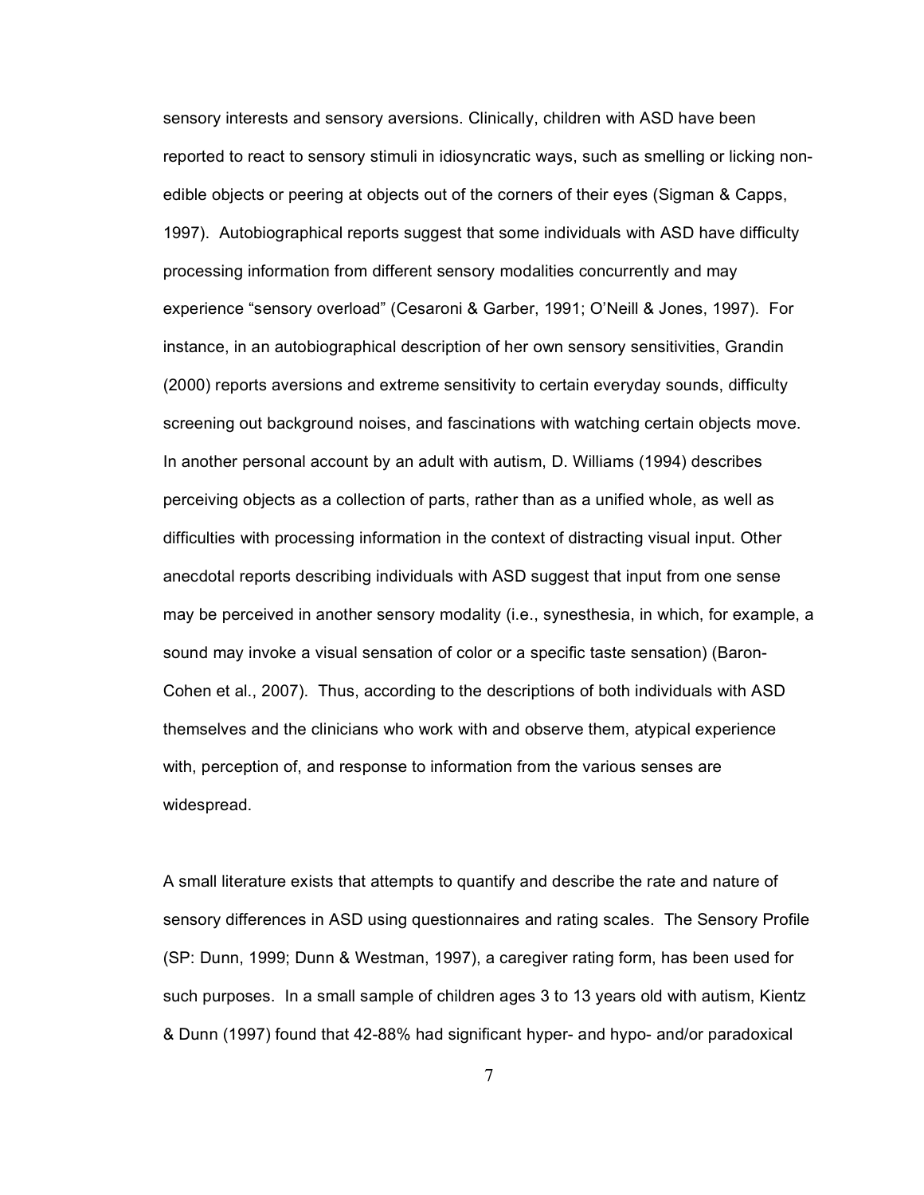sensory interests and sensory aversions. Clinically, children with ASD have been reported to react to sensory stimuli in idiosyncratic ways, such as smelling or licking non-edible objects or peering at objects out of the corners of their eyes (Sigman & Capps, 1997). Autobiographical reports suggest that some individuals with ASD have difficulty processing information from different sensory modalities concurrently and may experience "sensory overload" (Cesaroni & Garber, 1991; O'Neill & Jones, 1997). For instance, in an autobiographical description of her own sensory sensitivities, Grandin (2000) reports aversions and extreme sensitivity to certain everyday sounds, difficulty screening out background noises, and fascinations with watching certain objects move. In another personal account by an adult with autism, D. Williams (1994) describes perceiving objects as a collection of parts, rather than as a unified whole, as well as difficulties with processing information in the context of distracting visual input. Other anecdotal reports describing individuals with ASD suggest that input from one sense may be perceived in another sensory modality (i.e., synesthesia, in which, for example, a sound may invoke a visual sensation of color or a specific taste sensation) (Baron-Cohen et al., 2007). Thus, according to the descriptions of both individuals with ASD themselves and the clinicians who work with and observe them, atypical experience with, perception of, and response to information from the various senses are widespread.

A small literature exists that attempts to quantify and describe the rate and nature of sensory differences in ASD using questionnaires and rating scales. The Sensory Profile (SP: Dunn, 1999; Dunn & Westman, 1997), a caregiver rating form, has been used for such purposes. In a small sample of children ages 3 to 13 years old with autism, Kientz & Dunn (1997) found that 42-88% had significant hyper- and hypo- and/or paradoxical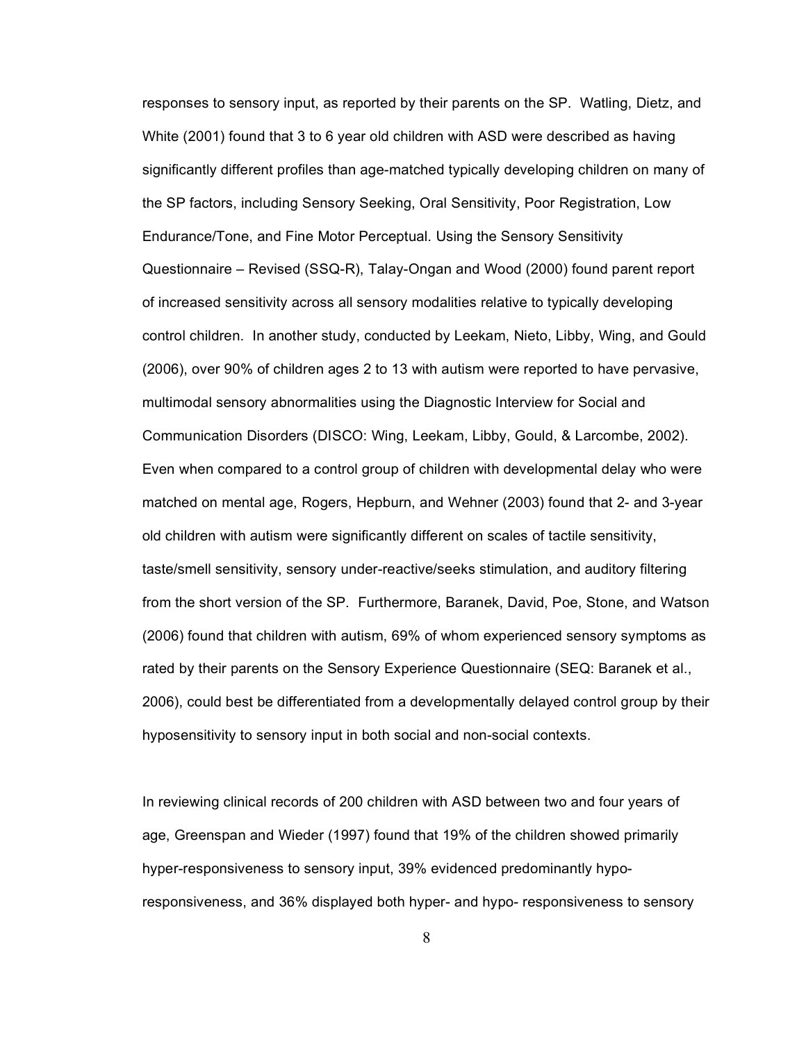responses to sensory input, as reported by their parents on the SP. Watling, Dietz, and White (2001) found that 3 to 6 year old children with ASD were described as having significantly different profiles than age-matched typically developing children on many of the SP factors, including Sensory Seeking, Oral Sensitivity, Poor Registration, Low Endurance/Tone, and Fine Motor Perceptual. Using the Sensory Sensitivity Questionnaire – Revised (SSQ-R), Talay-Ongan and Wood (2000) found parent report of increased sensitivity across all sensory modalities relative to typically developing control children. In another study, conducted by Leekam, Nieto, Libby, Wing, and Gould (2006), over 90% of children ages 2 to 13 with autism were reported to have pervasive, multimodal sensory abnormalities using the Diagnostic Interview for Social and Communication Disorders (DISCO: Wing, Leekam, Libby, Gould, & Larcombe, 2002). Even when compared to a control group of children with developmental delay who were matched on mental age, Rogers, Hepburn, and Wehner (2003) found that 2- and 3-year old children with autism were significantly different on scales of tactile sensitivity, taste/smell sensitivity, sensory under-reactive/seeks stimulation, and auditory filtering from the short version of the SP. Furthermore, Baranek, David, Poe, Stone, and Watson (2006) found that children with autism, 69% of whom experienced sensory symptoms as rated by their parents on the Sensory Experience Questionnaire (SEQ: Baranek et al., 2006), could best be differentiated from a developmentally delayed control group by their hyposensitivity to sensory input in both social and non-social contexts.

In reviewing clinical records of 200 children with ASD between two and four years of age, Greenspan and Wieder (1997) found that 19% of the children showed primarily hyper-responsiveness to sensory input, 39% evidenced predominantly hypo-responsiveness, and 36% displayed both hyper- and hypo- responsiveness to sensory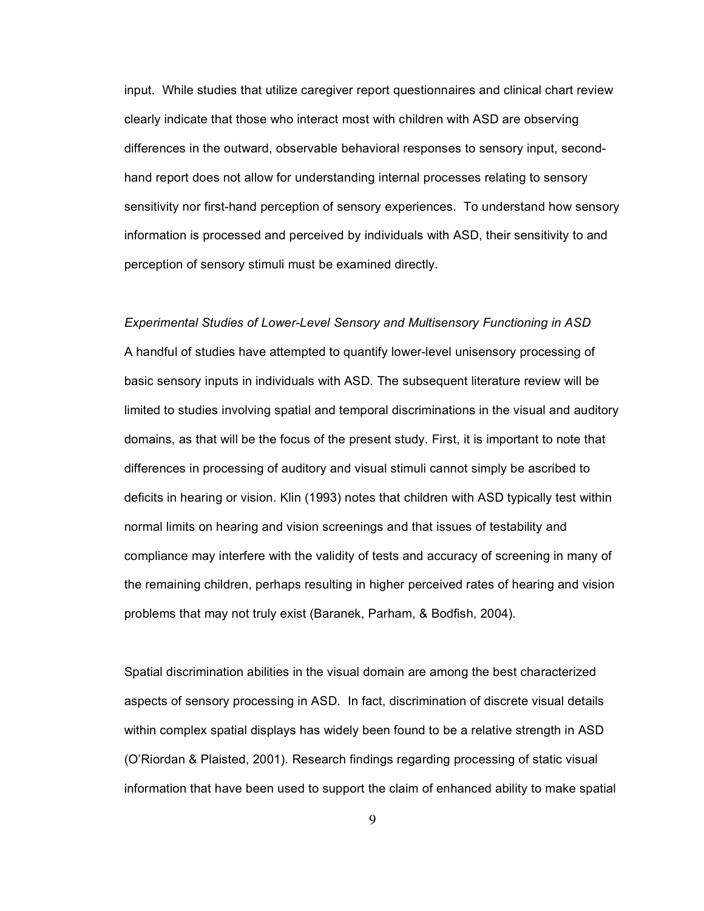input. While studies that utilize caregiver report questionnaires and clinical chart review clearly indicate that those who interact most with children with ASD are observing differences in the outward, observable behavioral responses to sensory input, second-hand report does not allow for understanding internal processes relating to sensory sensitivity nor first-hand perception of sensory experiences. To understand how sensory information is processed and perceived by individuals with ASD, their sensitivity to and perception of sensory stimuli must be examined directly.

*Experimental Studies of Lower-Level Sensory and Multisensory Functioning in ASD*

A handful of studies have attempted to quantify lower-level unisensory processing of basic sensory inputs in individuals with ASD. The subsequent literature review will be limited to studies involving spatial and temporal discriminations in the visual and auditory domains, as that will be the focus of the present study. First, it is important to note that differences in processing of auditory and visual stimuli cannot simply be ascribed to deficits in hearing or vision. Klin (1993) notes that children with ASD typically test within normal limits on hearing and vision screenings and that issues of testability and compliance may interfere with the validity of tests and accuracy of screening in many of the remaining children, perhaps resulting in higher perceived rates of hearing and vision problems that may not truly exist (Baranek, Parham, & Bodfish, 2004).

Spatial discrimination abilities in the visual domain are among the best characterized aspects of sensory processing in ASD. In fact, discrimination of discrete visual details within complex spatial displays has widely been found to be a relative strength in ASD (O'Riordan & Plaisted, 2001). Research findings regarding processing of static visual information that have been used to support the claim of enhanced ability to make spatial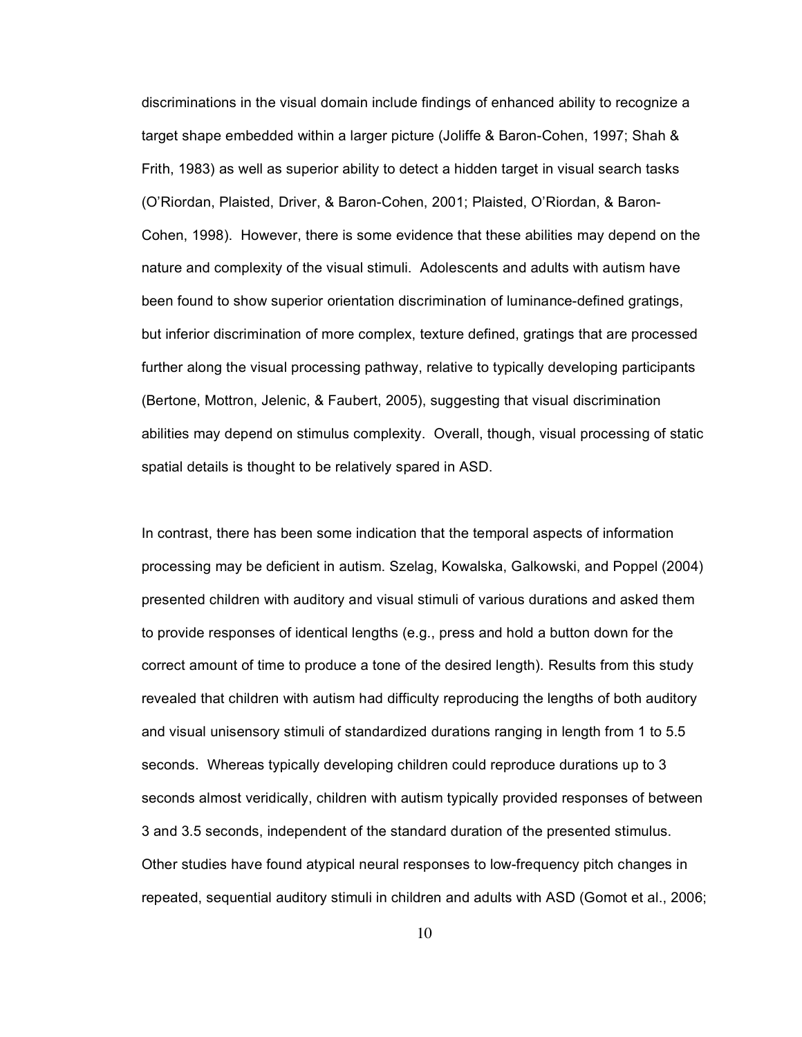discriminations in the visual domain include findings of enhanced ability to recognize a target shape embedded within a larger picture (Joliffe & Baron-Cohen, 1997; Shah & Frith, 1983) as well as superior ability to detect a hidden target in visual search tasks (O'Riordan, Plaisted, Driver, & Baron-Cohen, 2001; Plaisted, O'Riordan, & Baron-Cohen, 1998). However, there is some evidence that these abilities may depend on the nature and complexity of the visual stimuli. Adolescents and adults with autism have been found to show superior orientation discrimination of luminance-defined gratings, but inferior discrimination of more complex, texture defined, gratings that are processed further along the visual processing pathway, relative to typically developing participants (Bertone, Mottron, Jelenic, & Faubert, 2005), suggesting that visual discrimination abilities may depend on stimulus complexity. Overall, though, visual processing of static spatial details is thought to be relatively spared in ASD.

In contrast, there has been some indication that the temporal aspects of information processing may be deficient in autism. Szelag, Kowalska, Galkowski, and Poppel (2004) presented children with auditory and visual stimuli of various durations and asked them to provide responses of identical lengths (e.g., press and hold a button down for the correct amount of time to produce a tone of the desired length). Results from this study revealed that children with autism had difficulty reproducing the lengths of both auditory and visual unisensory stimuli of standardized durations ranging in length from 1 to 5.5 seconds. Whereas typically developing children could reproduce durations up to 3 seconds almost veridically, children with autism typically provided responses of between 3 and 3.5 seconds, independent of the standard duration of the presented stimulus. Other studies have found atypical neural responses to low-frequency pitch changes in repeated, sequential auditory stimuli in children and adults with ASD (Gomot et al., 2006;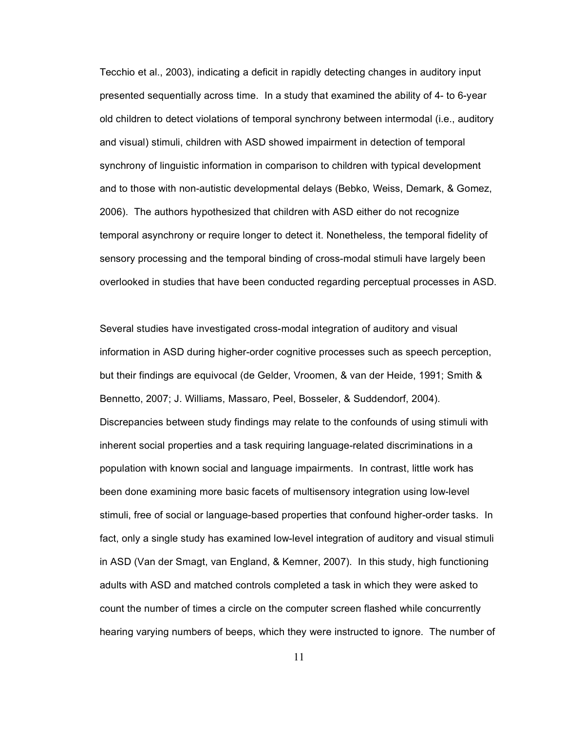Tecchio et al., 2003), indicating a deficit in rapidly detecting changes in auditory input presented sequentially across time. In a study that examined the ability of 4- to 6-year old children to detect violations of temporal synchrony between intermodal (i.e., auditory and visual) stimuli, children with ASD showed impairment in detection of temporal synchrony of linguistic information in comparison to children with typical development and to those with non-autistic developmental delays (Bebko, Weiss, Demark, & Gomez, 2006). The authors hypothesized that children with ASD either do not recognize temporal asynchrony or require longer to detect it. Nonetheless, the temporal fidelity of sensory processing and the temporal binding of cross-modal stimuli have largely been overlooked in studies that have been conducted regarding perceptual processes in ASD.

Several studies have investigated cross-modal integration of auditory and visual information in ASD during higher-order cognitive processes such as speech perception, but their findings are equivocal (de Gelder, Vroomen, & van der Heide, 1991; Smith & Bennetto, 2007; J. Williams, Massaro, Peel, Bosseler, & Suddendorf, 2004). Discrepancies between study findings may relate to the confounds of using stimuli with inherent social properties and a task requiring language-related discriminations in a population with known social and language impairments. In contrast, little work has been done examining more basic facets of multisensory integration using low-level stimuli, free of social or language-based properties that confound higher-order tasks. In fact, only a single study has examined low-level integration of auditory and visual stimuli in ASD (Van der Smagt, van England, & Kemner, 2007). In this study, high functioning adults with ASD and matched controls completed a task in which they were asked to count the number of times a circle on the computer screen flashed while concurrently hearing varying numbers of beeps, which they were instructed to ignore. The number of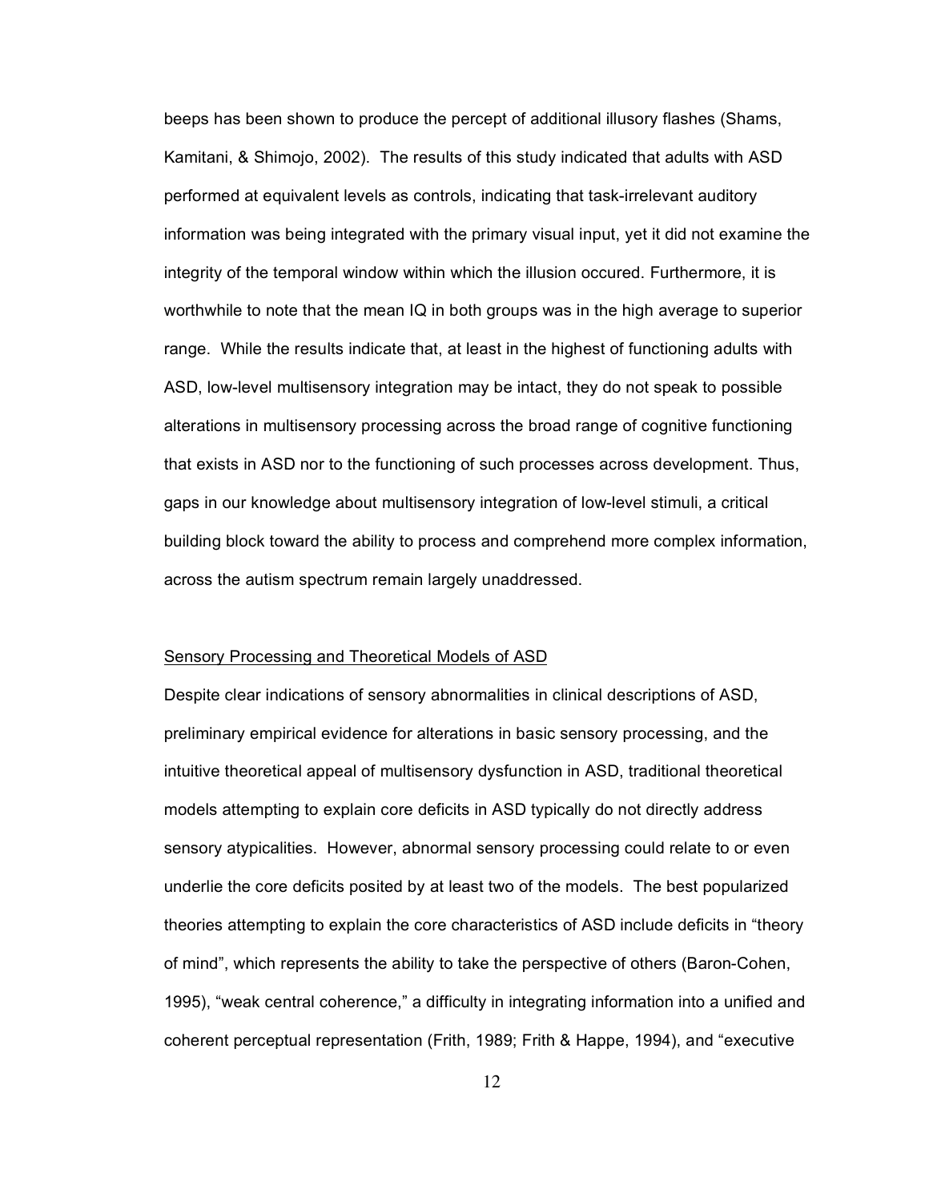beeps has been shown to produce the percept of additional illusory flashes (Shams, Kamitani, & Shimojo, 2002). The results of this study indicated that adults with ASD performed at equivalent levels as controls, indicating that task-irrelevant auditory information was being integrated with the primary visual input, yet it did not examine the integrity of the temporal window within which the illusion occured. Furthermore, it is worthwhile to note that the mean IQ in both groups was in the high average to superior range. While the results indicate that, at least in the highest of functioning adults with ASD, low-level multisensory integration may be intact, they do not speak to possible alterations in multisensory processing across the broad range of cognitive functioning that exists in ASD nor to the functioning of such processes across development. Thus, gaps in our knowledge about multisensory integration of low-level stimuli, a critical building block toward the ability to process and comprehend more complex information, across the autism spectrum remain largely unaddressed.

## Sensory Processing and Theoretical Models of ASD

Despite clear indications of sensory abnormalities in clinical descriptions of ASD, preliminary empirical evidence for alterations in basic sensory processing, and the intuitive theoretical appeal of multisensory dysfunction in ASD, traditional theoretical models attempting to explain core deficits in ASD typically do not directly address sensory atypicalities. However, abnormal sensory processing could relate to or even underlie the core deficits posited by at least two of the models. The best popularized theories attempting to explain the core characteristics of ASD include deficits in "theory of mind", which represents the ability to take the perspective of others (Baron-Cohen, 1995), "weak central coherence," a difficulty in integrating information into a unified and coherent perceptual representation (Frith, 1989; Frith & Happe, 1994), and "executive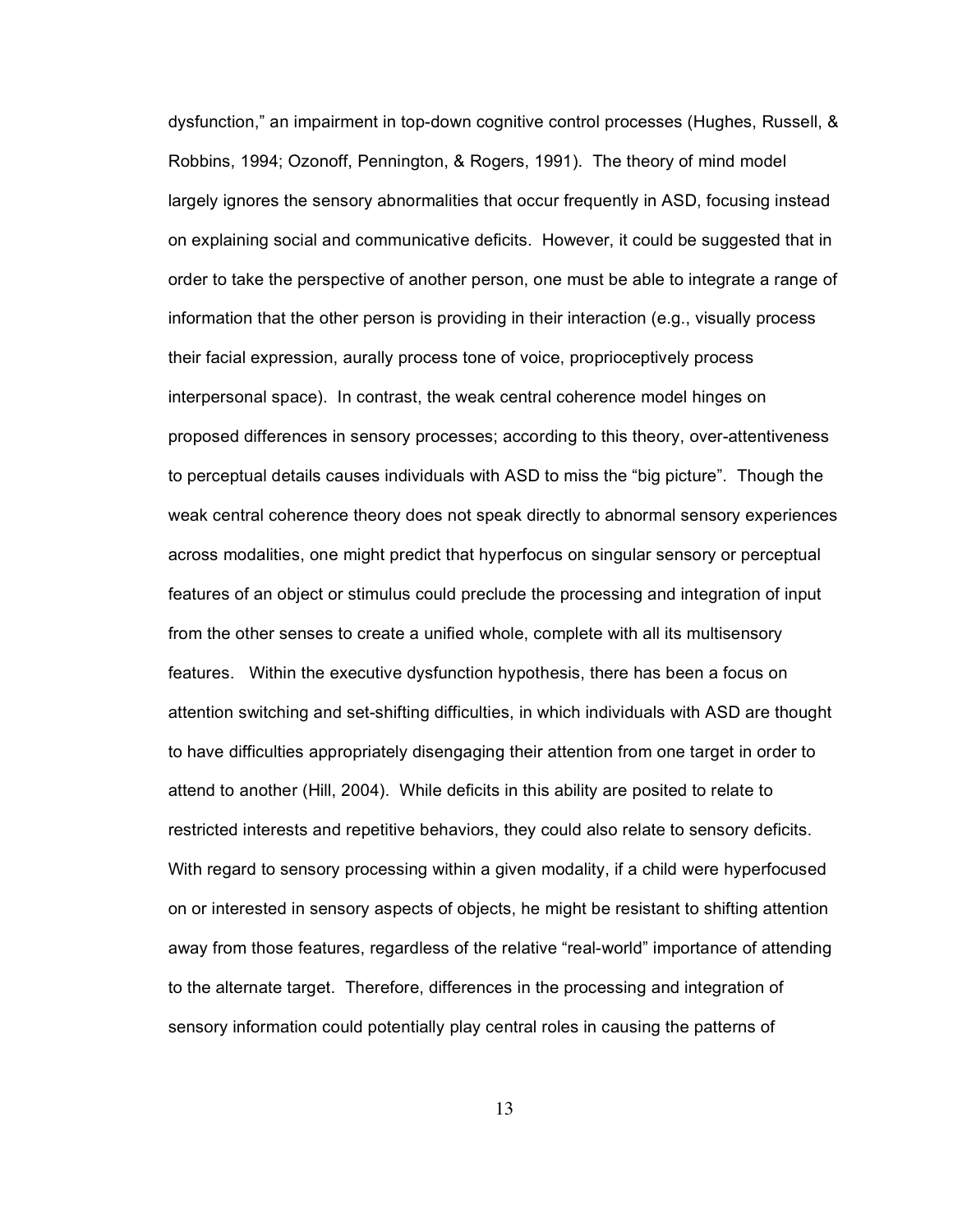dysfunction," an impairment in top-down cognitive control processes (Hughes, Russell, & Robbins, 1994; Ozonoff, Pennington, & Rogers, 1991). The theory of mind model largely ignores the sensory abnormalities that occur frequently in ASD, focusing instead on explaining social and communicative deficits. However, it could be suggested that in order to take the perspective of another person, one must be able to integrate a range of information that the other person is providing in their interaction (e.g., visually process their facial expression, aurally process tone of voice, proprioceptively process interpersonal space). In contrast, the weak central coherence model hinges on proposed differences in sensory processes; according to this theory, over-attentiveness to perceptual details causes individuals with ASD to miss the "big picture". Though the weak central coherence theory does not speak directly to abnormal sensory experiences across modalities, one might predict that hyperfocus on singular sensory or perceptual features of an object or stimulus could preclude the processing and integration of input from the other senses to create a unified whole, complete with all its multisensory features. Within the executive dysfunction hypothesis, there has been a focus on attention switching and set-shifting difficulties, in which individuals with ASD are thought to have difficulties appropriately disengaging their attention from one target in order to attend to another (Hill, 2004). While deficits in this ability are posited to relate to restricted interests and repetitive behaviors, they could also relate to sensory deficits. With regard to sensory processing within a given modality, if a child were hyperfocused on or interested in sensory aspects of objects, he might be resistant to shifting attention away from those features, regardless of the relative "real-world" importance of attending to the alternate target. Therefore, differences in the processing and integration of sensory information could potentially play central roles in causing the patterns of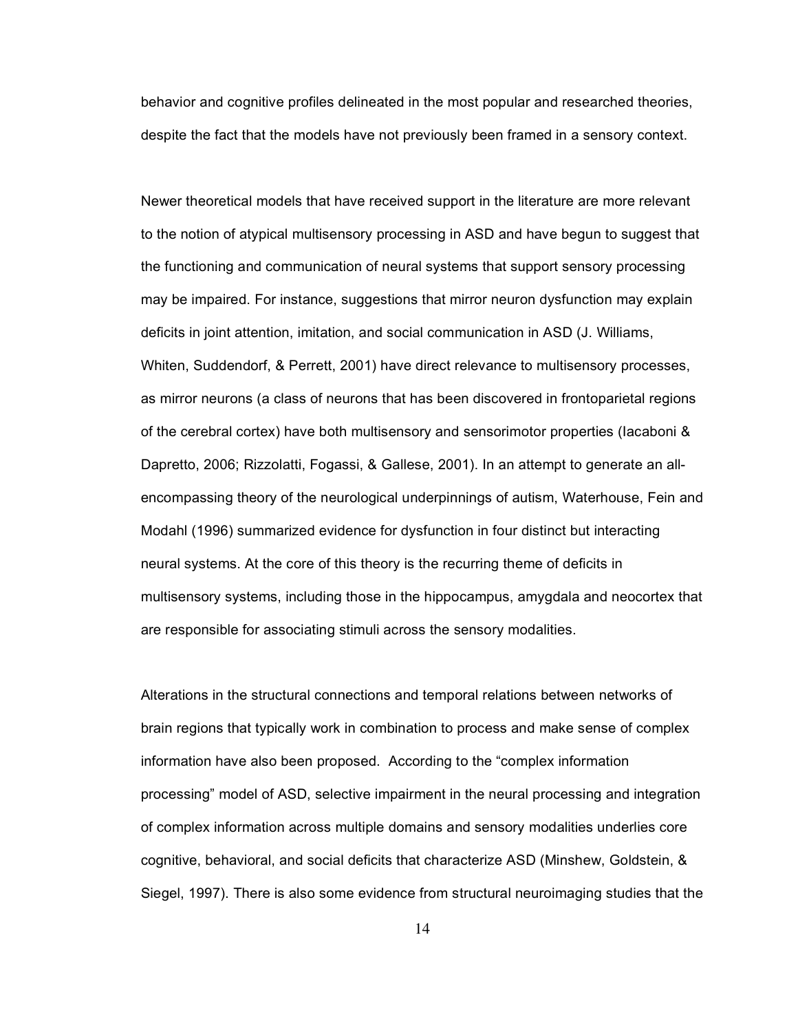behavior and cognitive profiles delineated in the most popular and researched theories, despite the fact that the models have not previously been framed in a sensory context.

Newer theoretical models that have received support in the literature are more relevant to the notion of atypical multisensory processing in ASD and have begun to suggest that the functioning and communication of neural systems that support sensory processing may be impaired. For instance, suggestions that mirror neuron dysfunction may explain deficits in joint attention, imitation, and social communication in ASD (J. Williams, Whiten, Suddendorf, & Perrett, 2001) have direct relevance to multisensory processes, as mirror neurons (a class of neurons that has been discovered in frontoparietal regions of the cerebral cortex) have both multisensory and sensorimotor properties (Iacaboni & Dapretto, 2006; Rizzolatti, Fogassi, & Gallese, 2001). In an attempt to generate an all-encompassing theory of the neurological underpinnings of autism, Waterhouse, Fein and Modahl (1996) summarized evidence for dysfunction in four distinct but interacting neural systems. At the core of this theory is the recurring theme of deficits in multisensory systems, including those in the hippocampus, amygdala and neocortex that are responsible for associating stimuli across the sensory modalities.

Alterations in the structural connections and temporal relations between networks of brain regions that typically work in combination to process and make sense of complex information have also been proposed. According to the "complex information processing" model of ASD, selective impairment in the neural processing and integration of complex information across multiple domains and sensory modalities underlies core cognitive, behavioral, and social deficits that characterize ASD (Minshew, Goldstein, & Siegel, 1997). There is also some evidence from structural neuroimaging studies that the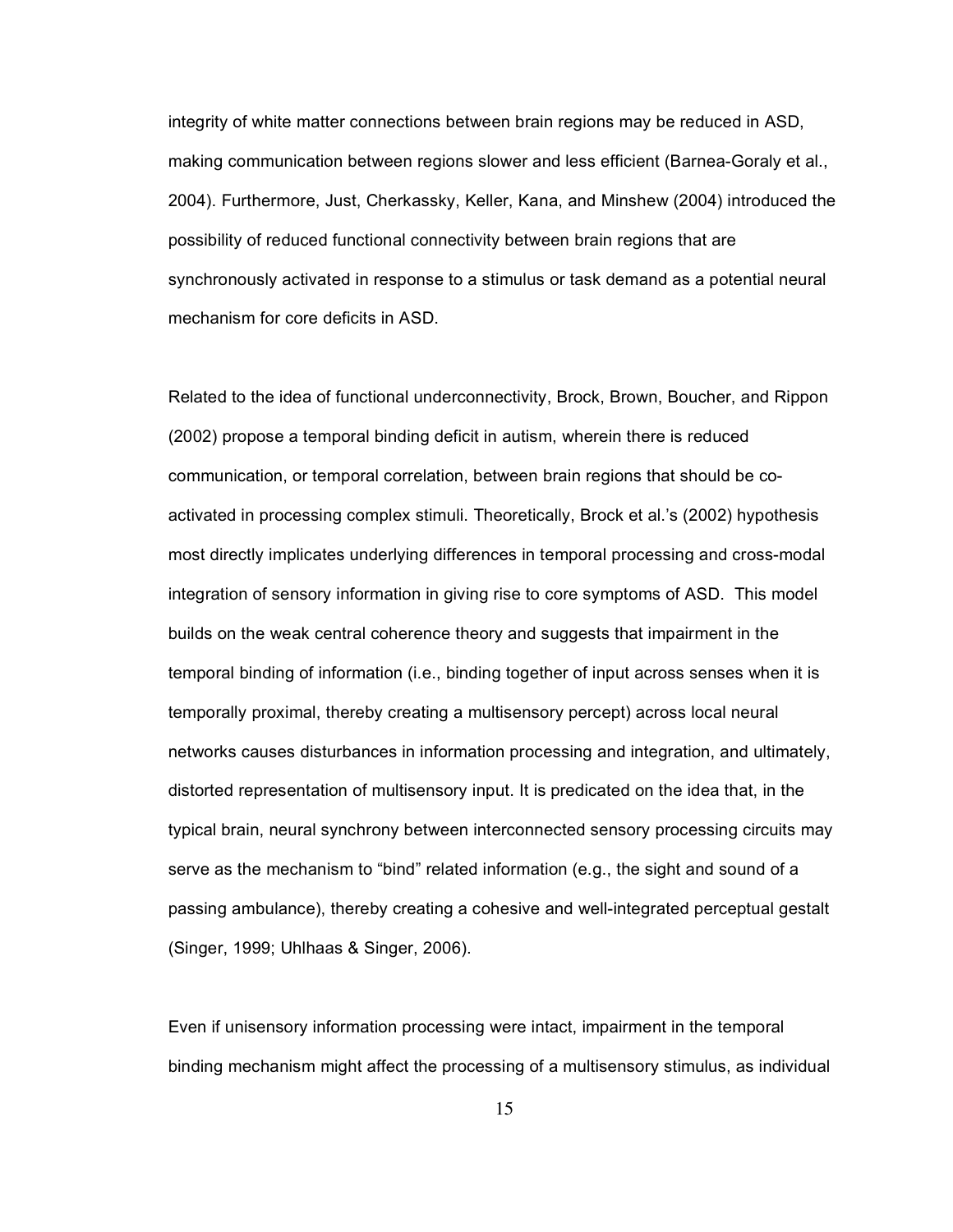integrity of white matter connections between brain regions may be reduced in ASD, making communication between regions slower and less efficient (Barnea-Goraly et al., 2004). Furthermore, Just, Cherkassky, Keller, Kana, and Minshew (2004) introduced the possibility of reduced functional connectivity between brain regions that are synchronously activated in response to a stimulus or task demand as a potential neural mechanism for core deficits in ASD.

Related to the idea of functional underconnectivity, Brock, Brown, Boucher, and Rippon (2002) propose a temporal binding deficit in autism, wherein there is reduced communication, or temporal correlation, between brain regions that should be co-activated in processing complex stimuli. Theoretically, Brock et al.'s (2002) hypothesis most directly implicates underlying differences in temporal processing and cross-modal integration of sensory information in giving rise to core symptoms of ASD. This model builds on the weak central coherence theory and suggests that impairment in the temporal binding of information (i.e., binding together of input across senses when it is temporally proximal, thereby creating a multisensory percept) across local neural networks causes disturbances in information processing and integration, and ultimately, distorted representation of multisensory input. It is predicated on the idea that, in the typical brain, neural synchrony between interconnected sensory processing circuits may serve as the mechanism to "bind" related information (e.g., the sight and sound of a passing ambulance), thereby creating a cohesive and well-integrated perceptual gestalt (Singer, 1999; Uhlhaas & Singer, 2006).

Even if unisensory information processing were intact, impairment in the temporal binding mechanism might affect the processing of a multisensory stimulus, as individual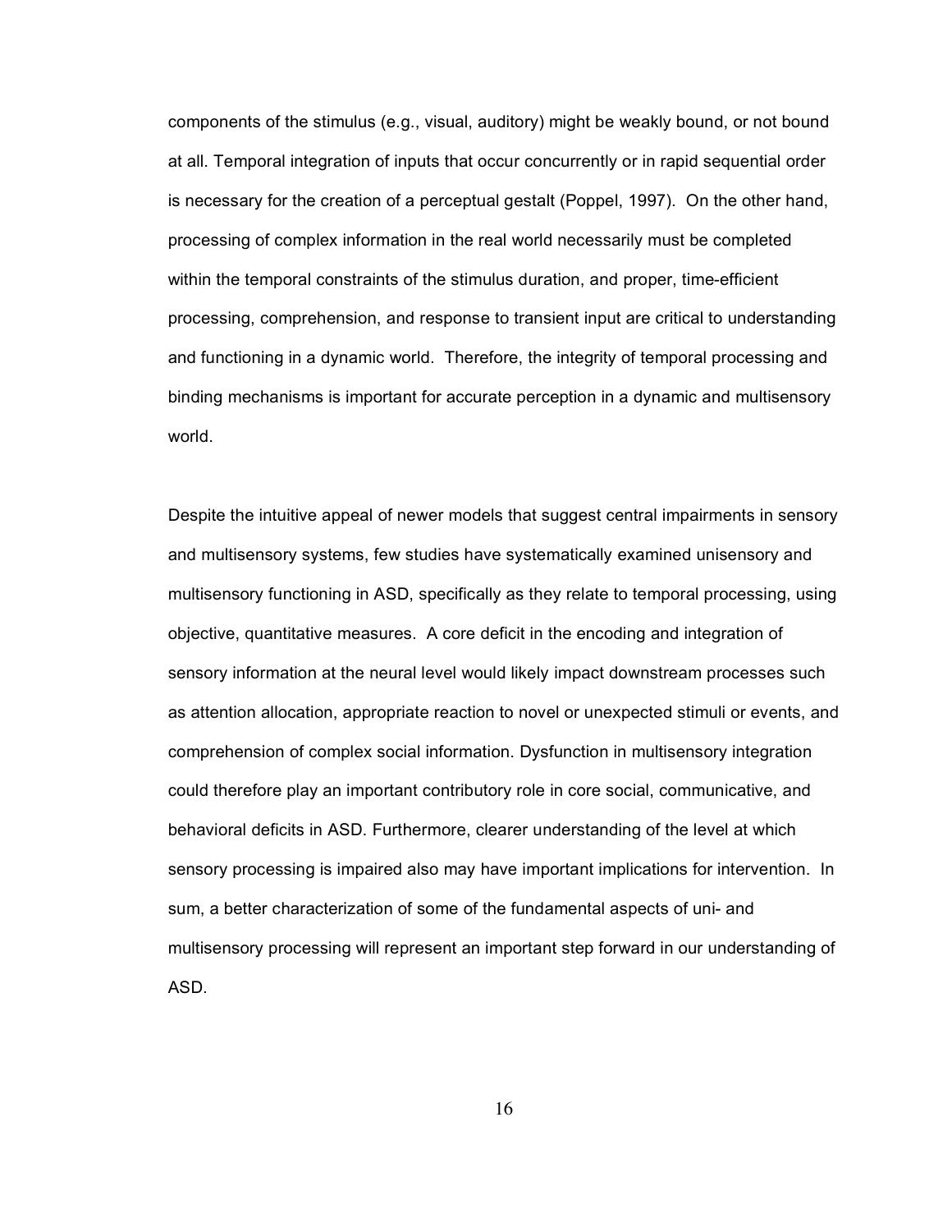components of the stimulus (e.g., visual, auditory) might be weakly bound, or not bound at all. Temporal integration of inputs that occur concurrently or in rapid sequential order is necessary for the creation of a perceptual gestalt (Poppel, 1997). On the other hand, processing of complex information in the real world necessarily must be completed within the temporal constraints of the stimulus duration, and proper, time-efficient processing, comprehension, and response to transient input are critical to understanding and functioning in a dynamic world. Therefore, the integrity of temporal processing and binding mechanisms is important for accurate perception in a dynamic and multisensory world.

Despite the intuitive appeal of newer models that suggest central impairments in sensory and multisensory systems, few studies have systematically examined unisensory and multisensory functioning in ASD, specifically as they relate to temporal processing, using objective, quantitative measures. A core deficit in the encoding and integration of sensory information at the neural level would likely impact downstream processes such as attention allocation, appropriate reaction to novel or unexpected stimuli or events, and comprehension of complex social information. Dysfunction in multisensory integration could therefore play an important contributory role in core social, communicative, and behavioral deficits in ASD. Furthermore, clearer understanding of the level at which sensory processing is impaired also may have important implications for intervention. In sum, a better characterization of some of the fundamental aspects of uni- and multisensory processing will represent an important step forward in our understanding of ASD.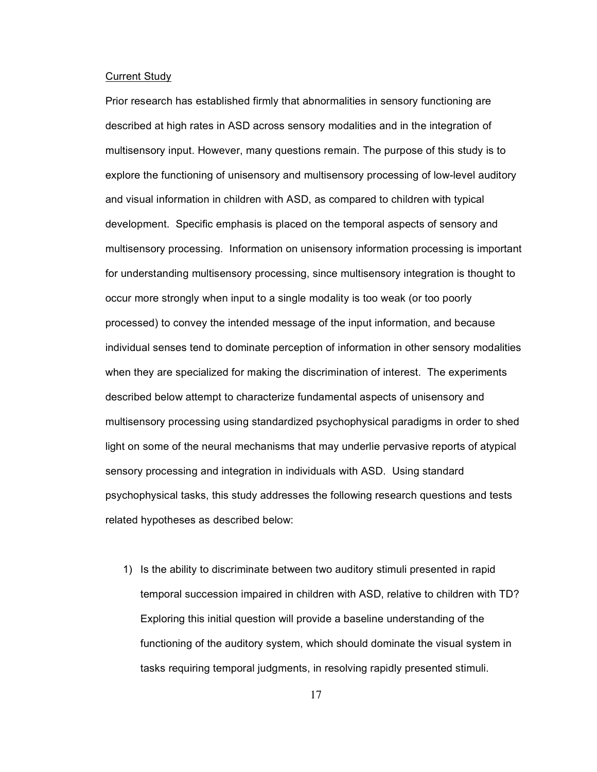## Current Study

Prior research has established firmly that abnormalities in sensory functioning are described at high rates in ASD across sensory modalities and in the integration of multisensory input. However, many questions remain. The purpose of this study is to explore the functioning of unisensory and multisensory processing of low-level auditory and visual information in children with ASD, as compared to children with typical development. Specific emphasis is placed on the temporal aspects of sensory and multisensory processing. Information on unisensory information processing is important for understanding multisensory processing, since multisensory integration is thought to occur more strongly when input to a single modality is too weak (or too poorly processed) to convey the intended message of the input information, and because individual senses tend to dominate perception of information in other sensory modalities when they are specialized for making the discrimination of interest. The experiments described below attempt to characterize fundamental aspects of unisensory and multisensory processing using standardized psychophysical paradigms in order to shed light on some of the neural mechanisms that may underlie pervasive reports of atypical sensory processing and integration in individuals with ASD. Using standard psychophysical tasks, this study addresses the following research questions and tests related hypotheses as described below:

1) Is the ability to discriminate between two auditory stimuli presented in rapid temporal succession impaired in children with ASD, relative to children with TD? Exploring this initial question will provide a baseline understanding of the functioning of the auditory system, which should dominate the visual system in tasks requiring temporal judgments, in resolving rapidly presented stimuli.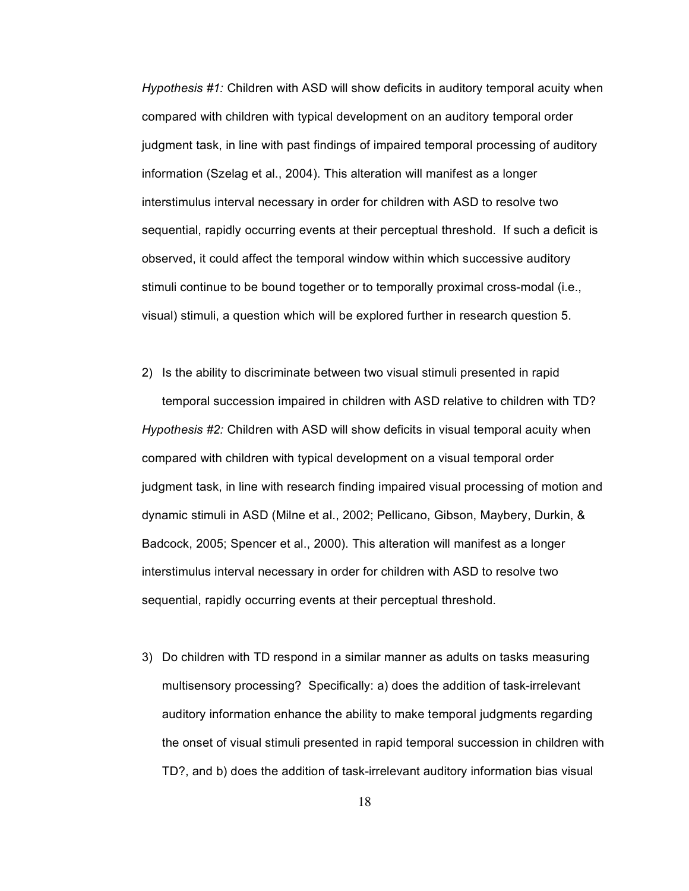*Hypothesis #1:* Children with ASD will show deficits in auditory temporal acuity when compared with children with typical development on an auditory temporal order judgment task, in line with past findings of impaired temporal processing of auditory information (Szelag et al., 2004). This alteration will manifest as a longer interstimulus interval necessary in order for children with ASD to resolve two sequential, rapidly occurring events at their perceptual threshold. If such a deficit is observed, it could affect the temporal window within which successive auditory stimuli continue to be bound together or to temporally proximal cross-modal (i.e., visual) stimuli, a question which will be explored further in research question 5.

2) Is the ability to discriminate between two visual stimuli presented in rapid temporal succession impaired in children with ASD relative to children with TD?

*Hypothesis #2:* Children with ASD will show deficits in visual temporal acuity when compared with children with typical development on a visual temporal order judgment task, in line with research finding impaired visual processing of motion and dynamic stimuli in ASD (Milne et al., 2002; Pellicano, Gibson, Maybery, Durkin, & Badcock, 2005; Spencer et al., 2000). This alteration will manifest as a longer interstimulus interval necessary in order for children with ASD to resolve two sequential, rapidly occurring events at their perceptual threshold.

3) Do children with TD respond in a similar manner as adults on tasks measuring multisensory processing? Specifically: a) does the addition of task-irrelevant auditory information enhance the ability to make temporal judgments regarding the onset of visual stimuli presented in rapid temporal succession in children with TD?, and b) does the addition of task-irrelevant auditory information bias visual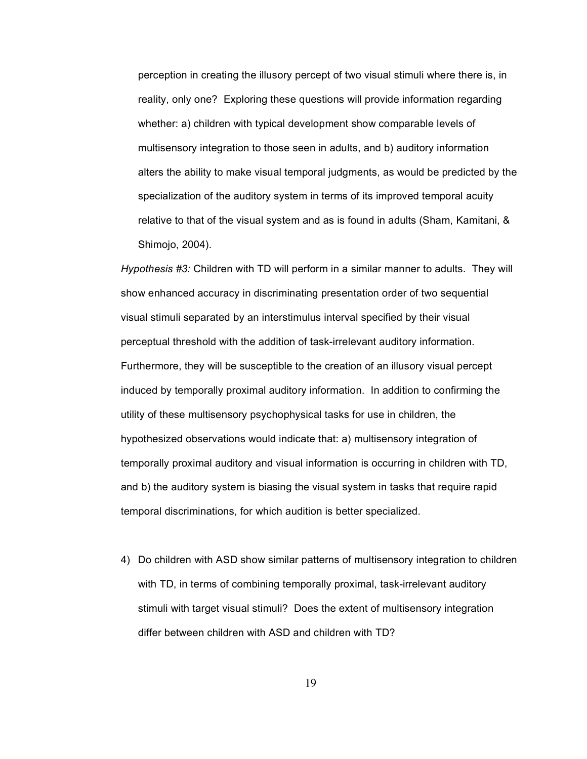perception in creating the illusory percept of two visual stimuli where there is, in reality, only one? Exploring these questions will provide information regarding whether: a) children with typical development show comparable levels of multisensory integration to those seen in adults, and b) auditory information alters the ability to make visual temporal judgments, as would be predicted by the specialization of the auditory system in terms of its improved temporal acuity relative to that of the visual system and as is found in adults (Sham, Kamitani, & Shimojo, 2004).

*Hypothesis #3:* Children with TD will perform in a similar manner to adults. They will show enhanced accuracy in discriminating presentation order of two sequential visual stimuli separated by an interstimulus interval specified by their visual perceptual threshold with the addition of task-irrelevant auditory information. Furthermore, they will be susceptible to the creation of an illusory visual percept induced by temporally proximal auditory information. In addition to confirming the utility of these multisensory psychophysical tasks for use in children, the hypothesized observations would indicate that: a) multisensory integration of temporally proximal auditory and visual information is occurring in children with TD, and b) the auditory system is biasing the visual system in tasks that require rapid temporal discriminations, for which audition is better specialized.

4) Do children with ASD show similar patterns of multisensory integration to children with TD, in terms of combining temporally proximal, task-irrelevant auditory stimuli with target visual stimuli? Does the extent of multisensory integration differ between children with ASD and children with TD?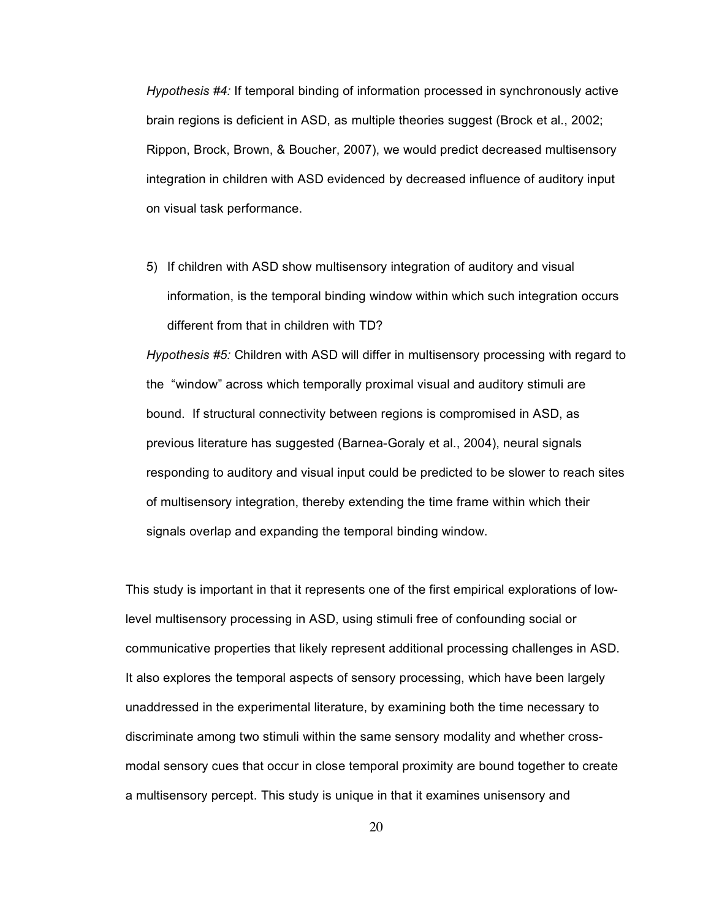*Hypothesis #4:* If temporal binding of information processed in synchronously active brain regions is deficient in ASD, as multiple theories suggest (Brock et al., 2002; Rippon, Brock, Brown, & Boucher, 2007), we would predict decreased multisensory integration in children with ASD evidenced by decreased influence of auditory input on visual task performance.

5) If children with ASD show multisensory integration of auditory and visual information, is the temporal binding window within which such integration occurs different from that in children with TD?

*Hypothesis #5:* Children with ASD will differ in multisensory processing with regard to the "window" across which temporally proximal visual and auditory stimuli are bound. If structural connectivity between regions is compromised in ASD, as previous literature has suggested (Barnea-Goraly et al., 2004), neural signals responding to auditory and visual input could be predicted to be slower to reach sites of multisensory integration, thereby extending the time frame within which their signals overlap and expanding the temporal binding window.

This study is important in that it represents one of the first empirical explorations of low-level multisensory processing in ASD, using stimuli free of confounding social or communicative properties that likely represent additional processing challenges in ASD. It also explores the temporal aspects of sensory processing, which have been largely unaddressed in the experimental literature, by examining both the time necessary to discriminate among two stimuli within the same sensory modality and whether cross-modal sensory cues that occur in close temporal proximity are bound together to create a multisensory percept. This study is unique in that it examines unisensory and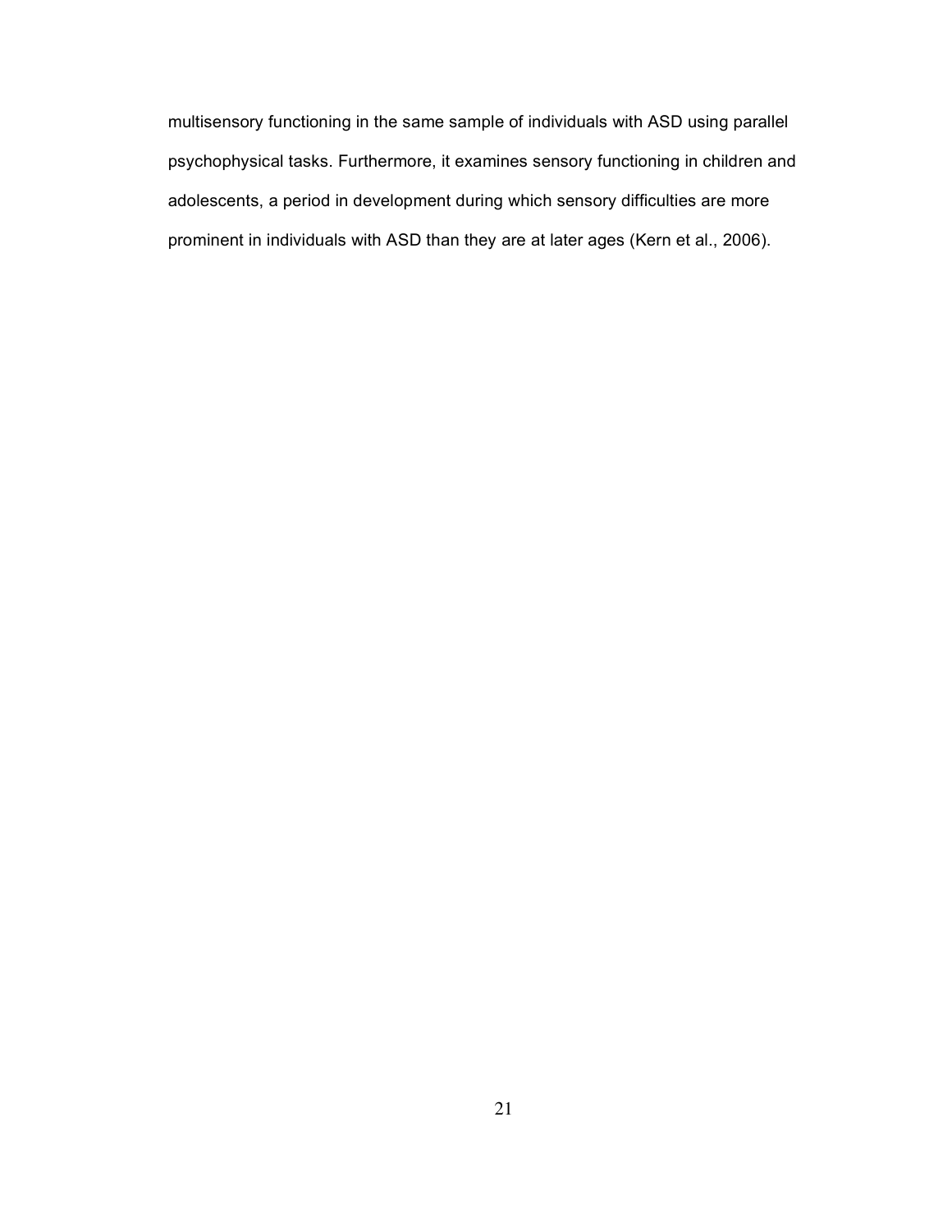multisensory functioning in the same sample of individuals with ASD using parallel psychophysical tasks. Furthermore, it examines sensory functioning in children and adolescents, a period in development during which sensory difficulties are more prominent in individuals with ASD than they are at later ages (Kern et al., 2006).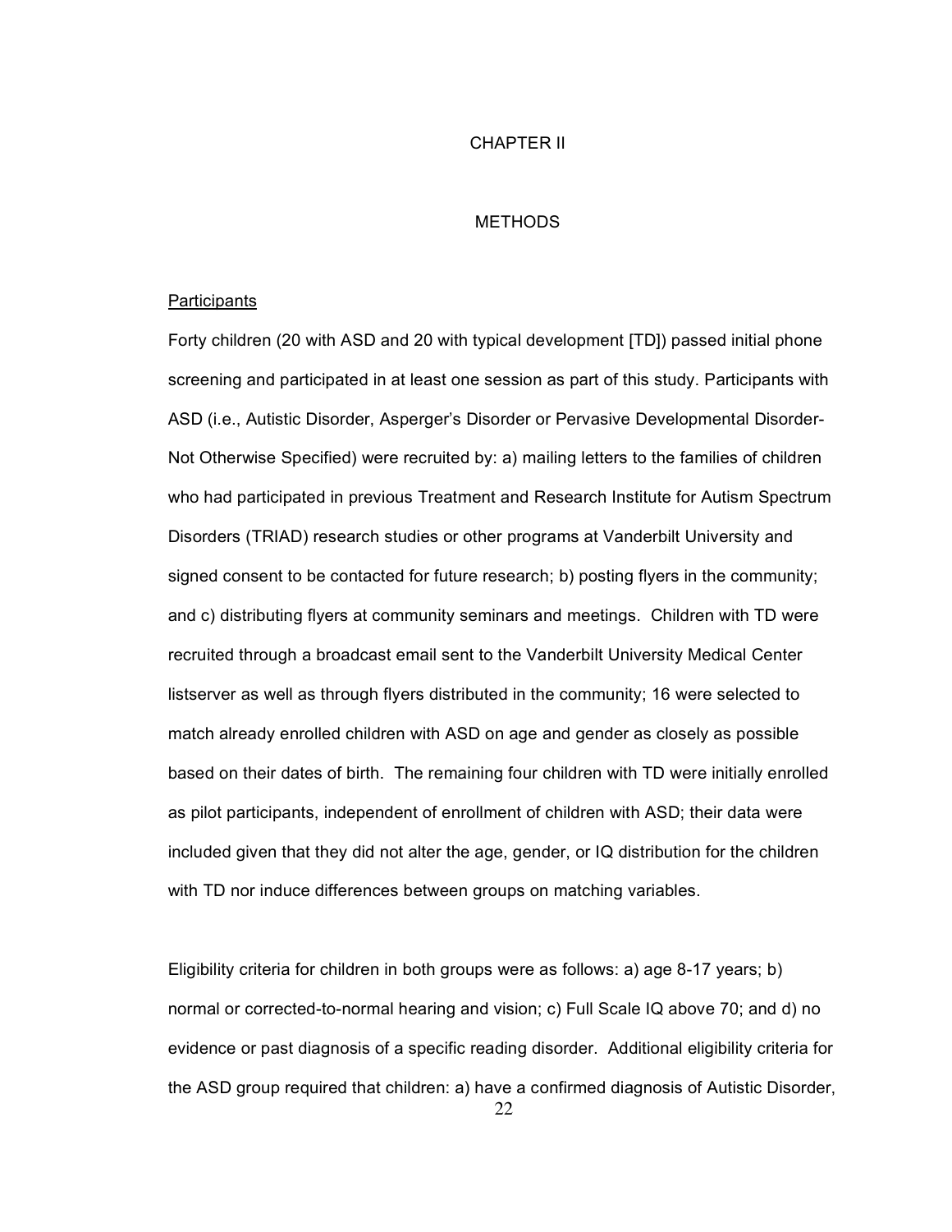# CHAPTER II

# METHODS

## Participants

Forty children (20 with ASD and 20 with typical development [TD]) passed initial phone screening and participated in at least one session as part of this study. Participants with ASD (i.e., Autistic Disorder, Asperger's Disorder or Pervasive Developmental Disorder-Not Otherwise Specified) were recruited by: a) mailing letters to the families of children who had participated in previous Treatment and Research Institute for Autism Spectrum Disorders (TRIAD) research studies or other programs at Vanderbilt University and signed consent to be contacted for future research; b) posting flyers in the community; and c) distributing flyers at community seminars and meetings. Children with TD were recruited through a broadcast email sent to the Vanderbilt University Medical Center listserver as well as through flyers distributed in the community; 16 were selected to match already enrolled children with ASD on age and gender as closely as possible based on their dates of birth. The remaining four children with TD were initially enrolled as pilot participants, independent of enrollment of children with ASD; their data were included given that they did not alter the age, gender, or IQ distribution for the children with TD nor induce differences between groups on matching variables.

Eligibility criteria for children in both groups were as follows: a) age 8-17 years; b) normal or corrected-to-normal hearing and vision; c) Full Scale IQ above 70; and d) no evidence or past diagnosis of a specific reading disorder. Additional eligibility criteria for the ASD group required that children: a) have a confirmed diagnosis of Autistic Disorder,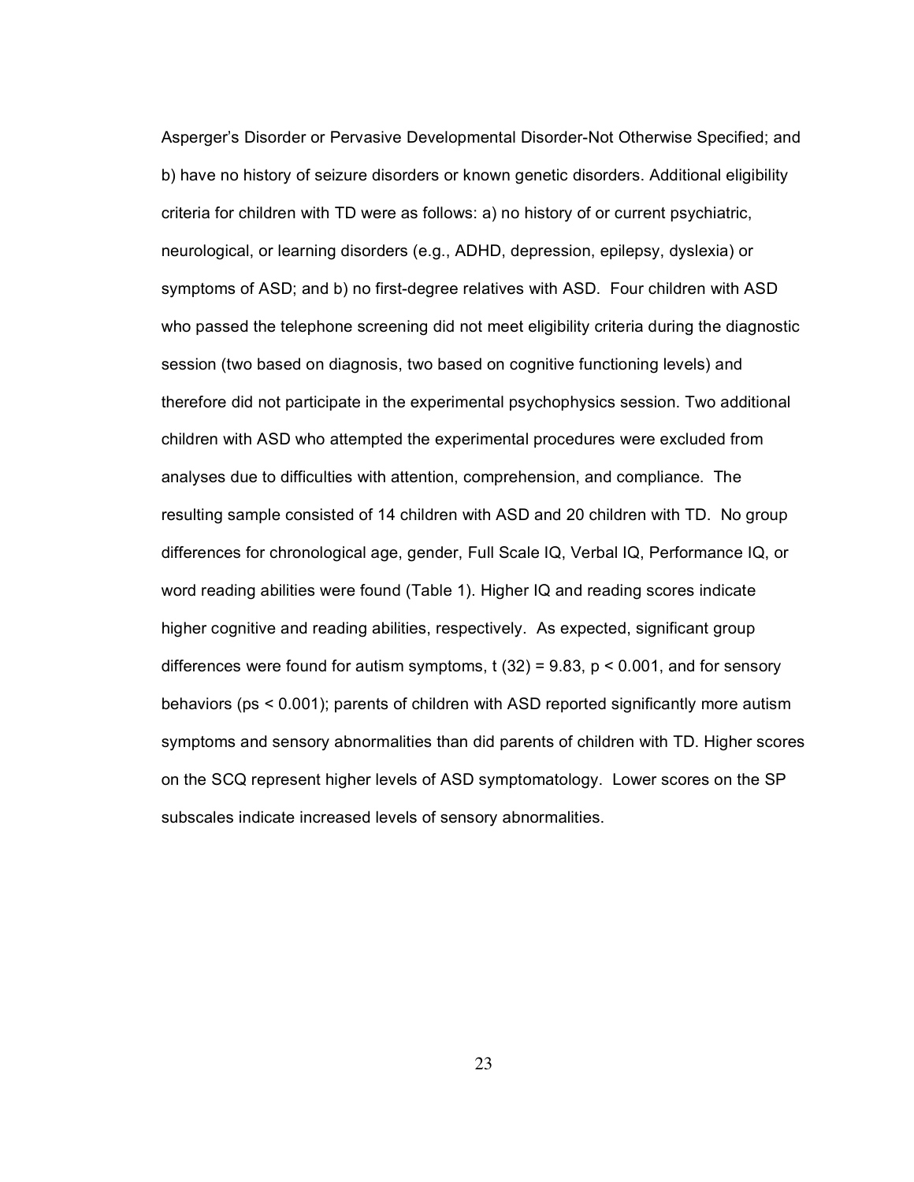Asperger's Disorder or Pervasive Developmental Disorder-Not Otherwise Specified; and b) have no history of seizure disorders or known genetic disorders. Additional eligibility criteria for children with TD were as follows: a) no history of or current psychiatric, neurological, or learning disorders (e.g., ADHD, depression, epilepsy, dyslexia) or symptoms of ASD; and b) no first-degree relatives with ASD. Four children with ASD who passed the telephone screening did not meet eligibility criteria during the diagnostic session (two based on diagnosis, two based on cognitive functioning levels) and therefore did not participate in the experimental psychophysics session. Two additional children with ASD who attempted the experimental procedures were excluded from analyses due to difficulties with attention, comprehension, and compliance. The resulting sample consisted of 14 children with ASD and 20 children with TD. No group differences for chronological age, gender, Full Scale IQ, Verbal IQ, Performance IQ, or word reading abilities were found (Table 1). Higher IQ and reading scores indicate higher cognitive and reading abilities, respectively. As expected, significant group differences were found for autism symptoms, $t(32) = 9.83$, $p < 0.001$, and for sensory behaviors ($ps < 0.001$); parents of children with ASD reported significantly more autism symptoms and sensory abnormalities than did parents of children with TD. Higher scores on the SCQ represent higher levels of ASD symptomatology. Lower scores on the SP subscales indicate increased levels of sensory abnormalities.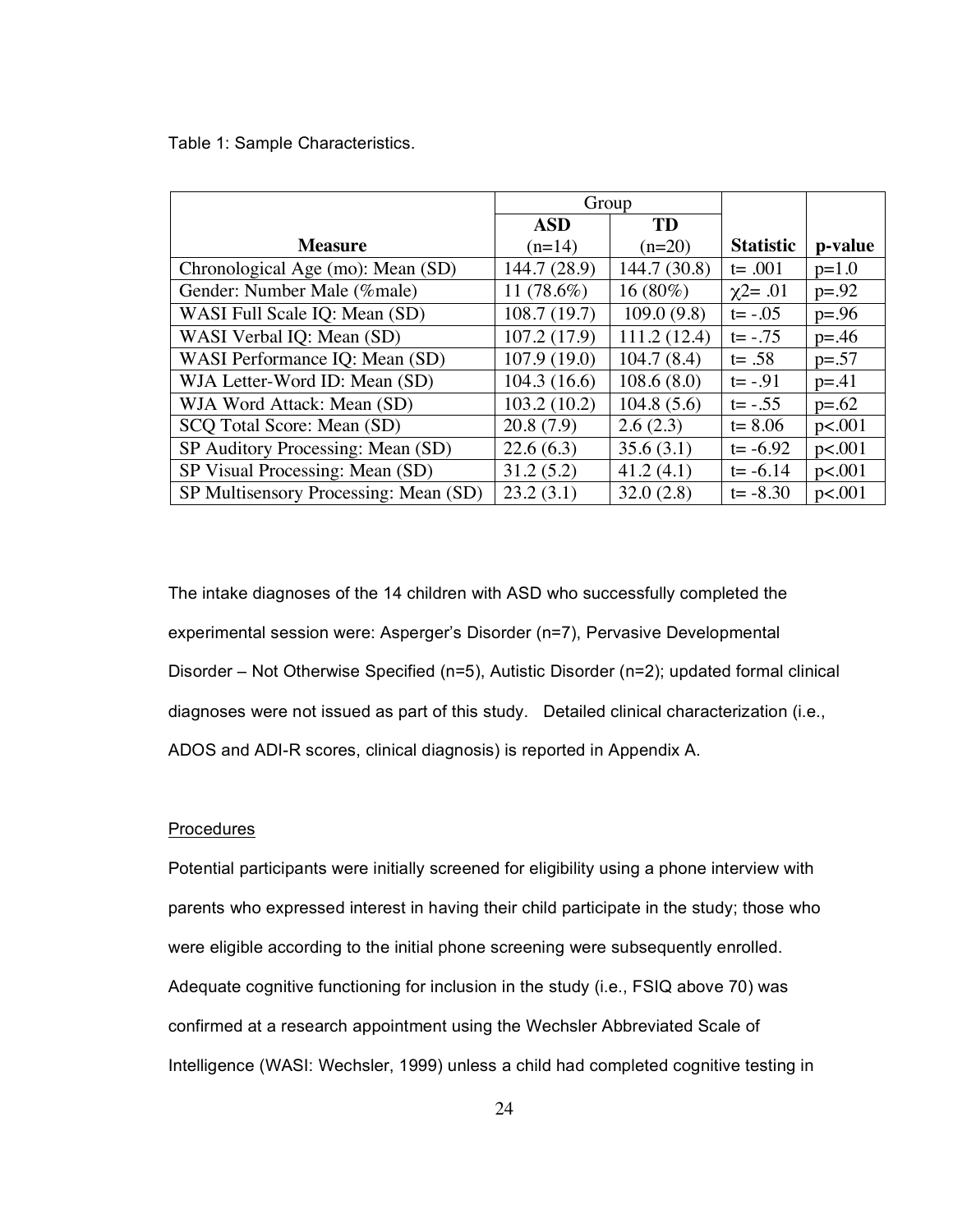Table 1: Sample Characteristics.

| Measure | Group | | Statistic | p-value |
|---|---|---|---|---|
| | **ASD** (n=14) | **TD** (n=20) | | |
| Chronological Age (mo): Mean (SD) | 144.7 (28.9) | 144.7 (30.8) | t= .001 | p=1.0 |
| Gender: Number Male (%male) | 11 (78.6%) | 16 (80%) | $\chi$2= .01 | p=.92 |
| WASI Full Scale IQ: Mean (SD) | 108.7 (19.7) | 109.0 (9.8) | t= -.05 | p=.96 |
| WASI Verbal IQ: Mean (SD) | 107.2 (17.9) | 111.2 (12.4) | t= -.75 | p=.46 |
| WASI Performance IQ: Mean (SD) | 107.9 (19.0) | 104.7 (8.4) | t= .58 | p=.57 |
| WJA Letter-Word ID: Mean (SD) | 104.3 (16.6) | 108.6 (8.0) | t= -.91 | p=.41 |
| WJA Word Attack: Mean (SD) | 103.2 (10.2) | 104.8 (5.6) | t= -.55 | p=.62 |
| SCQ Total Score: Mean (SD) | 20.8 (7.9) | 2.6 (2.3) | t= 8.06 | p<.001 |
| SP Auditory Processing: Mean (SD) | 22.6 (6.3) | 35.6 (3.1) | t= -6.92 | p<.001 |
| SP Visual Processing: Mean (SD) | 31.2 (5.2) | 41.2 (4.1) | t= -6.14 | p<.001 |
| SP Multisensory Processing: Mean (SD) | 23.2 (3.1) | 32.0 (2.8) | t= -8.30 | p<.001 |

The intake diagnoses of the 14 children with ASD who successfully completed the experimental session were: Asperger's Disorder (n=7), Pervasive Developmental Disorder – Not Otherwise Specified (n=5), Autistic Disorder (n=2); updated formal clinical diagnoses were not issued as part of this study. Detailed clinical characterization (i.e., ADOS and ADI-R scores, clinical diagnosis) is reported in Appendix A.

Procedures

Potential participants were initially screened for eligibility using a phone interview with parents who expressed interest in having their child participate in the study; those who were eligible according to the initial phone screening were subsequently enrolled. Adequate cognitive functioning for inclusion in the study (i.e., FSIQ above 70) was confirmed at a research appointment using the Wechsler Abbreviated Scale of Intelligence (WASI: Wechsler, 1999) unless a child had completed cognitive testing in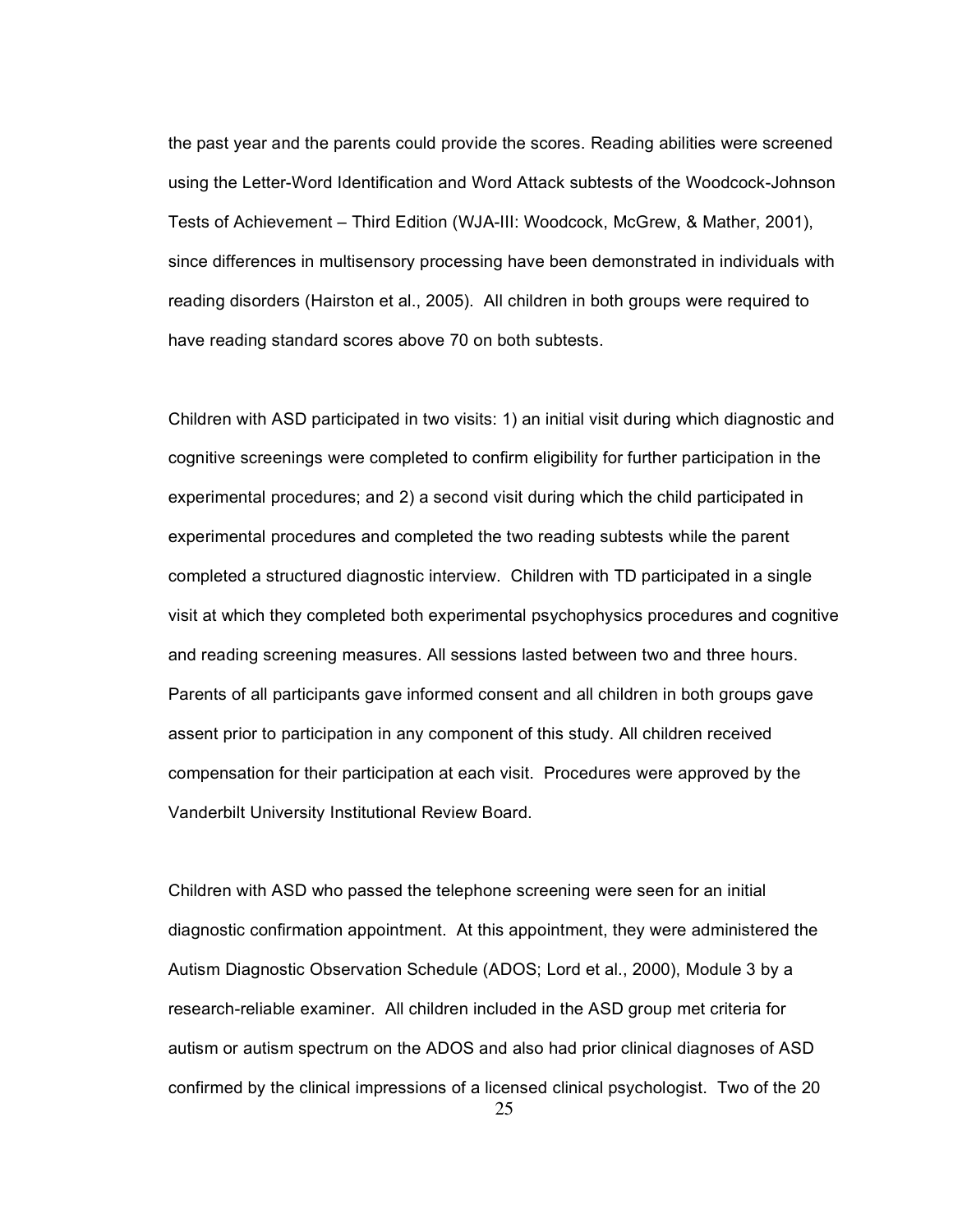the past year and the parents could provide the scores. Reading abilities were screened using the Letter-Word Identification and Word Attack subtests of the Woodcock-Johnson Tests of Achievement – Third Edition (WJA-III: Woodcock, McGrew, & Mather, 2001), since differences in multisensory processing have been demonstrated in individuals with reading disorders (Hairston et al., 2005). All children in both groups were required to have reading standard scores above 70 on both subtests.

Children with ASD participated in two visits: 1) an initial visit during which diagnostic and cognitive screenings were completed to confirm eligibility for further participation in the experimental procedures; and 2) a second visit during which the child participated in experimental procedures and completed the two reading subtests while the parent completed a structured diagnostic interview. Children with TD participated in a single visit at which they completed both experimental psychophysics procedures and cognitive and reading screening measures. All sessions lasted between two and three hours. Parents of all participants gave informed consent and all children in both groups gave assent prior to participation in any component of this study. All children received compensation for their participation at each visit. Procedures were approved by the Vanderbilt University Institutional Review Board.

Children with ASD who passed the telephone screening were seen for an initial diagnostic confirmation appointment. At this appointment, they were administered the Autism Diagnostic Observation Schedule (ADOS; Lord et al., 2000), Module 3 by a research-reliable examiner. All children included in the ASD group met criteria for autism or autism spectrum on the ADOS and also had prior clinical diagnoses of ASD confirmed by the clinical impressions of a licensed clinical psychologist. Two of the 20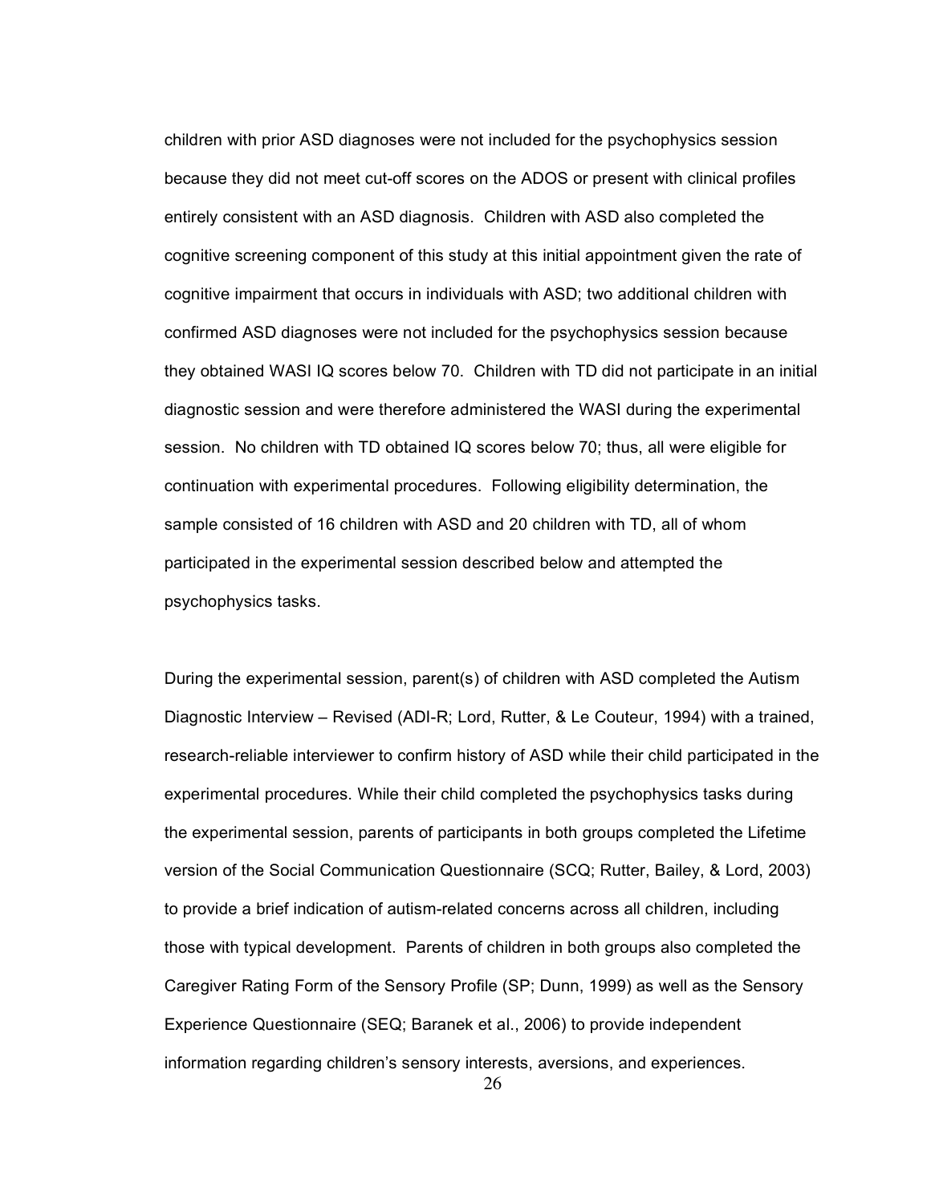children with prior ASD diagnoses were not included for the psychophysics session because they did not meet cut-off scores on the ADOS or present with clinical profiles entirely consistent with an ASD diagnosis. Children with ASD also completed the cognitive screening component of this study at this initial appointment given the rate of cognitive impairment that occurs in individuals with ASD; two additional children with confirmed ASD diagnoses were not included for the psychophysics session because they obtained WASI IQ scores below 70. Children with TD did not participate in an initial diagnostic session and were therefore administered the WASI during the experimental session. No children with TD obtained IQ scores below 70; thus, all were eligible for continuation with experimental procedures. Following eligibility determination, the sample consisted of 16 children with ASD and 20 children with TD, all of whom participated in the experimental session described below and attempted the psychophysics tasks.

During the experimental session, parent(s) of children with ASD completed the Autism Diagnostic Interview – Revised (ADI-R; Lord, Rutter, & Le Couteur, 1994) with a trained, research-reliable interviewer to confirm history of ASD while their child participated in the experimental procedures. While their child completed the psychophysics tasks during the experimental session, parents of participants in both groups completed the Lifetime version of the Social Communication Questionnaire (SCQ; Rutter, Bailey, & Lord, 2003) to provide a brief indication of autism-related concerns across all children, including those with typical development. Parents of children in both groups also completed the Caregiver Rating Form of the Sensory Profile (SP; Dunn, 1999) as well as the Sensory Experience Questionnaire (SEQ; Baranek et al., 2006) to provide independent information regarding children's sensory interests, aversions, and experiences.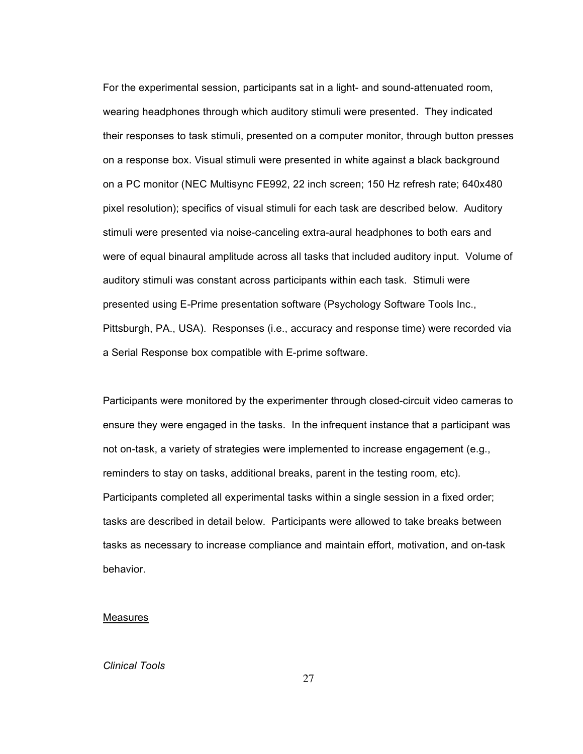For the experimental session, participants sat in a light- and sound-attenuated room, wearing headphones through which auditory stimuli were presented. They indicated their responses to task stimuli, presented on a computer monitor, through button presses on a response box. Visual stimuli were presented in white against a black background on a PC monitor (NEC Multisync FE992, 22 inch screen; 150 Hz refresh rate; 640x480 pixel resolution); specifics of visual stimuli for each task are described below. Auditory stimuli were presented via noise-canceling extra-aural headphones to both ears and were of equal binaural amplitude across all tasks that included auditory input. Volume of auditory stimuli was constant across participants within each task. Stimuli were presented using E-Prime presentation software (Psychology Software Tools Inc., Pittsburgh, PA., USA). Responses (i.e., accuracy and response time) were recorded via a Serial Response box compatible with E-prime software.

Participants were monitored by the experimenter through closed-circuit video cameras to ensure they were engaged in the tasks. In the infrequent instance that a participant was not on-task, a variety of strategies were implemented to increase engagement (e.g., reminders to stay on tasks, additional breaks, parent in the testing room, etc). Participants completed all experimental tasks within a single session in a fixed order; tasks are described in detail below. Participants were allowed to take breaks between tasks as necessary to increase compliance and maintain effort, motivation, and on-task behavior.

## Measures

### *Clinical Tools*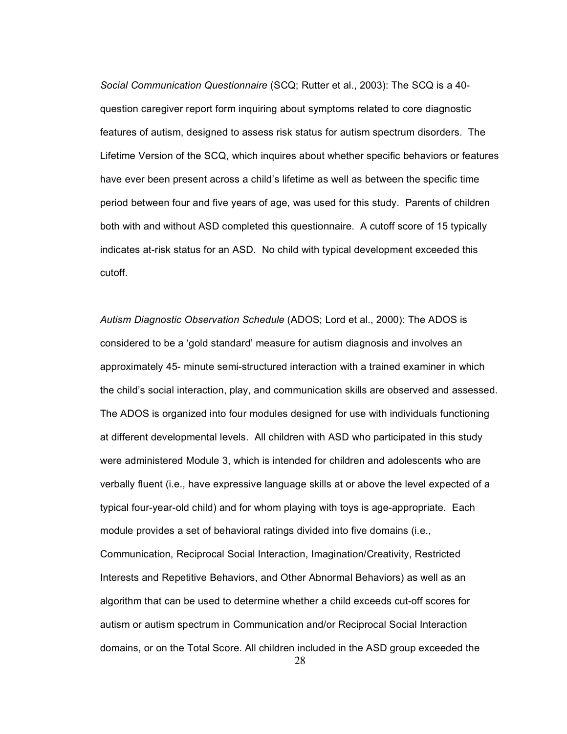*Social Communication Questionnaire* (SCQ; Rutter et al., 2003): The SCQ is a 40-question caregiver report form inquiring about symptoms related to core diagnostic features of autism, designed to assess risk status for autism spectrum disorders. The Lifetime Version of the SCQ, which inquires about whether specific behaviors or features have ever been present across a child's lifetime as well as between the specific time period between four and five years of age, was used for this study. Parents of children both with and without ASD completed this questionnaire. A cutoff score of 15 typically indicates at-risk status for an ASD. No child with typical development exceeded this cutoff.

*Autism Diagnostic Observation Schedule* (ADOS; Lord et al., 2000): The ADOS is considered to be a 'gold standard' measure for autism diagnosis and involves an approximately 45- minute semi-structured interaction with a trained examiner in which the child's social interaction, play, and communication skills are observed and assessed. The ADOS is organized into four modules designed for use with individuals functioning at different developmental levels. All children with ASD who participated in this study were administered Module 3, which is intended for children and adolescents who are verbally fluent (i.e., have expressive language skills at or above the level expected of a typical four-year-old child) and for whom playing with toys is age-appropriate. Each module provides a set of behavioral ratings divided into five domains (i.e., Communication, Reciprocal Social Interaction, Imagination/Creativity, Restricted Interests and Repetitive Behaviors, and Other Abnormal Behaviors) as well as an algorithm that can be used to determine whether a child exceeds cut-off scores for autism or autism spectrum in Communication and/or Reciprocal Social Interaction domains, or on the Total Score. All children included in the ASD group exceeded the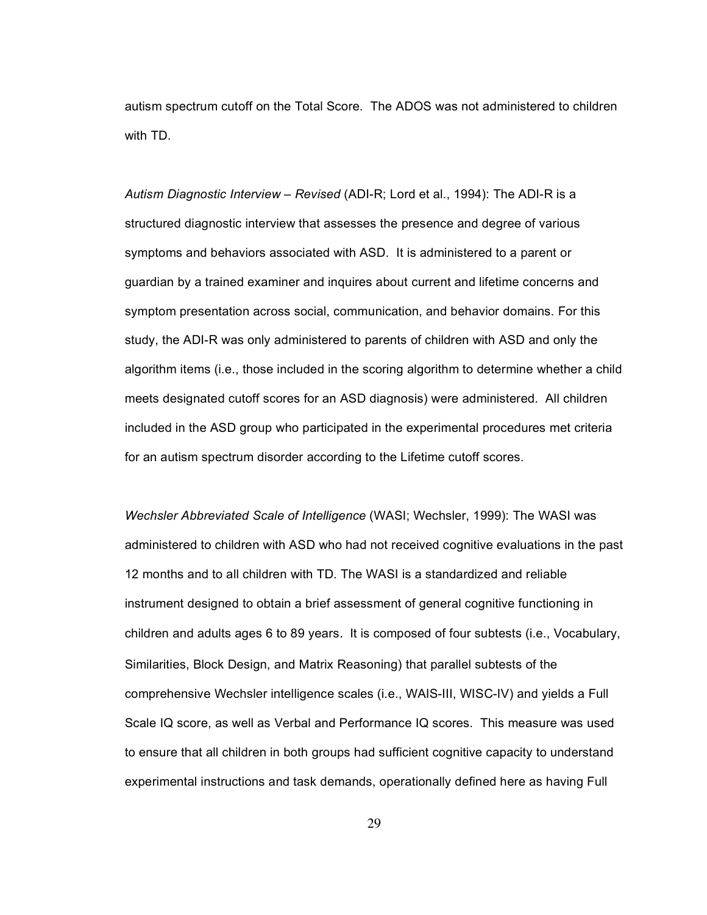autism spectrum cutoff on the Total Score. The ADOS was not administered to children with TD.

*Autism Diagnostic Interview – Revised* (ADI-R; Lord et al., 1994): The ADI-R is a structured diagnostic interview that assesses the presence and degree of various symptoms and behaviors associated with ASD. It is administered to a parent or guardian by a trained examiner and inquires about current and lifetime concerns and symptom presentation across social, communication, and behavior domains. For this study, the ADI-R was only administered to parents of children with ASD and only the algorithm items (i.e., those included in the scoring algorithm to determine whether a child meets designated cutoff scores for an ASD diagnosis) were administered. All children included in the ASD group who participated in the experimental procedures met criteria for an autism spectrum disorder according to the Lifetime cutoff scores.

*Wechsler Abbreviated Scale of Intelligence* (WASI; Wechsler, 1999): The WASI was administered to children with ASD who had not received cognitive evaluations in the past 12 months and to all children with TD. The WASI is a standardized and reliable instrument designed to obtain a brief assessment of general cognitive functioning in children and adults ages 6 to 89 years. It is composed of four subtests (i.e., Vocabulary, Similarities, Block Design, and Matrix Reasoning) that parallel subtests of the comprehensive Wechsler intelligence scales (i.e., WAIS-III, WISC-IV) and yields a Full Scale IQ score, as well as Verbal and Performance IQ scores. This measure was used to ensure that all children in both groups had sufficient cognitive capacity to understand experimental instructions and task demands, operationally defined here as having Full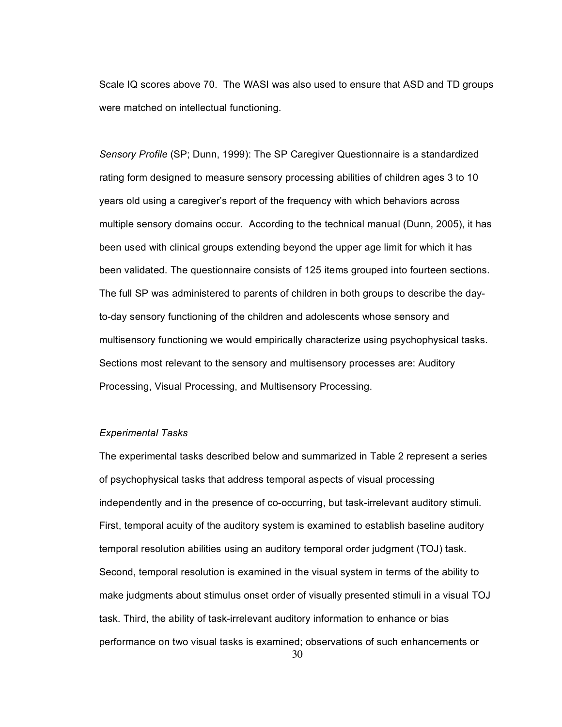Scale IQ scores above 70. The WASI was also used to ensure that ASD and TD groups were matched on intellectual functioning.

*Sensory Profile* (SP; Dunn, 1999): The SP Caregiver Questionnaire is a standardized rating form designed to measure sensory processing abilities of children ages 3 to 10 years old using a caregiver's report of the frequency with which behaviors across multiple sensory domains occur. According to the technical manual (Dunn, 2005), it has been used with clinical groups extending beyond the upper age limit for which it has been validated. The questionnaire consists of 125 items grouped into fourteen sections. The full SP was administered to parents of children in both groups to describe the day-to-day sensory functioning of the children and adolescents whose sensory and multisensory functioning we would empirically characterize using psychophysical tasks. Sections most relevant to the sensory and multisensory processes are: Auditory Processing, Visual Processing, and Multisensory Processing.

*Experimental Tasks*

The experimental tasks described below and summarized in Table 2 represent a series of psychophysical tasks that address temporal aspects of visual processing independently and in the presence of co-occurring, but task-irrelevant auditory stimuli. First, temporal acuity of the auditory system is examined to establish baseline auditory temporal resolution abilities using an auditory temporal order judgment (TOJ) task. Second, temporal resolution is examined in the visual system in terms of the ability to make judgments about stimulus onset order of visually presented stimuli in a visual TOJ task. Third, the ability of task-irrelevant auditory information to enhance or bias performance on two visual tasks is examined; observations of such enhancements or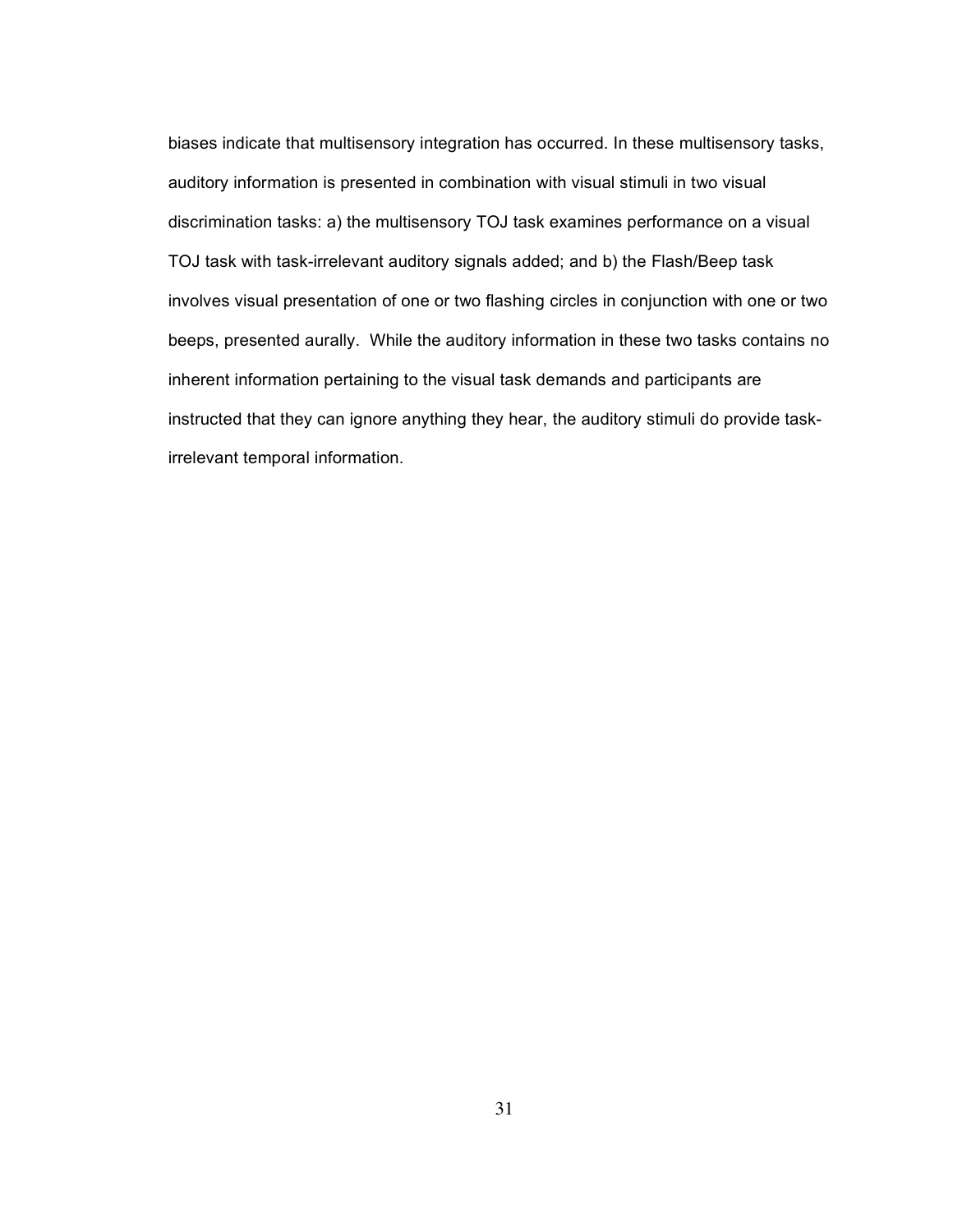biases indicate that multisensory integration has occurred. In these multisensory tasks, auditory information is presented in combination with visual stimuli in two visual discrimination tasks: a) the multisensory TOJ task examines performance on a visual TOJ task with task-irrelevant auditory signals added; and b) the Flash/Beep task involves visual presentation of one or two flashing circles in conjunction with one or two beeps, presented aurally. While the auditory information in these two tasks contains no inherent information pertaining to the visual task demands and participants are instructed that they can ignore anything they hear, the auditory stimuli do provide task-irrelevant temporal information.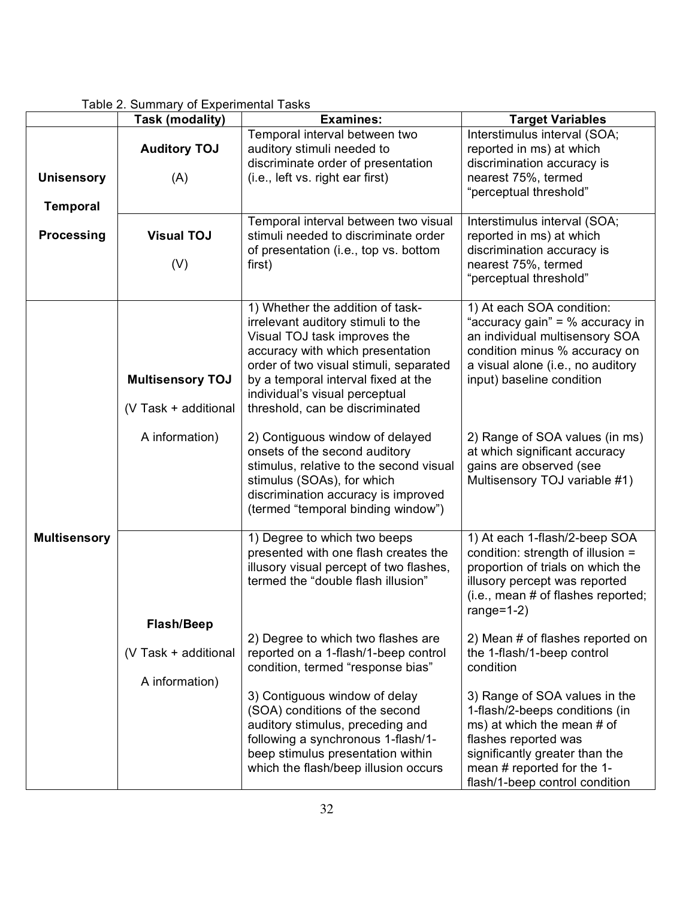Table 2. Summary of Experimental Tasks

| | Task (modality) | Examines: | Target Variables |
|---|---|---|---|
| Unisensory Temporal Processing | **Auditory TOJ** (A) | Temporal interval between two auditory stimuli needed to discriminate order of presentation (i.e., left vs. right ear first) | Interstimulus interval (SOA; reported in ms) at which discrimination accuracy is nearest 75%, termed "perceptual threshold" |
| | **Visual TOJ** (V) | Temporal interval between two visual stimuli needed to discriminate order of presentation (i.e., top vs. bottom first) | Interstimulus interval (SOA; reported in ms) at which discrimination accuracy is nearest 75%, termed "perceptual threshold" |
| Multisensory | **Multisensory TOJ** (V Task + additional A information) | 1) Whether the addition of task-irrelevant auditory stimuli to the Visual TOJ task improves the accuracy with which presentation order of two visual stimuli, separated by a temporal interval fixed at the individual's visual perceptual threshold, can be discriminated<br><br>2) Contiguous window of delayed onsets of the second auditory stimulus, relative to the second visual stimulus (SOAs), for which discrimination accuracy is improved (termed "temporal binding window") | 1) At each SOA condition: "accuracy gain" = % accuracy in an individual multisensory SOA condition minus % accuracy on a visual alone (i.e., no auditory input) baseline condition<br><br>2) Range of SOA values (in ms) at which significant accuracy gains are observed (see Multisensory TOJ variable #1) |
| | **Flash/Beep** (V Task + additional A information) | 1) Degree to which two beeps presented with one flash creates the illusory visual percept of two flashes, termed the "double flash illusion"<br><br>2) Degree to which two flashes are reported on a 1-flash/1-beep control condition, termed "response bias"<br><br>3) Contiguous window of delay (SOA) conditions of the second auditory stimulus, preceding and following a synchronous 1-flash/1-beep stimulus presentation within which the flash/beep illusion occurs | 1) At each 1-flash/2-beep SOA condition: strength of illusion = proportion of trials on which the illusory percept was reported (i.e., mean # of flashes reported; range=1-2)<br><br>2) Mean # of flashes reported on the 1-flash/1-beep control condition<br><br>3) Range of SOA values in the 1-flash/2-beeps conditions (in ms) at which the mean # of flashes reported was significantly greater than the mean # reported for the 1-flash/1-beep control condition |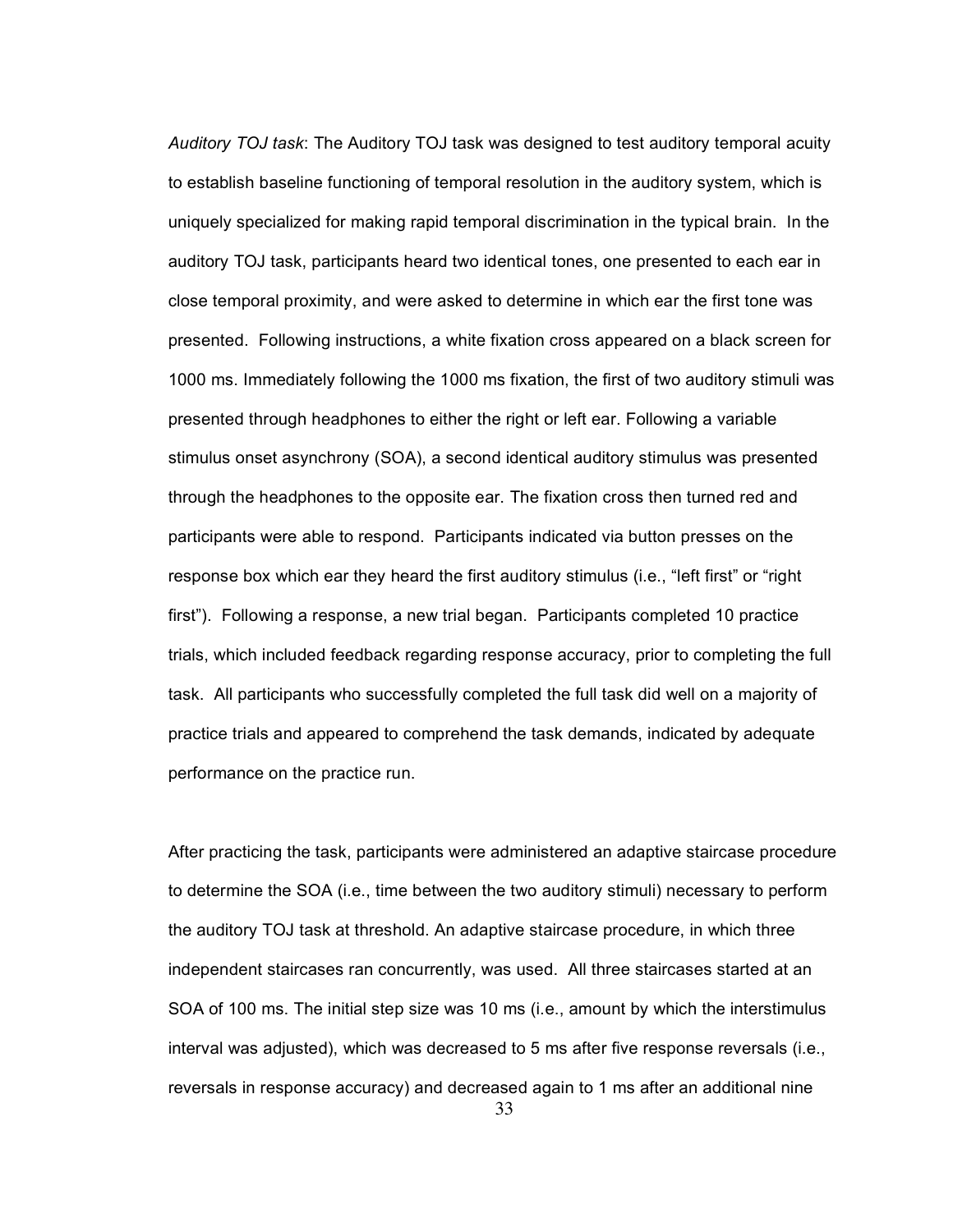*Auditory TOJ task*: The Auditory TOJ task was designed to test auditory temporal acuity to establish baseline functioning of temporal resolution in the auditory system, which is uniquely specialized for making rapid temporal discrimination in the typical brain. In the auditory TOJ task, participants heard two identical tones, one presented to each ear in close temporal proximity, and were asked to determine in which ear the first tone was presented. Following instructions, a white fixation cross appeared on a black screen for 1000 ms. Immediately following the 1000 ms fixation, the first of two auditory stimuli was presented through headphones to either the right or left ear. Following a variable stimulus onset asynchrony (SOA), a second identical auditory stimulus was presented through the headphones to the opposite ear. The fixation cross then turned red and participants were able to respond. Participants indicated via button presses on the response box which ear they heard the first auditory stimulus (i.e., "left first" or "right first"). Following a response, a new trial began. Participants completed 10 practice trials, which included feedback regarding response accuracy, prior to completing the full task. All participants who successfully completed the full task did well on a majority of practice trials and appeared to comprehend the task demands, indicated by adequate performance on the practice run.

After practicing the task, participants were administered an adaptive staircase procedure to determine the SOA (i.e., time between the two auditory stimuli) necessary to perform the auditory TOJ task at threshold. An adaptive staircase procedure, in which three independent staircases ran concurrently, was used. All three staircases started at an SOA of 100 ms. The initial step size was 10 ms (i.e., amount by which the interstimulus interval was adjusted), which was decreased to 5 ms after five response reversals (i.e., reversals in response accuracy) and decreased again to 1 ms after an additional nine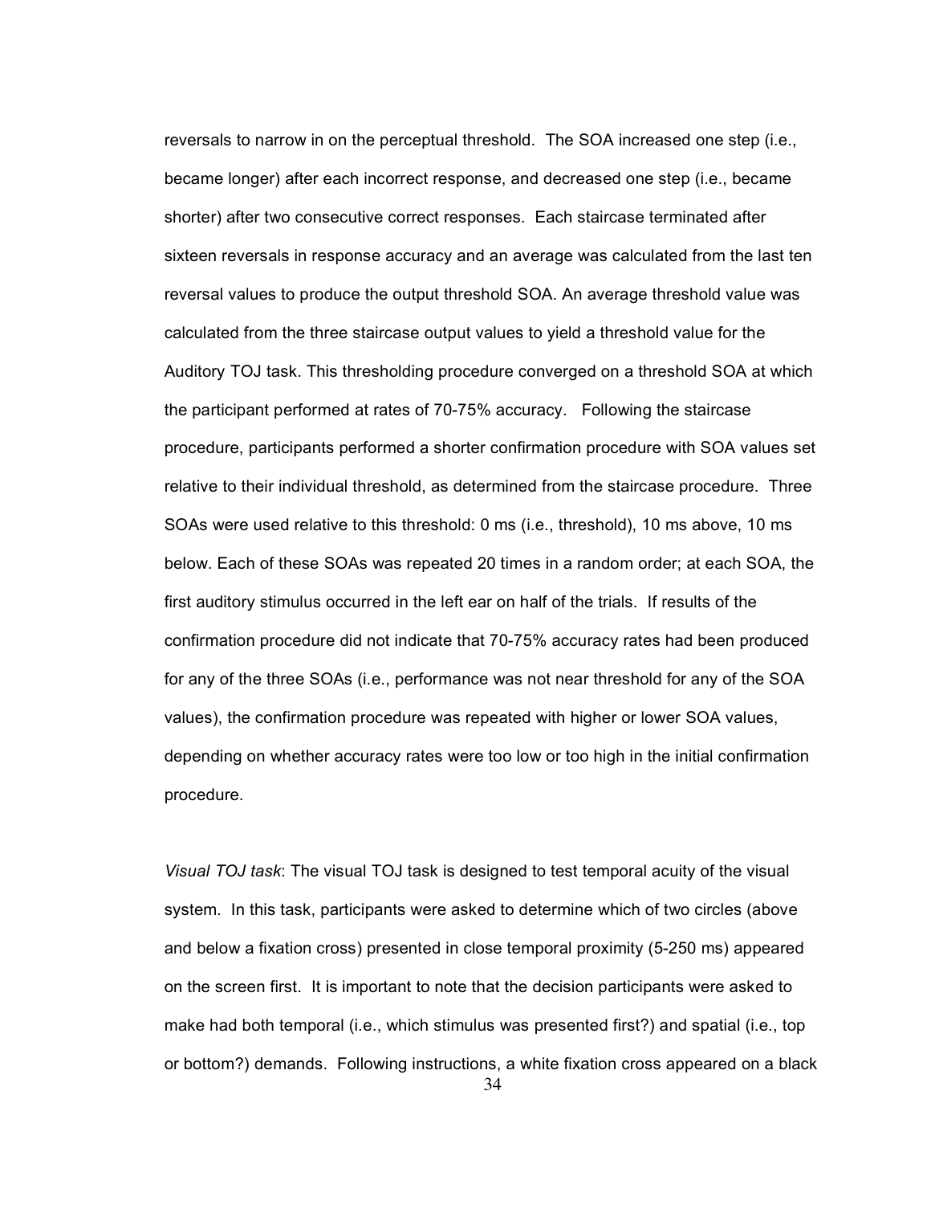reversals to narrow in on the perceptual threshold. The SOA increased one step (i.e., became longer) after each incorrect response, and decreased one step (i.e., became shorter) after two consecutive correct responses. Each staircase terminated after sixteen reversals in response accuracy and an average was calculated from the last ten reversal values to produce the output threshold SOA. An average threshold value was calculated from the three staircase output values to yield a threshold value for the Auditory TOJ task. This thresholding procedure converged on a threshold SOA at which the participant performed at rates of 70-75% accuracy. Following the staircase procedure, participants performed a shorter confirmation procedure with SOA values set relative to their individual threshold, as determined from the staircase procedure. Three SOAs were used relative to this threshold: 0 ms (i.e., threshold), 10 ms above, 10 ms below. Each of these SOAs was repeated 20 times in a random order; at each SOA, the first auditory stimulus occurred in the left ear on half of the trials. If results of the confirmation procedure did not indicate that 70-75% accuracy rates had been produced for any of the three SOAs (i.e., performance was not near threshold for any of the SOA values), the confirmation procedure was repeated with higher or lower SOA values, depending on whether accuracy rates were too low or too high in the initial confirmation procedure.

*Visual TOJ task*: The visual TOJ task is designed to test temporal acuity of the visual system. In this task, participants were asked to determine which of two circles (above and below a fixation cross) presented in close temporal proximity (5-250 ms) appeared on the screen first. It is important to note that the decision participants were asked to make had both temporal (i.e., which stimulus was presented first?) and spatial (i.e., top or bottom?) demands. Following instructions, a white fixation cross appeared on a black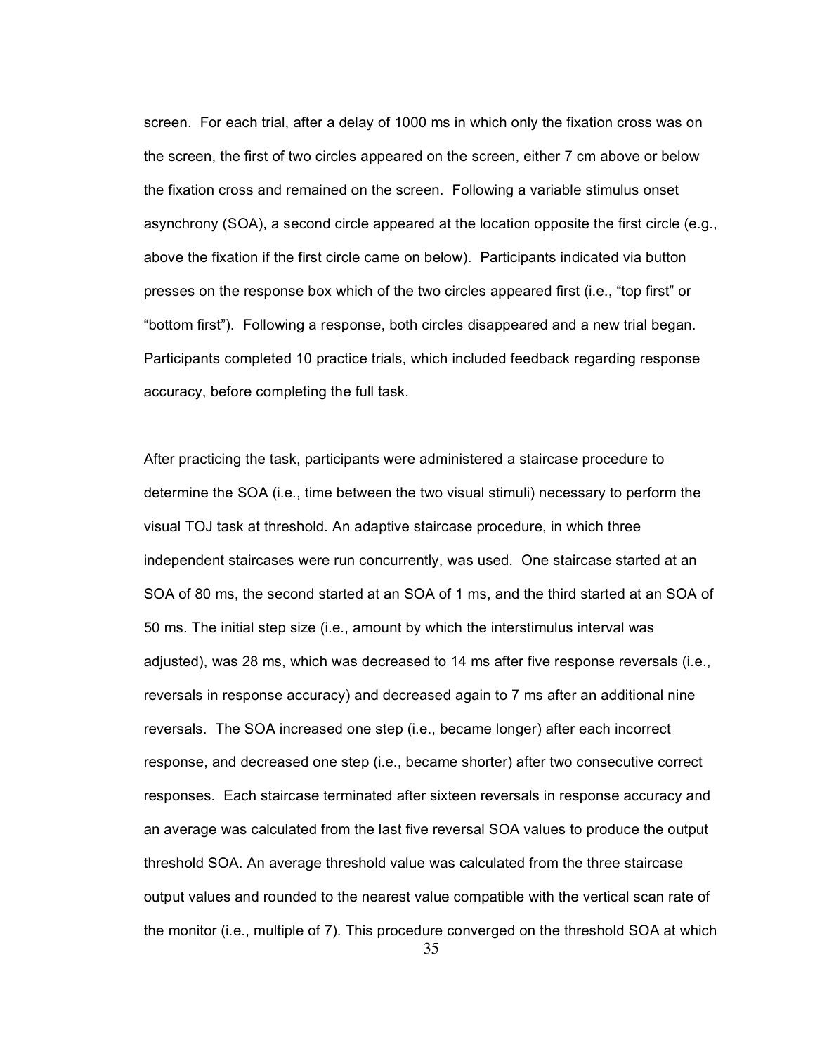screen. For each trial, after a delay of 1000 ms in which only the fixation cross was on the screen, the first of two circles appeared on the screen, either 7 cm above or below the fixation cross and remained on the screen. Following a variable stimulus onset asynchrony (SOA), a second circle appeared at the location opposite the first circle (e.g., above the fixation if the first circle came on below). Participants indicated via button presses on the response box which of the two circles appeared first (i.e., "top first" or "bottom first"). Following a response, both circles disappeared and a new trial began. Participants completed 10 practice trials, which included feedback regarding response accuracy, before completing the full task.

After practicing the task, participants were administered a staircase procedure to determine the SOA (i.e., time between the two visual stimuli) necessary to perform the visual TOJ task at threshold. An adaptive staircase procedure, in which three independent staircases were run concurrently, was used. One staircase started at an SOA of 80 ms, the second started at an SOA of 1 ms, and the third started at an SOA of 50 ms. The initial step size (i.e., amount by which the interstimulus interval was adjusted), was 28 ms, which was decreased to 14 ms after five response reversals (i.e., reversals in response accuracy) and decreased again to 7 ms after an additional nine reversals. The SOA increased one step (i.e., became longer) after each incorrect response, and decreased one step (i.e., became shorter) after two consecutive correct responses. Each staircase terminated after sixteen reversals in response accuracy and an average was calculated from the last five reversal SOA values to produce the output threshold SOA. An average threshold value was calculated from the three staircase output values and rounded to the nearest value compatible with the vertical scan rate of the monitor (i.e., multiple of 7). This procedure converged on the threshold SOA at which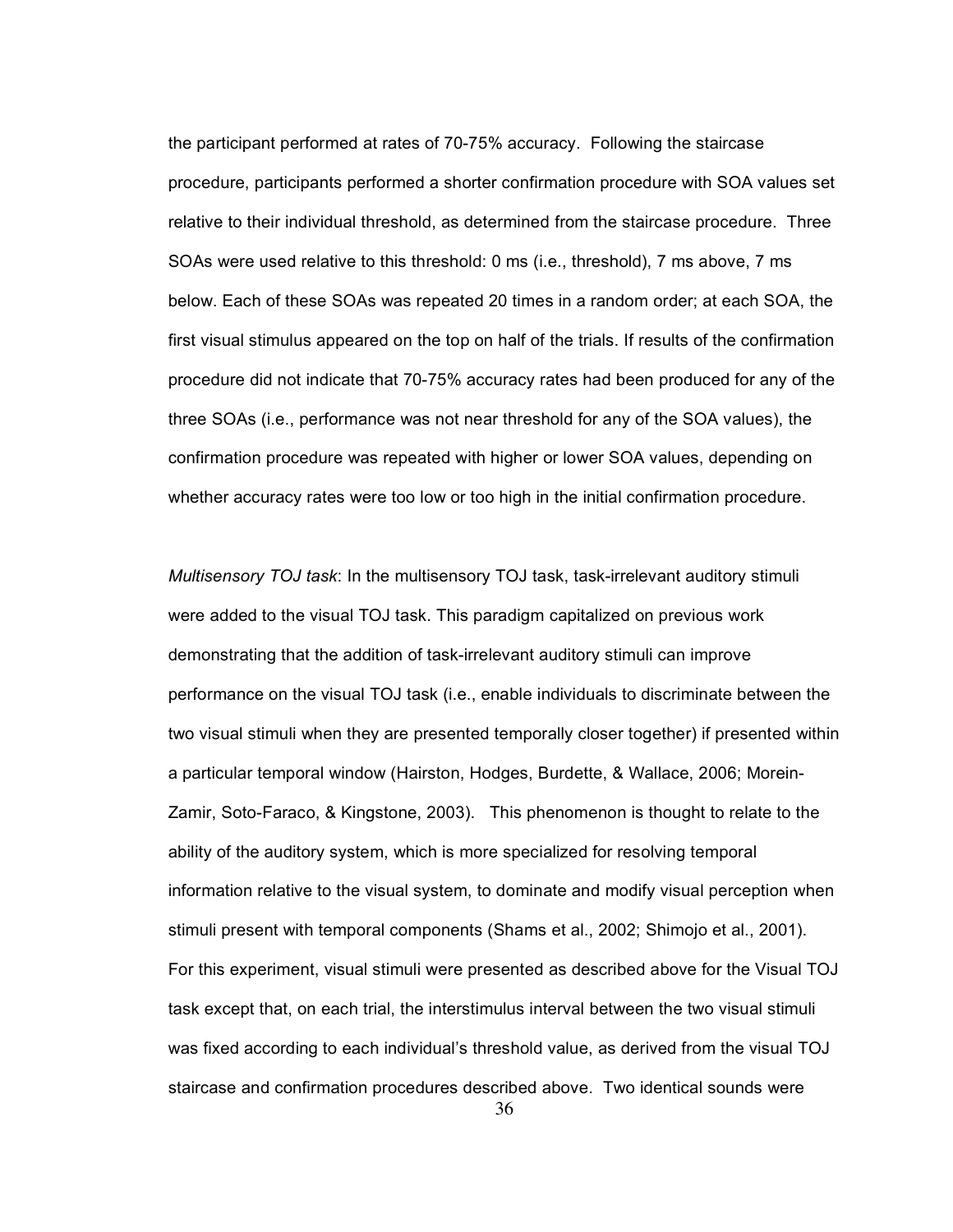the participant performed at rates of 70-75% accuracy. Following the staircase procedure, participants performed a shorter confirmation procedure with SOA values set relative to their individual threshold, as determined from the staircase procedure. Three SOAs were used relative to this threshold: 0 ms (i.e., threshold), 7 ms above, 7 ms below. Each of these SOAs was repeated 20 times in a random order; at each SOA, the first visual stimulus appeared on the top on half of the trials. If results of the confirmation procedure did not indicate that 70-75% accuracy rates had been produced for any of the three SOAs (i.e., performance was not near threshold for any of the SOA values), the confirmation procedure was repeated with higher or lower SOA values, depending on whether accuracy rates were too low or too high in the initial confirmation procedure.

*Multisensory TOJ task*: In the multisensory TOJ task, task-irrelevant auditory stimuli were added to the visual TOJ task. This paradigm capitalized on previous work demonstrating that the addition of task-irrelevant auditory stimuli can improve performance on the visual TOJ task (i.e., enable individuals to discriminate between the two visual stimuli when they are presented temporally closer together) if presented within a particular temporal window (Hairston, Hodges, Burdette, & Wallace, 2006; Morein-Zamir, Soto-Faraco, & Kingstone, 2003). This phenomenon is thought to relate to the ability of the auditory system, which is more specialized for resolving temporal information relative to the visual system, to dominate and modify visual perception when stimuli present with temporal components (Shams et al., 2002; Shimojo et al., 2001). For this experiment, visual stimuli were presented as described above for the Visual TOJ task except that, on each trial, the interstimulus interval between the two visual stimuli was fixed according to each individual's threshold value, as derived from the visual TOJ staircase and confirmation procedures described above. Two identical sounds were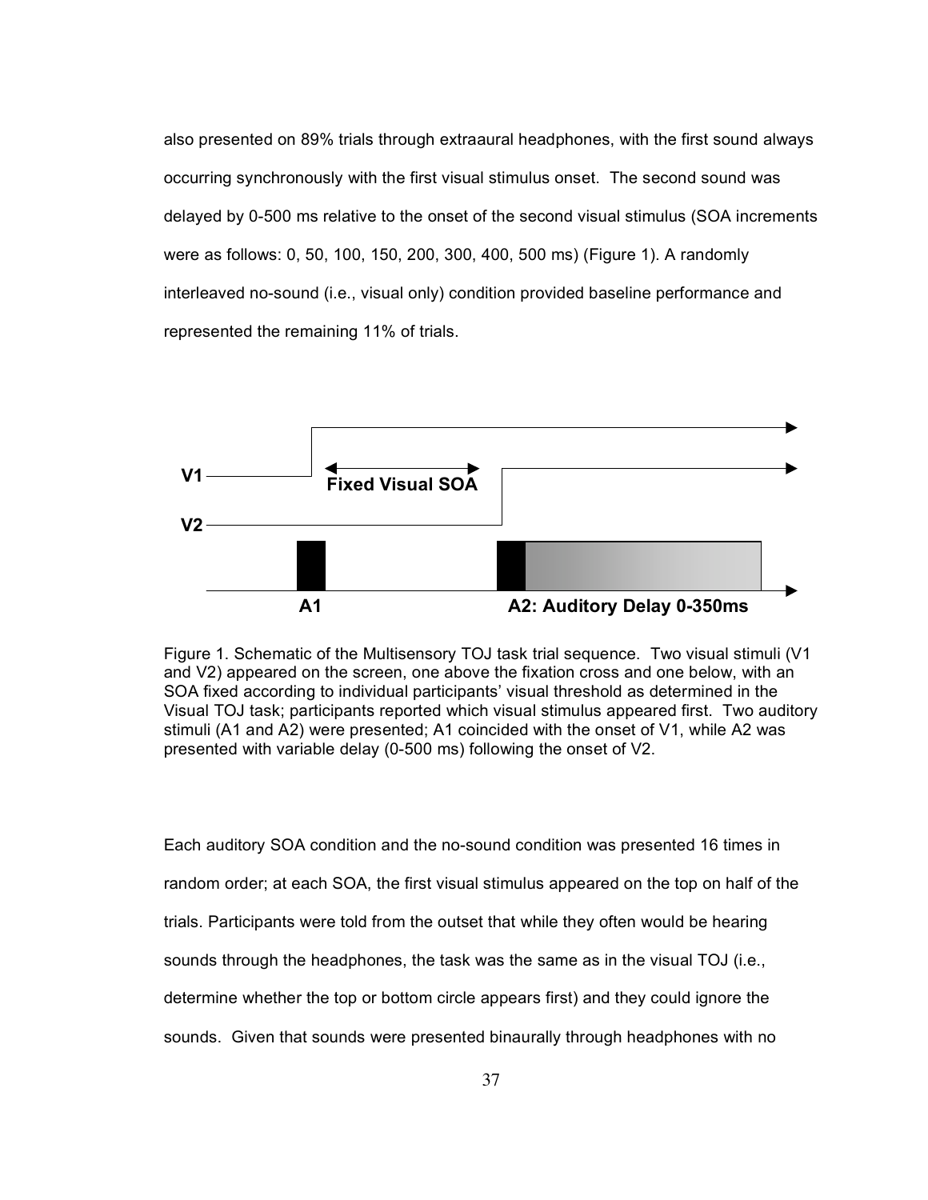also presented on 89% trials through extraaural headphones, with the first sound always occurring synchronously with the first visual stimulus onset. The second sound was delayed by 0-500 ms relative to the onset of the second visual stimulus (SOA increments were as follows: 0, 50, 100, 150, 200, 300, 400, 500 ms) (Figure 1). A randomly interleaved no-sound (i.e., visual only) condition provided baseline performance and represented the remaining 11% of trials.

V1

Fixed Visual SOA

V2

A1

A2: Auditory Delay 0-350ms

Figure 1. Schematic of the Multisensory TOJ task trial sequence. Two visual stimuli (V1 and V2) appeared on the screen, one above the fixation cross and one below, with an SOA fixed according to individual participants' visual threshold as determined in the Visual TOJ task; participants reported which visual stimulus appeared first. Two auditory stimuli (A1 and A2) were presented; A1 coincided with the onset of V1, while A2 was presented with variable delay (0-500 ms) following the onset of V2.

Each auditory SOA condition and the no-sound condition was presented 16 times in random order; at each SOA, the first visual stimulus appeared on the top on half of the trials. Participants were told from the outset that while they often would be hearing sounds through the headphones, the task was the same as in the visual TOJ (i.e., determine whether the top or bottom circle appears first) and they could ignore the sounds. Given that sounds were presented binaurally through headphones with no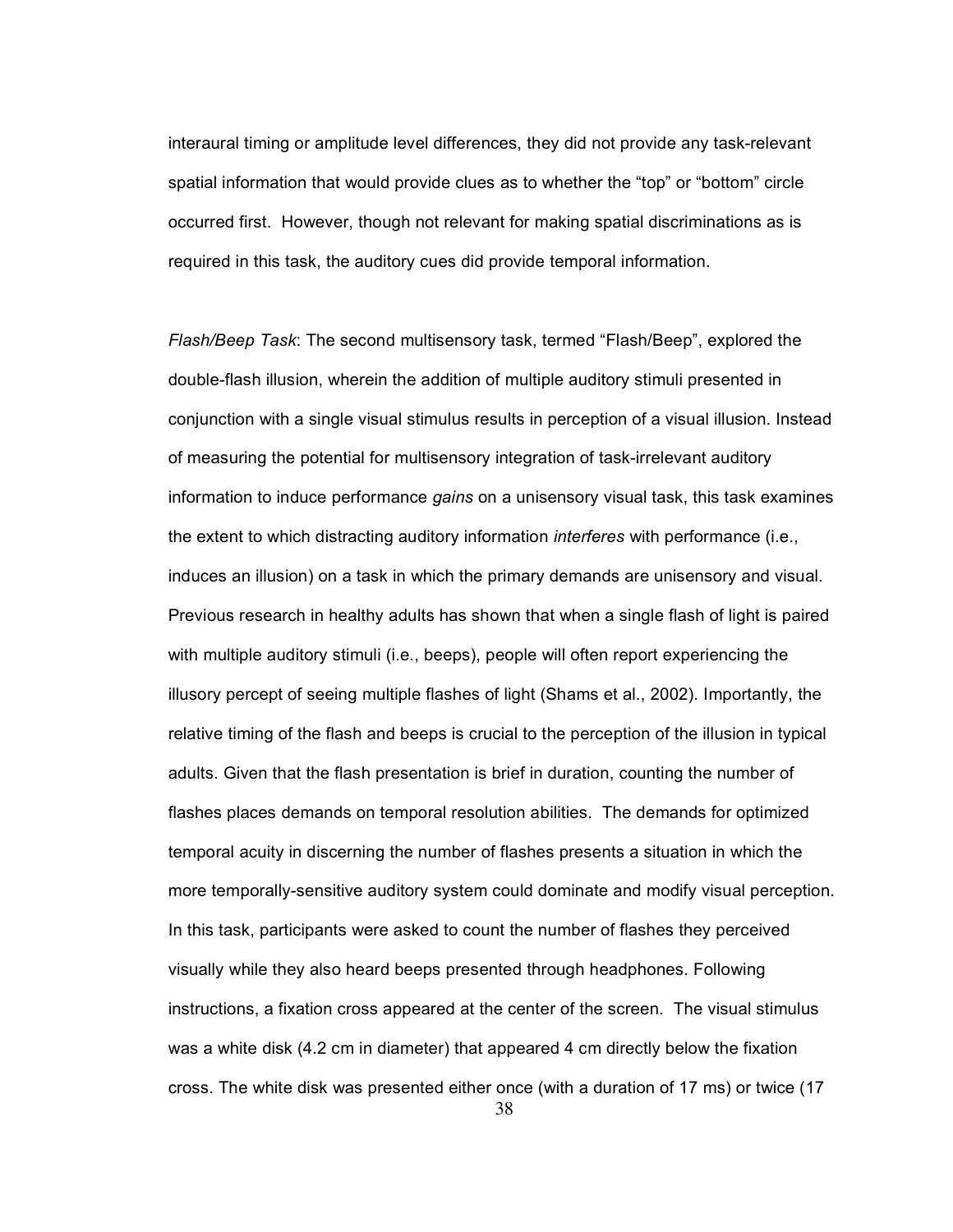interaural timing or amplitude level differences, they did not provide any task-relevant spatial information that would provide clues as to whether the "top" or "bottom" circle occurred first. However, though not relevant for making spatial discriminations as is required in this task, the auditory cues did provide temporal information.

*Flash/Beep Task*: The second multisensory task, termed "Flash/Beep", explored the double-flash illusion, wherein the addition of multiple auditory stimuli presented in conjunction with a single visual stimulus results in perception of a visual illusion. Instead of measuring the potential for multisensory integration of task-irrelevant auditory information to induce performance *gains* on a unisensory visual task, this task examines the extent to which distracting auditory information *interferes* with performance (i.e., induces an illusion) on a task in which the primary demands are unisensory and visual. Previous research in healthy adults has shown that when a single flash of light is paired with multiple auditory stimuli (i.e., beeps), people will often report experiencing the illusory percept of seeing multiple flashes of light (Shams et al., 2002). Importantly, the relative timing of the flash and beeps is crucial to the perception of the illusion in typical adults. Given that the flash presentation is brief in duration, counting the number of flashes places demands on temporal resolution abilities. The demands for optimized temporal acuity in discerning the number of flashes presents a situation in which the more temporally-sensitive auditory system could dominate and modify visual perception. In this task, participants were asked to count the number of flashes they perceived visually while they also heard beeps presented through headphones. Following instructions, a fixation cross appeared at the center of the screen. The visual stimulus was a white disk (4.2 cm in diameter) that appeared 4 cm directly below the fixation cross. The white disk was presented either once (with a duration of 17 ms) or twice (17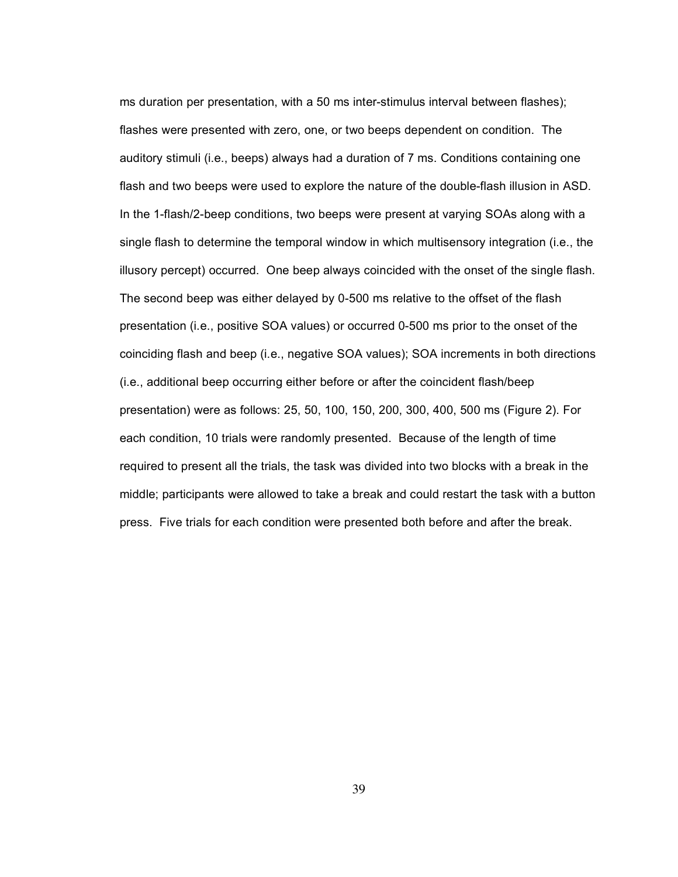ms duration per presentation, with a 50 ms inter-stimulus interval between flashes); flashes were presented with zero, one, or two beeps dependent on condition. The auditory stimuli (i.e., beeps) always had a duration of 7 ms. Conditions containing one flash and two beeps were used to explore the nature of the double-flash illusion in ASD. In the 1-flash/2-beep conditions, two beeps were present at varying SOAs along with a single flash to determine the temporal window in which multisensory integration (i.e., the illusory percept) occurred. One beep always coincided with the onset of the single flash. The second beep was either delayed by 0-500 ms relative to the offset of the flash presentation (i.e., positive SOA values) or occurred 0-500 ms prior to the onset of the coinciding flash and beep (i.e., negative SOA values); SOA increments in both directions (i.e., additional beep occurring either before or after the coincident flash/beep presentation) were as follows: 25, 50, 100, 150, 200, 300, 400, 500 ms (Figure 2). For each condition, 10 trials were randomly presented. Because of the length of time required to present all the trials, the task was divided into two blocks with a break in the middle; participants were allowed to take a break and could restart the task with a button press. Five trials for each condition were presented both before and after the break.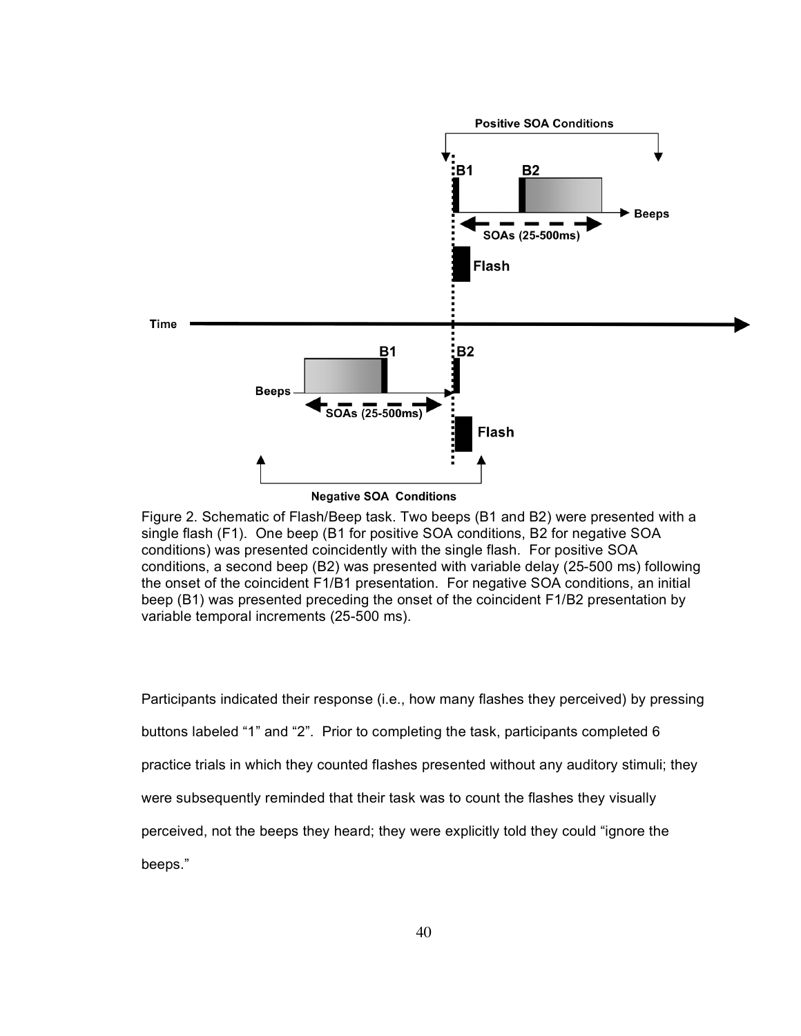Positive SOA Conditions

B1

B2

Beeps

SOAs (25-500ms)

Flash

Time

B1

B2

Beeps

SOAs (25-500ms)

Flash

Negative SOA Conditions

Figure 2. Schematic of Flash/Beep task. Two beeps (B1 and B2) were presented with a single flash (F1). One beep (B1 for positive SOA conditions, B2 for negative SOA conditions) was presented coincidently with the single flash. For positive SOA conditions, a second beep (B2) was presented with variable delay (25-500 ms) following the onset of the coincident F1/B1 presentation. For negative SOA conditions, an initial beep (B1) was presented preceding the onset of the coincident F1/B2 presentation by variable temporal increments (25-500 ms).

Participants indicated their response (i.e., how many flashes they perceived) by pressing buttons labeled “1” and “2”. Prior to completing the task, participants completed 6 practice trials in which they counted flashes presented without any auditory stimuli; they were subsequently reminded that their task was to count the flashes they visually perceived, not the beeps they heard; they were explicitly told they could “ignore the beeps.”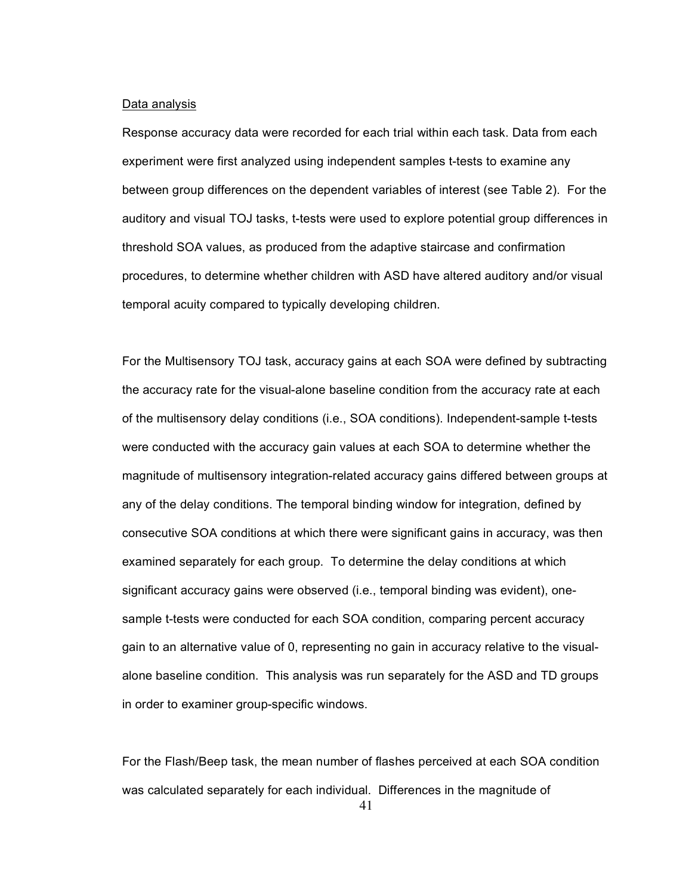Data analysis

Response accuracy data were recorded for each trial within each task. Data from each experiment were first analyzed using independent samples t-tests to examine any between group differences on the dependent variables of interest (see Table 2). For the auditory and visual TOJ tasks, t-tests were used to explore potential group differences in threshold SOA values, as produced from the adaptive staircase and confirmation procedures, to determine whether children with ASD have altered auditory and/or visual temporal acuity compared to typically developing children.

For the Multisensory TOJ task, accuracy gains at each SOA were defined by subtracting the accuracy rate for the visual-alone baseline condition from the accuracy rate at each of the multisensory delay conditions (i.e., SOA conditions). Independent-sample t-tests were conducted with the accuracy gain values at each SOA to determine whether the magnitude of multisensory integration-related accuracy gains differed between groups at any of the delay conditions. The temporal binding window for integration, defined by consecutive SOA conditions at which there were significant gains in accuracy, was then examined separately for each group. To determine the delay conditions at which significant accuracy gains were observed (i.e., temporal binding was evident), one-sample t-tests were conducted for each SOA condition, comparing percent accuracy gain to an alternative value of 0, representing no gain in accuracy relative to the visual-alone baseline condition. This analysis was run separately for the ASD and TD groups in order to examiner group-specific windows.

For the Flash/Beep task, the mean number of flashes perceived at each SOA condition was calculated separately for each individual. Differences in the magnitude of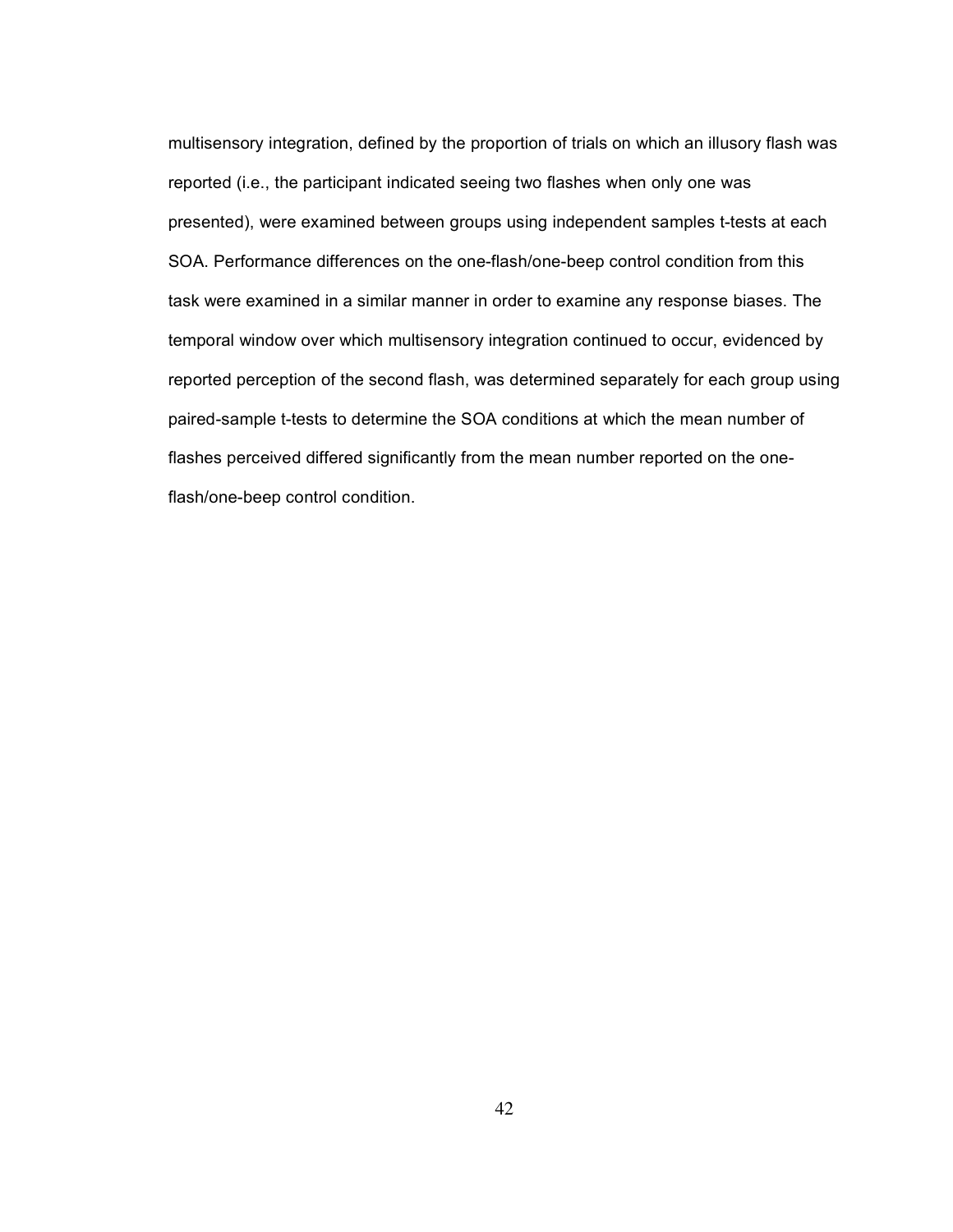multisensory integration, defined by the proportion of trials on which an illusory flash was reported (i.e., the participant indicated seeing two flashes when only one was presented), were examined between groups using independent samples t-tests at each SOA. Performance differences on the one-flash/one-beep control condition from this task were examined in a similar manner in order to examine any response biases. The temporal window over which multisensory integration continued to occur, evidenced by reported perception of the second flash, was determined separately for each group using paired-sample t-tests to determine the SOA conditions at which the mean number of flashes perceived differed significantly from the mean number reported on the one-flash/one-beep control condition.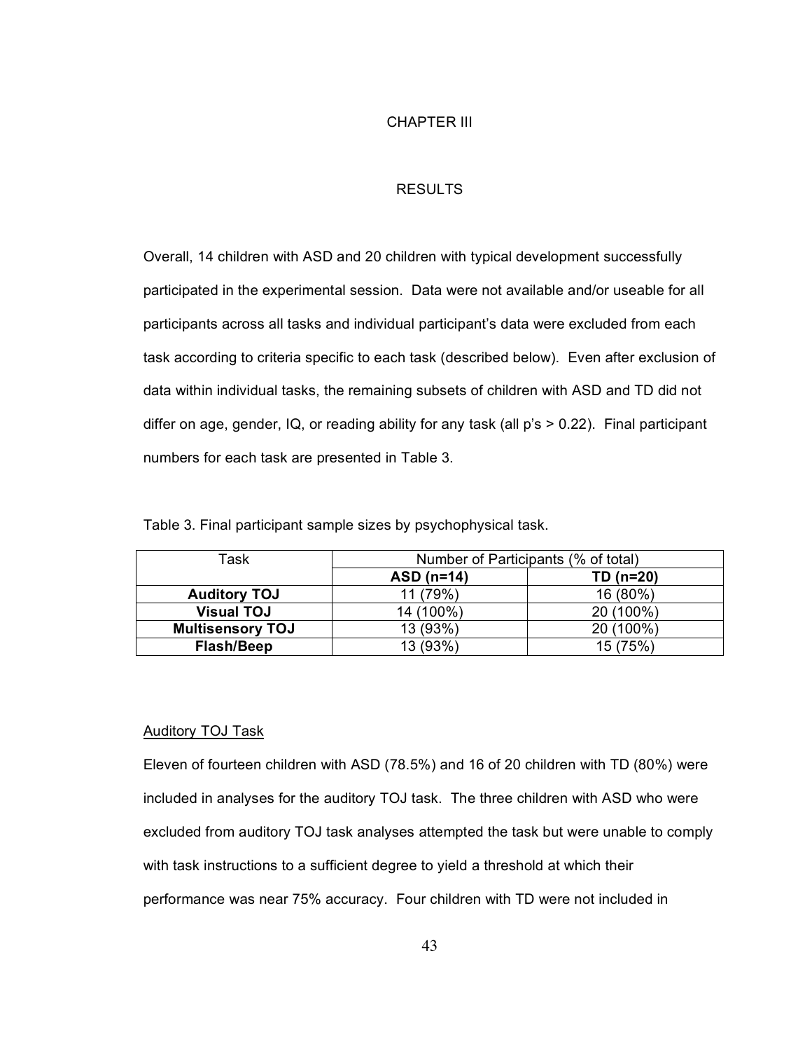# CHAPTER III

# RESULTS

Overall, 14 children with ASD and 20 children with typical development successfully participated in the experimental session. Data were not available and/or useable for all participants across all tasks and individual participant's data were excluded from each task according to criteria specific to each task (described below). Even after exclusion of data within individual tasks, the remaining subsets of children with ASD and TD did not differ on age, gender, IQ, or reading ability for any task (all p's > 0.22). Final participant numbers for each task are presented in Table 3.

Table 3. Final participant sample sizes by psychophysical task.

| Task | Number of Participants (% of total) | |
|---|---|---|
| | **ASD (n=14)** | **TD (n=20)** |
| **Auditory TOJ** | 11 (79%) | 16 (80%) |
| **Visual TOJ** | 14 (100%) | 20 (100%) |
| **Multisensory TOJ** | 13 (93%) | 20 (100%) |
| **Flash/Beep** | 13 (93%) | 15 (75%) |

<u>Auditory TOJ Task</u>

Eleven of fourteen children with ASD (78.5%) and 16 of 20 children with TD (80%) were included in analyses for the auditory TOJ task. The three children with ASD who were excluded from auditory TOJ task analyses attempted the task but were unable to comply with task instructions to a sufficient degree to yield a threshold at which their performance was near 75% accuracy. Four children with TD were not included in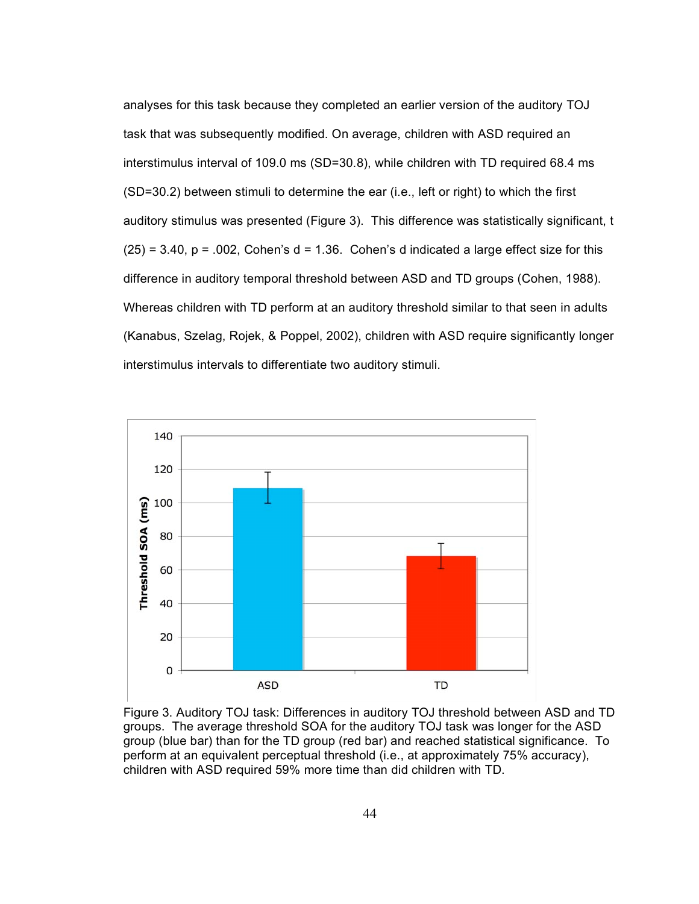analyses for this task because they completed an earlier version of the auditory TOJ task that was subsequently modified. On average, children with ASD required an interstimulus interval of 109.0 ms (SD=30.8), while children with TD required 68.4 ms (SD=30.2) between stimuli to determine the ear (i.e., left or right) to which the first auditory stimulus was presented (Figure 3). This difference was statistically significant, $t(25) = 3.40$, $p = .002$, Cohen's $d = 1.36$. Cohen's d indicated a large effect size for this difference in auditory temporal threshold between ASD and TD groups (Cohen, 1988). Whereas children with TD perform at an auditory threshold similar to that seen in adults (Kanabus, Szelag, Rojek, & Poppel, 2002), children with ASD require significantly longer interstimulus intervals to differentiate two auditory stimuli.

Threshold SOA (ms)
140
120
100
80
60
40
20
0
ASD
TD

Figure 3. Auditory TOJ task: Differences in auditory TOJ threshold between ASD and TD groups. The average threshold SOA for the auditory TOJ task was longer for the ASD group (blue bar) than for the TD group (red bar) and reached statistical significance. To perform at an equivalent perceptual threshold (i.e., at approximately 75% accuracy), children with ASD required 59% more time than did children with TD.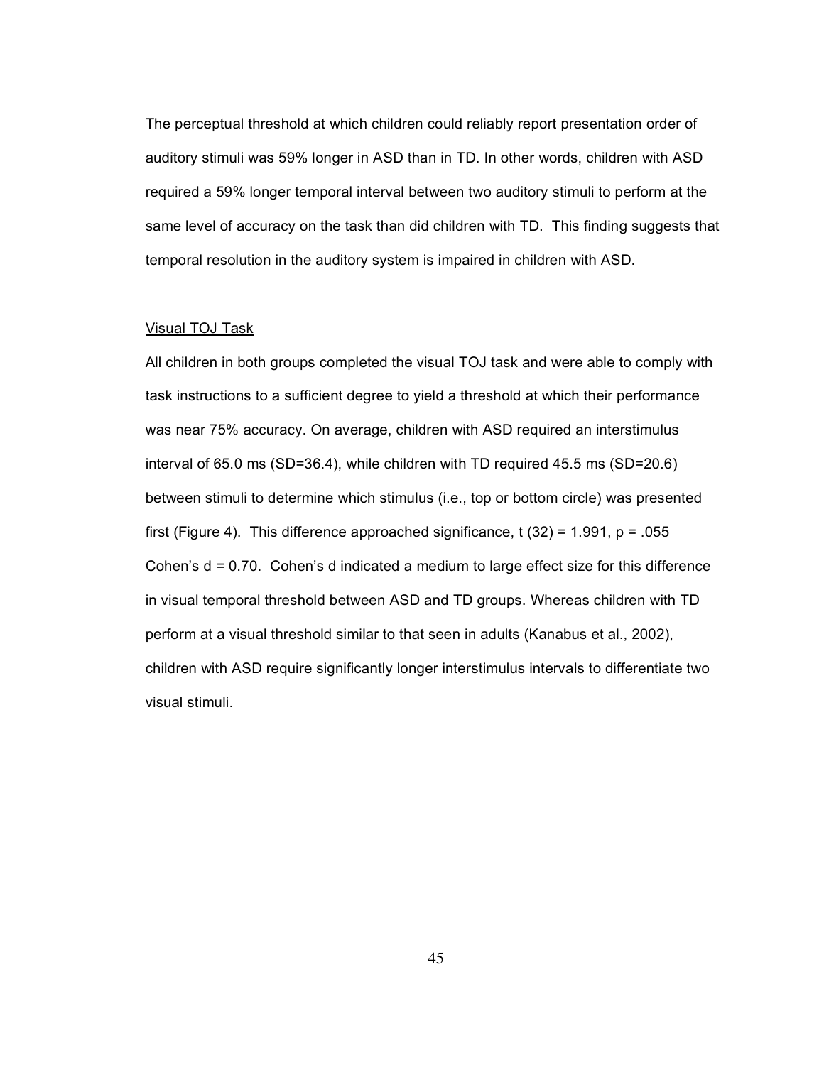The perceptual threshold at which children could reliably report presentation order of auditory stimuli was 59% longer in ASD than in TD. In other words, children with ASD required a 59% longer temporal interval between two auditory stimuli to perform at the same level of accuracy on the task than did children with TD. This finding suggests that temporal resolution in the auditory system is impaired in children with ASD.

<u>Visual TOJ Task</u>

All children in both groups completed the visual TOJ task and were able to comply with task instructions to a sufficient degree to yield a threshold at which their performance was near 75% accuracy. On average, children with ASD required an interstimulus interval of 65.0 ms (SD=36.4), while children with TD required 45.5 ms (SD=20.6) between stimuli to determine which stimulus (i.e., top or bottom circle) was presented first (Figure 4). This difference approached significance, $t(32) = 1.991$, $p = .055$ Cohen's $d = 0.70$. Cohen's d indicated a medium to large effect size for this difference in visual temporal threshold between ASD and TD groups. Whereas children with TD perform at a visual threshold similar to that seen in adults (Kanabus et al., 2002), children with ASD require significantly longer interstimulus intervals to differentiate two visual stimuli.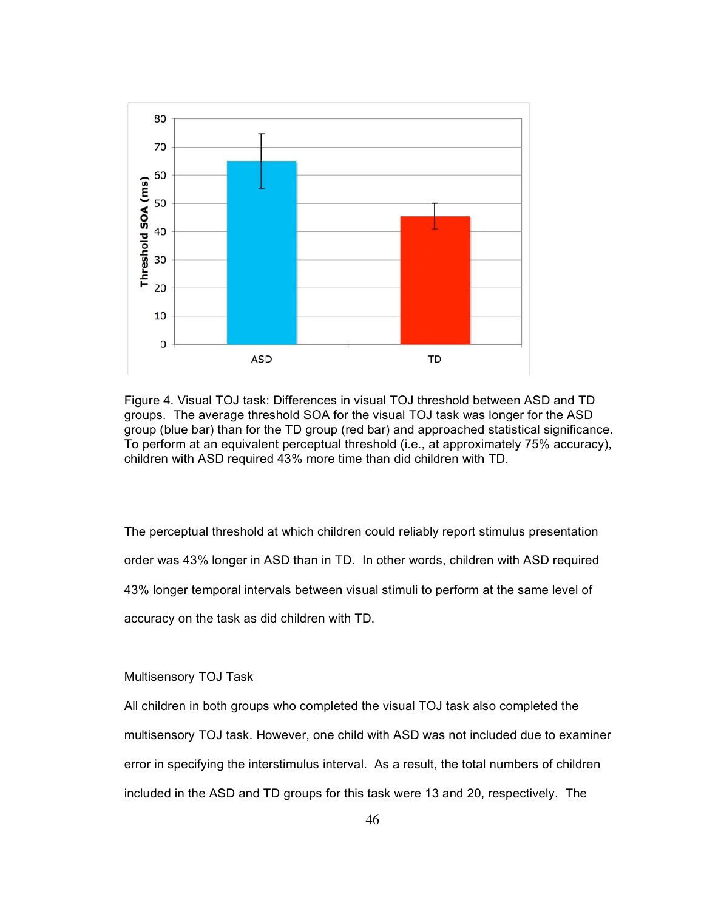80
70
60
50
40
30
20
10
0

Threshold SOA (ms)

ASD

TD

Figure 4. Visual TOJ task: Differences in visual TOJ threshold between ASD and TD groups. The average threshold SOA for the visual TOJ task was longer for the ASD group (blue bar) than for the TD group (red bar) and approached statistical significance. To perform at an equivalent perceptual threshold (i.e., at approximately 75% accuracy), children with ASD required 43% more time than did children with TD.

The perceptual threshold at which children could reliably report stimulus presentation order was 43% longer in ASD than in TD. In other words, children with ASD required 43% longer temporal intervals between visual stimuli to perform at the same level of accuracy on the task as did children with TD.

<u>Multisensory TOJ Task</u>

All children in both groups who completed the visual TOJ task also completed the multisensory TOJ task. However, one child with ASD was not included due to examiner error in specifying the interstimulus interval. As a result, the total numbers of children included in the ASD and TD groups for this task were 13 and 20, respectively. The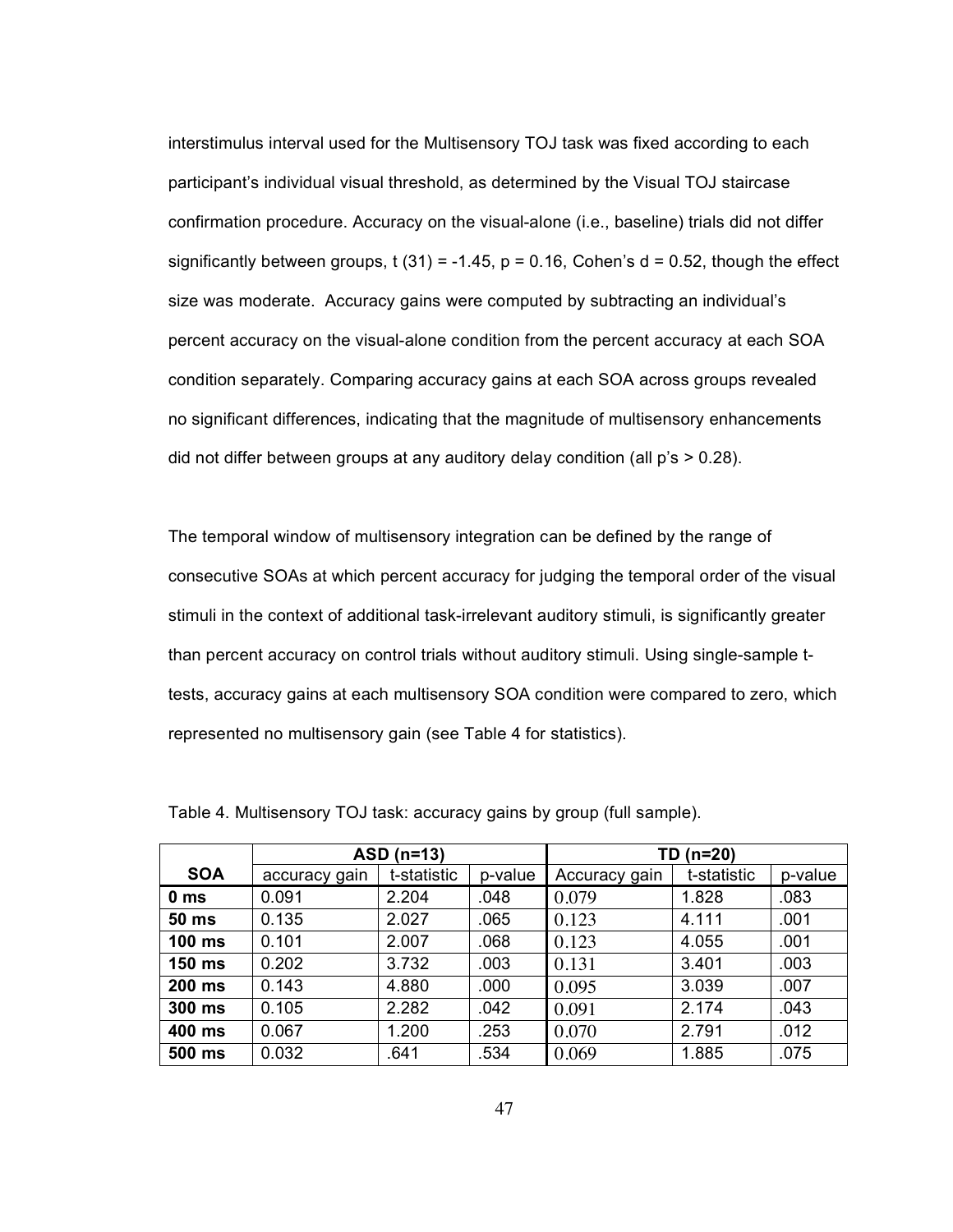interstimulus interval used for the Multisensory TOJ task was fixed according to each participant's individual visual threshold, as determined by the Visual TOJ staircase confirmation procedure. Accuracy on the visual-alone (i.e., baseline) trials did not differ significantly between groups, $t(31) = -1.45$, $p = 0.16$, Cohen's $d = 0.52$, though the effect size was moderate. Accuracy gains were computed by subtracting an individual's percent accuracy on the visual-alone condition from the percent accuracy at each SOA condition separately. Comparing accuracy gains at each SOA across groups revealed no significant differences, indicating that the magnitude of multisensory enhancements did not differ between groups at any auditory delay condition (all p's > 0.28).

The temporal window of multisensory integration can be defined by the range of consecutive SOAs at which percent accuracy for judging the temporal order of the visual stimuli in the context of additional task-irrelevant auditory stimuli, is significantly greater than percent accuracy on control trials without auditory stimuli. Using single-sample t-tests, accuracy gains at each multisensory SOA condition were compared to zero, which represented no multisensory gain (see Table 4 for statistics).

Table 4. Multisensory TOJ task: accuracy gains by group (full sample).

| | ASD (n=13) | | | TD (n=20) | | |
|---|---|---|---|---|---|---|
| **SOA** | accuracy gain | t-statistic | p-value | Accuracy gain | t-statistic | p-value |
| **0 ms** | 0.091 | 2.204 | .048 | 0.079 | 1.828 | .083 |
| **50 ms** | 0.135 | 2.027 | .065 | 0.123 | 4.111 | .001 |
| **100 ms** | 0.101 | 2.007 | .068 | 0.123 | 4.055 | .001 |
| **150 ms** | 0.202 | 3.732 | .003 | 0.131 | 3.401 | .003 |
| **200 ms** | 0.143 | 4.880 | .000 | 0.095 | 3.039 | .007 |
| **300 ms** | 0.105 | 2.282 | .042 | 0.091 | 2.174 | .043 |
| **400 ms** | 0.067 | 1.200 | .253 | 0.070 | 2.791 | .012 |
| **500 ms** | 0.032 | .641 | .534 | 0.069 | 1.885 | .075 |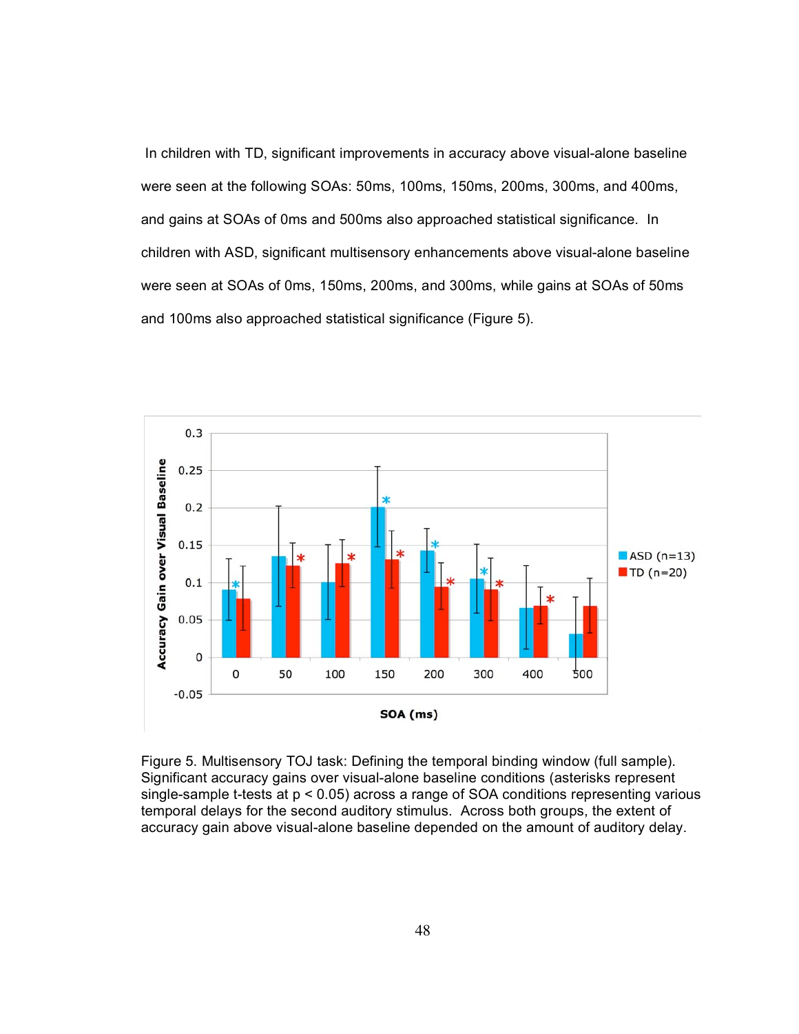In children with TD, significant improvements in accuracy above visual-alone baseline were seen at the following SOAs: 50ms, 100ms, 150ms, 200ms, 300ms, and 400ms, and gains at SOAs of 0ms and 500ms also approached statistical significance. In children with ASD, significant multisensory enhancements above visual-alone baseline were seen at SOAs of 0ms, 150ms, 200ms, and 300ms, while gains at SOAs of 50ms and 100ms also approached statistical significance (Figure 5).

Accuracy Gain over Visual Baseline

0.3
0.25
0.2
0.15
0.1
0.05
0
-0.05

0 50 100 150 200 300 400 500

SOA (ms)

ASD (n=13)
TD (n=20)

Figure 5. Multisensory TOJ task: Defining the temporal binding window (full sample). Significant accuracy gains over visual-alone baseline conditions (asterisks represent single-sample t-tests at $p < 0.05$) across a range of SOA conditions representing various temporal delays for the second auditory stimulus. Across both groups, the extent of accuracy gain above visual-alone baseline depended on the amount of auditory delay.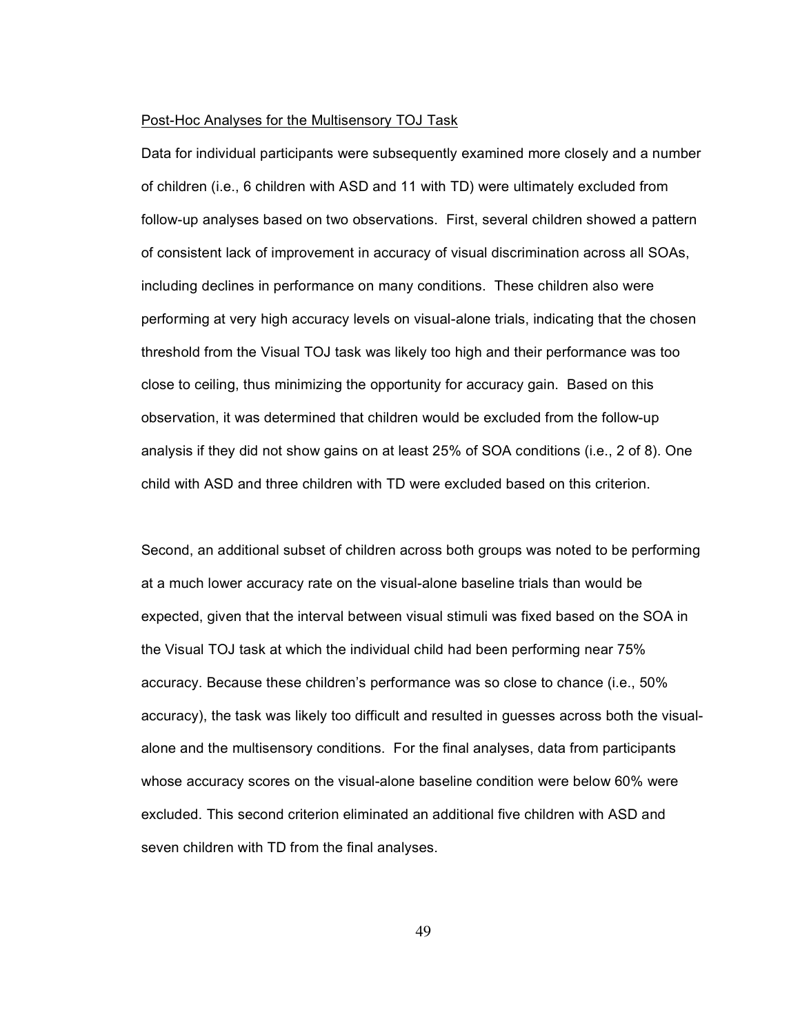Post-Hoc Analyses for the Multisensory TOJ Task

Data for individual participants were subsequently examined more closely and a number of children (i.e., 6 children with ASD and 11 with TD) were ultimately excluded from follow-up analyses based on two observations. First, several children showed a pattern of consistent lack of improvement in accuracy of visual discrimination across all SOAs, including declines in performance on many conditions. These children also were performing at very high accuracy levels on visual-alone trials, indicating that the chosen threshold from the Visual TOJ task was likely too high and their performance was too close to ceiling, thus minimizing the opportunity for accuracy gain. Based on this observation, it was determined that children would be excluded from the follow-up analysis if they did not show gains on at least 25% of SOA conditions (i.e., 2 of 8). One child with ASD and three children with TD were excluded based on this criterion.

Second, an additional subset of children across both groups was noted to be performing at a much lower accuracy rate on the visual-alone baseline trials than would be expected, given that the interval between visual stimuli was fixed based on the SOA in the Visual TOJ task at which the individual child had been performing near 75% accuracy. Because these children's performance was so close to chance (i.e., 50% accuracy), the task was likely too difficult and resulted in guesses across both the visual-alone and the multisensory conditions. For the final analyses, data from participants whose accuracy scores on the visual-alone baseline condition were below 60% were excluded. This second criterion eliminated an additional five children with ASD and seven children with TD from the final analyses.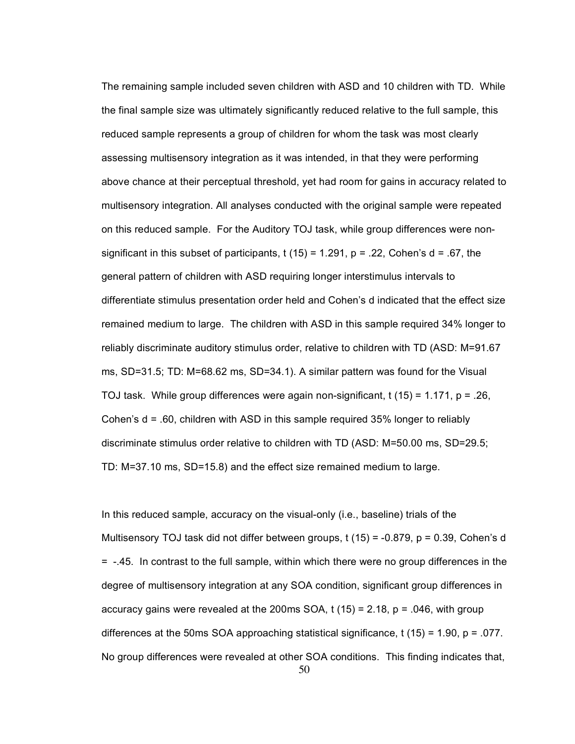The remaining sample included seven children with ASD and 10 children with TD. While the final sample size was ultimately significantly reduced relative to the full sample, this reduced sample represents a group of children for whom the task was most clearly assessing multisensory integration as it was intended, in that they were performing above chance at their perceptual threshold, yet had room for gains in accuracy related to multisensory integration. All analyses conducted with the original sample were repeated on this reduced sample. For the Auditory TOJ task, while group differences were non-significant in this subset of participants, $t(15) = 1.291$, $p = .22$, Cohen's $d = .67$, the general pattern of children with ASD requiring longer interstimulus intervals to differentiate stimulus presentation order held and Cohen's d indicated that the effect size remained medium to large. The children with ASD in this sample required 34% longer to reliably discriminate auditory stimulus order, relative to children with TD (ASD: $M=91.67$ ms, $SD=31.5$; TD: $M=68.62$ ms, $SD=34.1$). A similar pattern was found for the Visual TOJ task. While group differences were again non-significant, $t(15) = 1.171$, $p = .26$, Cohen's $d = .60$, children with ASD in this sample required 35% longer to reliably discriminate stimulus order relative to children with TD (ASD: $M=50.00$ ms, $SD=29.5$; TD: $M=37.10$ ms, $SD=15.8$) and the effect size remained medium to large.

In this reduced sample, accuracy on the visual-only (i.e., baseline) trials of the Multisensory TOJ task did not differ between groups, $t(15) = -0.879$, $p = 0.39$, Cohen's $d = -.45$. In contrast to the full sample, within which there were no group differences in the degree of multisensory integration at any SOA condition, significant group differences in accuracy gains were revealed at the 200ms SOA, $t(15) = 2.18$, $p = .046$, with group differences at the 50ms SOA approaching statistical significance, $t(15) = 1.90$, $p = .077$. No group differences were revealed at other SOA conditions. This finding indicates that,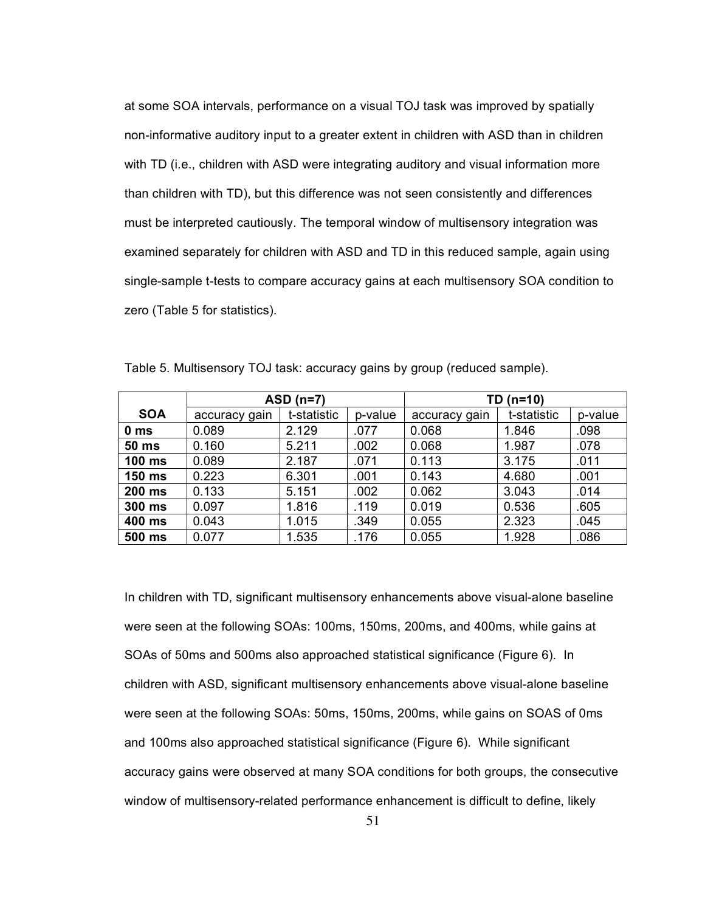at some SOA intervals, performance on a visual TOJ task was improved by spatially non-informative auditory input to a greater extent in children with ASD than in children with TD (i.e., children with ASD were integrating auditory and visual information more than children with TD), but this difference was not seen consistently and differences must be interpreted cautiously. The temporal window of multisensory integration was examined separately for children with ASD and TD in this reduced sample, again using single-sample t-tests to compare accuracy gains at each multisensory SOA condition to zero (Table 5 for statistics).

Table 5. Multisensory TOJ task: accuracy gains by group (reduced sample).

| | ASD (n=7) | | | TD (n=10) | | |
|---|---|---|---|---|---|---|
| **SOA** | accuracy gain | t-statistic | p-value | accuracy gain | t-statistic | p-value |
| **0 ms** | 0.089 | 2.129 | .077 | 0.068 | 1.846 | .098 |
| **50 ms** | 0.160 | 5.211 | .002 | 0.068 | 1.987 | .078 |
| **100 ms** | 0.089 | 2.187 | .071 | 0.113 | 3.175 | .011 |
| **150 ms** | 0.223 | 6.301 | .001 | 0.143 | 4.680 | .001 |
| **200 ms** | 0.133 | 5.151 | .002 | 0.062 | 3.043 | .014 |
| **300 ms** | 0.097 | 1.816 | .119 | 0.019 | 0.536 | .605 |
| **400 ms** | 0.043 | 1.015 | .349 | 0.055 | 2.323 | .045 |
| **500 ms** | 0.077 | 1.535 | .176 | 0.055 | 1.928 | .086 |

In children with TD, significant multisensory enhancements above visual-alone baseline were seen at the following SOAs: 100ms, 150ms, 200ms, and 400ms, while gains at SOAs of 50ms and 500ms also approached statistical significance (Figure 6). In children with ASD, significant multisensory enhancements above visual-alone baseline were seen at the following SOAs: 50ms, 150ms, 200ms, while gains on SOAS of 0ms and 100ms also approached statistical significance (Figure 6). While significant accuracy gains were observed at many SOA conditions for both groups, the consecutive window of multisensory-related performance enhancement is difficult to define, likely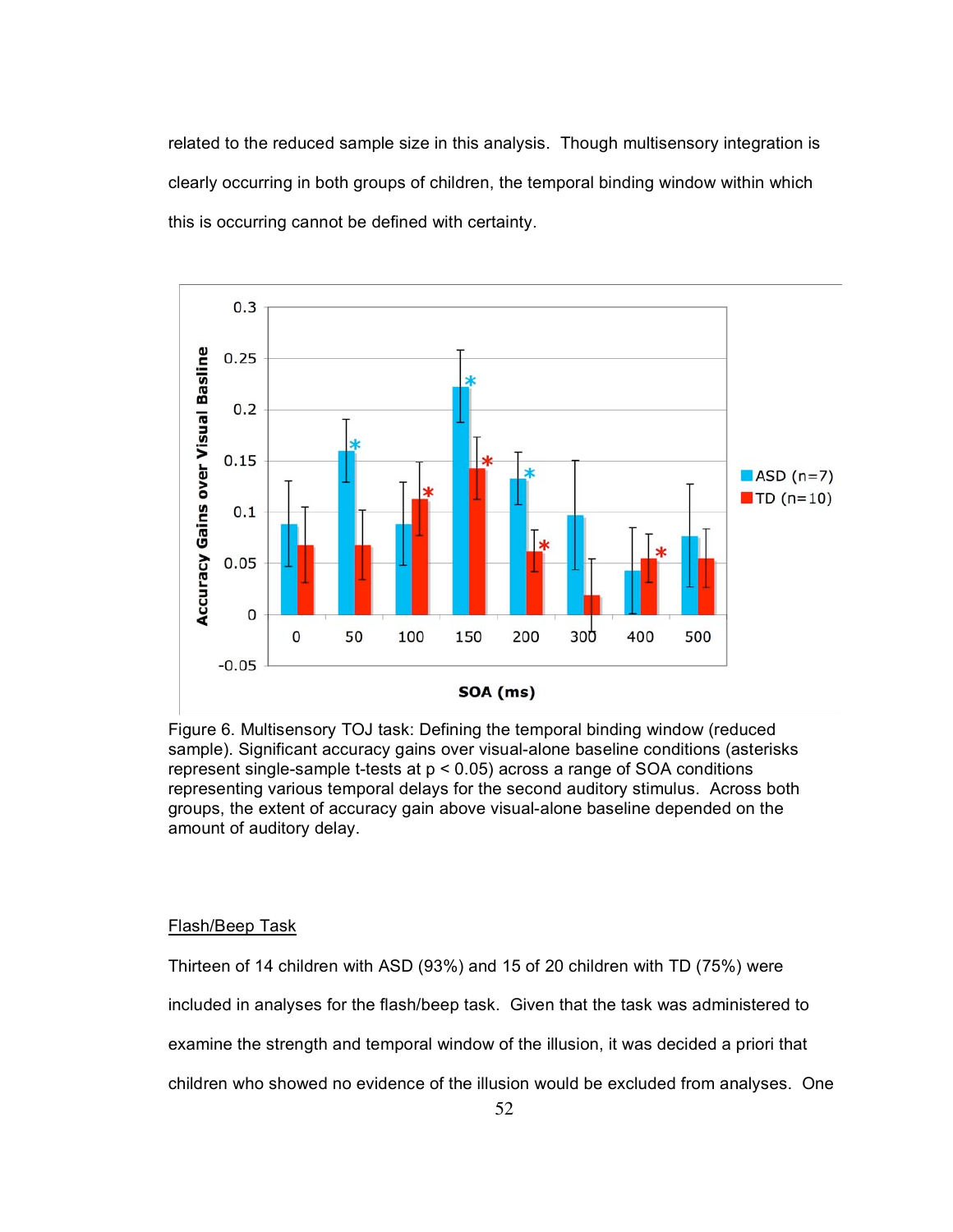related to the reduced sample size in this analysis. Though multisensory integration is clearly occurring in both groups of children, the temporal binding window within which this is occurring cannot be defined with certainty.

Accuracy Gains over Visual Basline

0.3
0.25
0.2
0.15
0.1
0.05
0
-0.05

0 50 100 150 200 300 400 500

SOA (ms)

ASD (n=7)
TD (n=10)

Figure 6. Multisensory TOJ task: Defining the temporal binding window (reduced sample). Significant accuracy gains over visual-alone baseline conditions (asterisks represent single-sample t-tests at $p < 0.05$) across a range of SOA conditions representing various temporal delays for the second auditory stimulus. Across both groups, the extent of accuracy gain above visual-alone baseline depended on the amount of auditory delay.

Flash/Beep Task

Thirteen of 14 children with ASD (93%) and 15 of 20 children with TD (75%) were included in analyses for the flash/beep task. Given that the task was administered to examine the strength and temporal window of the illusion, it was decided a priori that children who showed no evidence of the illusion would be excluded from analyses. One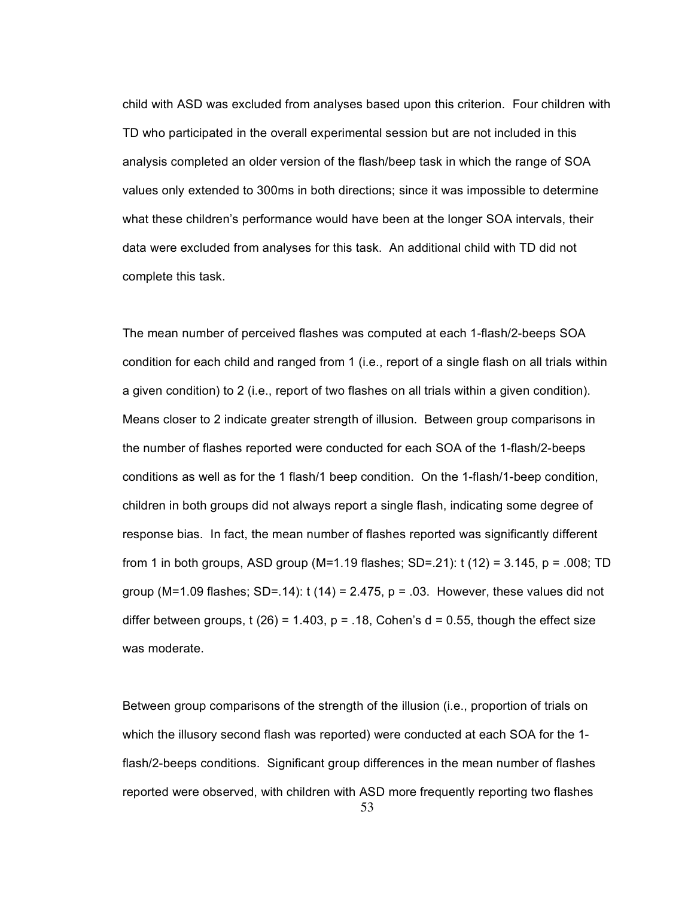child with ASD was excluded from analyses based upon this criterion. Four children with TD who participated in the overall experimental session but are not included in this analysis completed an older version of the flash/beep task in which the range of SOA values only extended to 300ms in both directions; since it was impossible to determine what these children's performance would have been at the longer SOA intervals, their data were excluded from analyses for this task. An additional child with TD did not complete this task.

The mean number of perceived flashes was computed at each 1-flash/2-beeps SOA condition for each child and ranged from 1 (i.e., report of a single flash on all trials within a given condition) to 2 (i.e., report of two flashes on all trials within a given condition). Means closer to 2 indicate greater strength of illusion. Between group comparisons in the number of flashes reported were conducted for each SOA of the 1-flash/2-beeps conditions as well as for the 1 flash/1 beep condition. On the 1-flash/1-beep condition, children in both groups did not always report a single flash, indicating some degree of response bias. In fact, the mean number of flashes reported was significantly different from 1 in both groups, ASD group ($M=1.19$ flashes; $SD=.21$): $t(12) = 3.145$, $p = .008$; TD group ($M=1.09$ flashes; $SD=.14$): $t(14) = 2.475$, $p = .03$. However, these values did not differ between groups, $t(26) = 1.403$, $p = .18$, Cohen's $d = 0.55$, though the effect size was moderate.

Between group comparisons of the strength of the illusion (i.e., proportion of trials on which the illusory second flash was reported) were conducted at each SOA for the 1-flash/2-beeps conditions. Significant group differences in the mean number of flashes reported were observed, with children with ASD more frequently reporting two flashes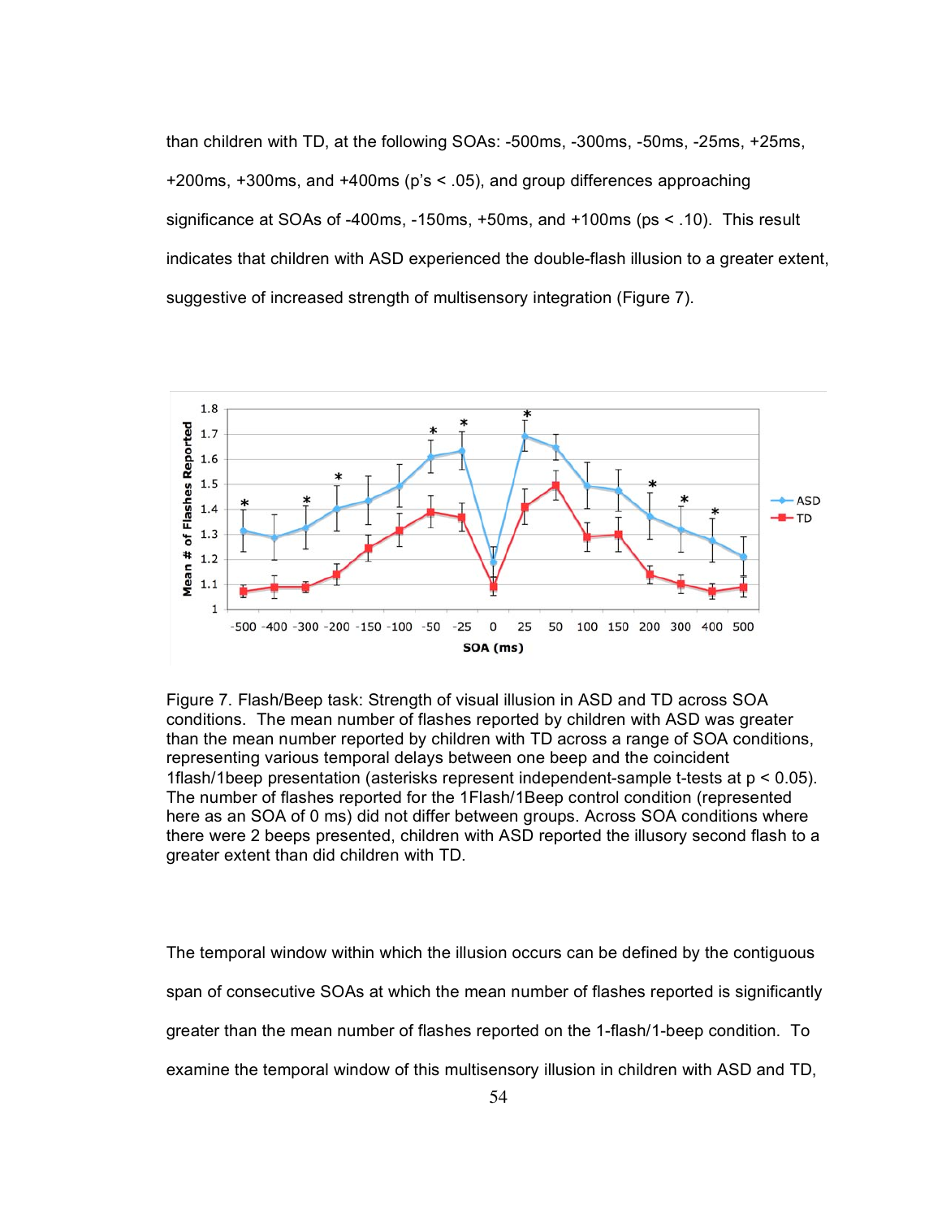than children with TD, at the following SOAs: -500ms, -300ms, -50ms, -25ms, +25ms, +200ms, +300ms, and +400ms (p's < .05), and group differences approaching significance at SOAs of -400ms, -150ms, +50ms, and +100ms (ps < .10). This result indicates that children with ASD experienced the double-flash illusion to a greater extent, suggestive of increased strength of multisensory integration (Figure 7).

Mean # of Flashes Reported

1.8
1.7
1.6
1.5
1.4
1.3
1.2
1.1
1

-500 -400 -300 -200 -150 -100 -50 -25 0 25 50 100 150 200 300 400 500

SOA (ms)

ASD
TD

Figure 7. Flash/Beep task: Strength of visual illusion in ASD and TD across SOA conditions. The mean number of flashes reported by children with ASD was greater than the mean number reported by children with TD across a range of SOA conditions, representing various temporal delays between one beep and the coincident 1flash/1beep presentation (asterisks represent independent-sample t-tests at p < 0.05). The number of flashes reported for the 1Flash/1Beep control condition (represented here as an SOA of 0 ms) did not differ between groups. Across SOA conditions where there were 2 beeps presented, children with ASD reported the illusory second flash to a greater extent than did children with TD.

The temporal window within which the illusion occurs can be defined by the contiguous span of consecutive SOAs at which the mean number of flashes reported is significantly greater than the mean number of flashes reported on the 1-flash/1-beep condition. To examine the temporal window of this multisensory illusion in children with ASD and TD,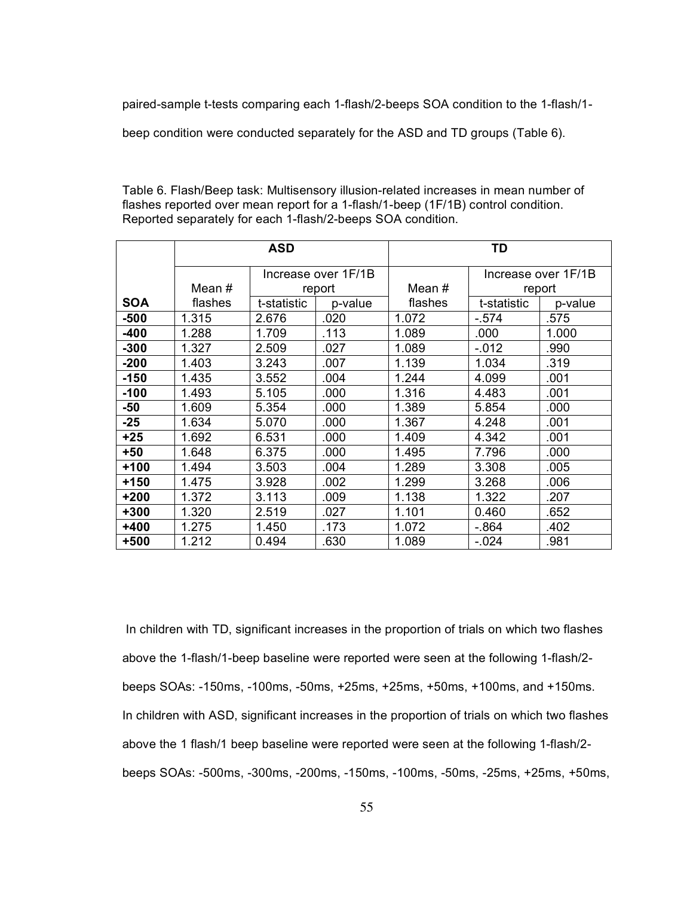paired-sample t-tests comparing each 1-flash/2-beeps SOA condition to the 1-flash/1-beep condition were conducted separately for the ASD and TD groups (Table 6).

Table 6. Flash/Beep task: Multisensory illusion-related increases in mean number of flashes reported over mean report for a 1-flash/1-beep (1F/1B) control condition. Reported separately for each 1-flash/2-beeps SOA condition.

| | ASD | | | TD | | |
|---|---|---|---|---|---|---|
| | Mean # | Increase over 1F/1B report | | Mean # | Increase over 1F/1B report | |
| **SOA** | flashes | t-statistic | p-value | flashes | t-statistic | p-value |
| **-500** | 1.315 | 2.676 | .020 | 1.072 | -.574 | .575 |
| **-400** | 1.288 | 1.709 | .113 | 1.089 | .000 | 1.000 |
| **-300** | 1.327 | 2.509 | .027 | 1.089 | -.012 | .990 |
| **-200** | 1.403 | 3.243 | .007 | 1.139 | 1.034 | .319 |
| **-150** | 1.435 | 3.552 | .004 | 1.244 | 4.099 | .001 |
| **-100** | 1.493 | 5.105 | .000 | 1.316 | 4.483 | .001 |
| **-50** | 1.609 | 5.354 | .000 | 1.389 | 5.854 | .000 |
| **-25** | 1.634 | 5.070 | .000 | 1.367 | 4.248 | .001 |
| **+25** | 1.692 | 6.531 | .000 | 1.409 | 4.342 | .001 |
| **+50** | 1.648 | 6.375 | .000 | 1.495 | 7.796 | .000 |
| **+100** | 1.494 | 3.503 | .004 | 1.289 | 3.308 | .005 |
| **+150** | 1.475 | 3.928 | .002 | 1.299 | 3.268 | .006 |
| **+200** | 1.372 | 3.113 | .009 | 1.138 | 1.322 | .207 |
| **+300** | 1.320 | 2.519 | .027 | 1.101 | 0.460 | .652 |
| **+400** | 1.275 | 1.450 | .173 | 1.072 | -.864 | .402 |
| **+500** | 1.212 | 0.494 | .630 | 1.089 | -.024 | .981 |

In children with TD, significant increases in the proportion of trials on which two flashes above the 1-flash/1-beep baseline were reported were seen at the following 1-flash/2-beeps SOAs: -150ms, -100ms, -50ms, +25ms, +25ms, +50ms, +100ms, and +150ms. In children with ASD, significant increases in the proportion of trials on which two flashes above the 1 flash/1 beep baseline were reported were seen at the following 1-flash/2-beeps SOAs: -500ms, -300ms, -200ms, -150ms, -100ms, -50ms, -25ms, +25ms, +50ms,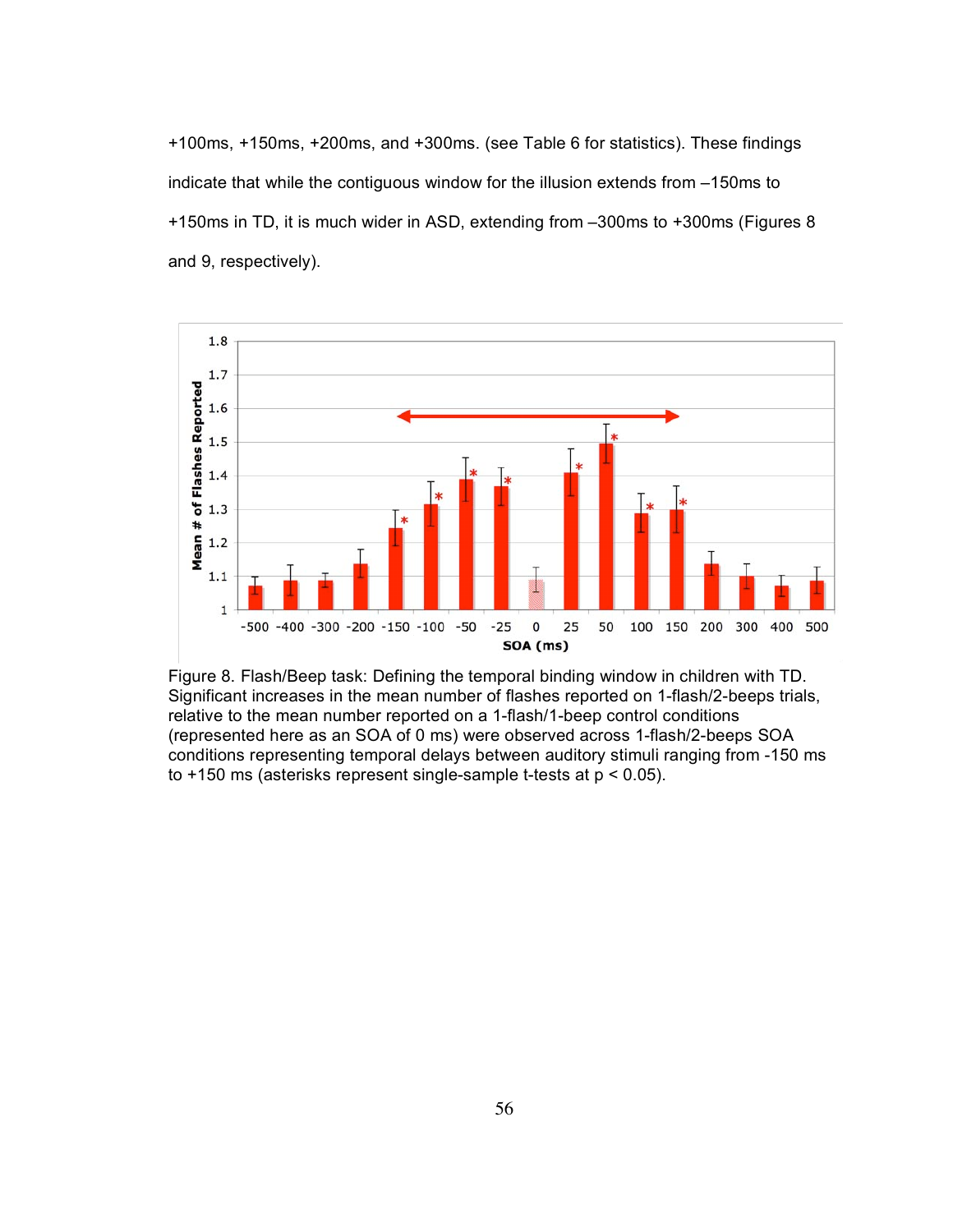+100ms, +150ms, +200ms, and +300ms. (see Table 6 for statistics). These findings indicate that while the contiguous window for the illusion extends from –150ms to +150ms in TD, it is much wider in ASD, extending from –300ms to +300ms (Figures 8 and 9, respectively).

1.8
1.7
1.6
1.5
1.4
1.3
1.2
1.1
1

Mean # of Flashes Reported

-500 -400 -300 -200 -150 -100 -50 -25 0 25 50 100 150 200 300 400 500

SOA (ms)

Figure 8. Flash/Beep task: Defining the temporal binding window in children with TD. Significant increases in the mean number of flashes reported on 1-flash/2-beeps trials, relative to the mean number reported on a 1-flash/1-beep control conditions (represented here as an SOA of 0 ms) were observed across 1-flash/2-beeps SOA conditions representing temporal delays between auditory stimuli ranging from -150 ms to +150 ms (asterisks represent single-sample t-tests at $p < 0.05$).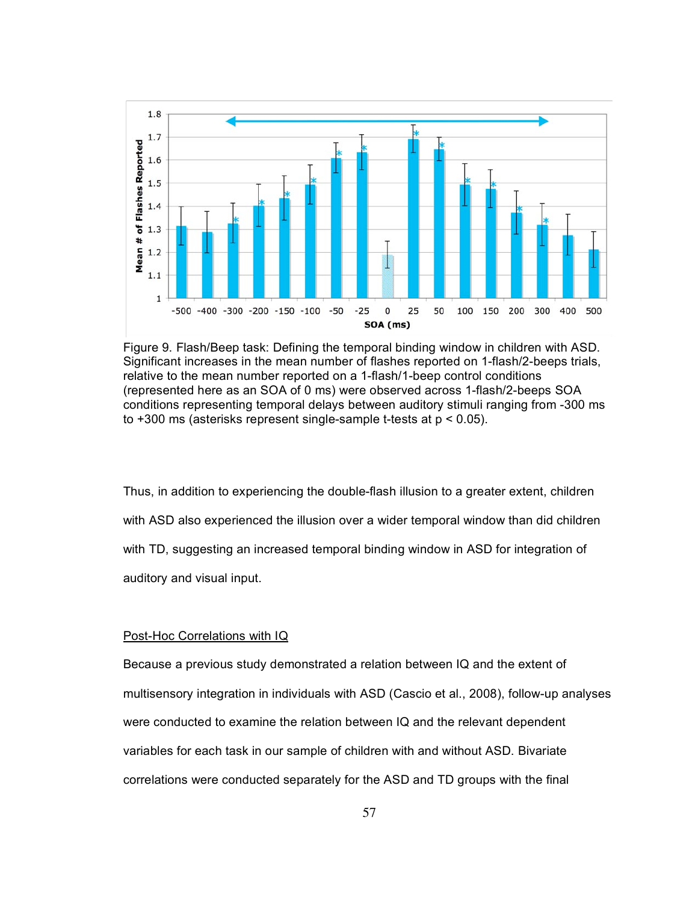1.8
1.7
1.6
1.5
1.4
1.3
1.2
1.1
1

Mean # of Flashes Reported

-500 -400 -300 -200 -150 -100 -50 -25 0 25 50 100 150 200 300 400 500

SOA (ms)

Figure 9. Flash/Beep task: Defining the temporal binding window in children with ASD. Significant increases in the mean number of flashes reported on 1-flash/2-beeps trials, relative to the mean number reported on a 1-flash/1-beep control conditions (represented here as an SOA of 0 ms) were observed across 1-flash/2-beeps SOA conditions representing temporal delays between auditory stimuli ranging from -300 ms to +300 ms (asterisks represent single-sample t-tests at $p < 0.05$).

Thus, in addition to experiencing the double-flash illusion to a greater extent, children with ASD also experienced the illusion over a wider temporal window than did children with TD, suggesting an increased temporal binding window in ASD for integration of auditory and visual input.

Post-Hoc Correlations with IQ

Because a previous study demonstrated a relation between IQ and the extent of multisensory integration in individuals with ASD (Cascio et al., 2008), follow-up analyses were conducted to examine the relation between IQ and the relevant dependent variables for each task in our sample of children with and without ASD. Bivariate correlations were conducted separately for the ASD and TD groups with the final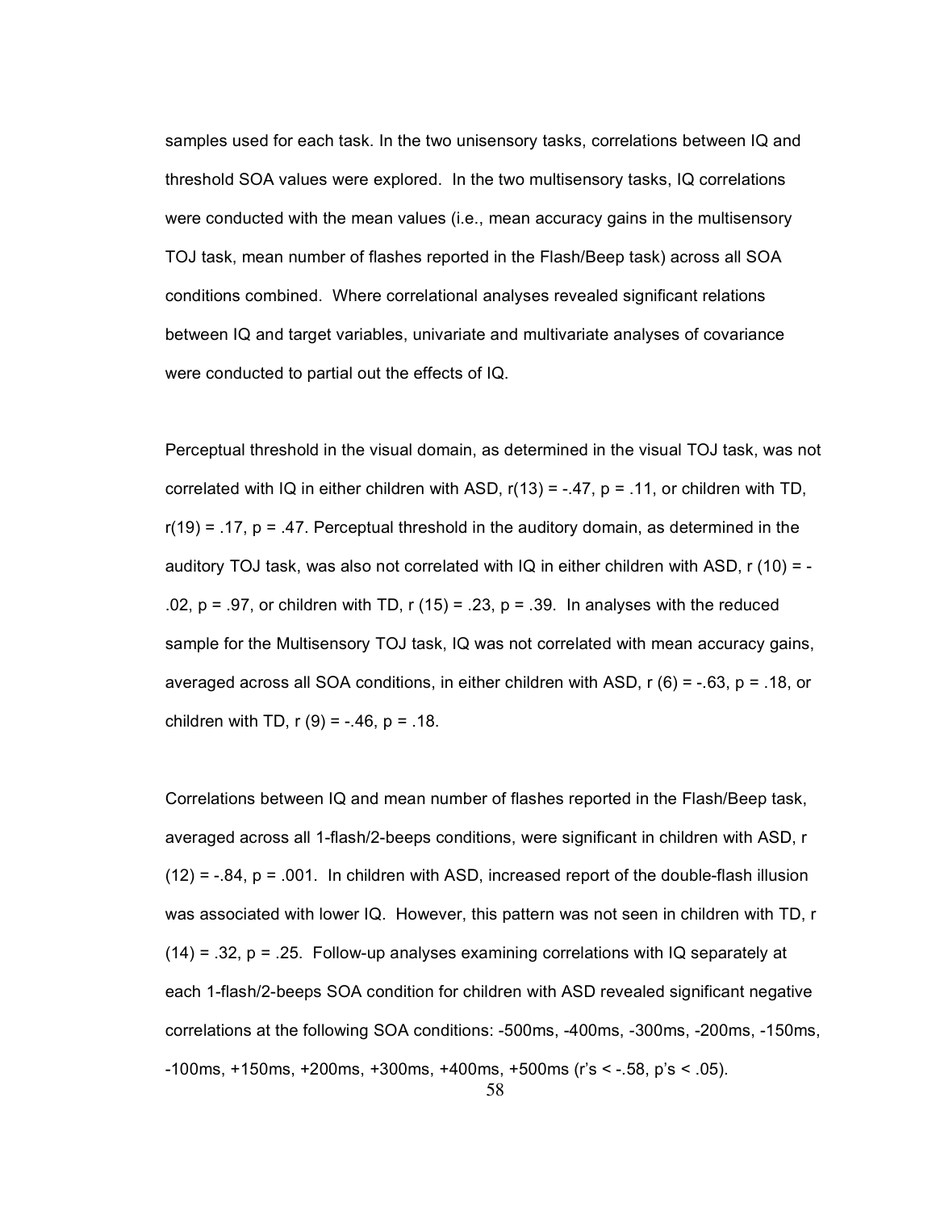samples used for each task. In the two unisensory tasks, correlations between IQ and threshold SOA values were explored. In the two multisensory tasks, IQ correlations were conducted with the mean values (i.e., mean accuracy gains in the multisensory TOJ task, mean number of flashes reported in the Flash/Beep task) across all SOA conditions combined. Where correlational analyses revealed significant relations between IQ and target variables, univariate and multivariate analyses of covariance were conducted to partial out the effects of IQ.

Perceptual threshold in the visual domain, as determined in the visual TOJ task, was not correlated with IQ in either children with ASD, $r(13) = -.47$, $p = .11$, or children with TD, $r(19) = .17$, $p = .47$. Perceptual threshold in the auditory domain, as determined in the auditory TOJ task, was also not correlated with IQ in either children with ASD, $r(10) = -.02$, $p = .97$, or children with TD, $r(15) = .23$, $p = .39$. In analyses with the reduced sample for the Multisensory TOJ task, IQ was not correlated with mean accuracy gains, averaged across all SOA conditions, in either children with ASD, $r(6) = -.63$, $p = .18$, or children with TD, $r(9) = -.46$, $p = .18$.

Correlations between IQ and mean number of flashes reported in the Flash/Beep task, averaged across all 1-flash/2-beeps conditions, were significant in children with ASD, $r(12) = -.84$, $p = .001$. In children with ASD, increased report of the double-flash illusion was associated with lower IQ. However, this pattern was not seen in children with TD, $r(14) = .32$, $p = .25$. Follow-up analyses examining correlations with IQ separately at each 1-flash/2-beeps SOA condition for children with ASD revealed significant negative correlations at the following SOA conditions: -500ms, -400ms, -300ms, -200ms, -150ms, -100ms, +150ms, +200ms, +300ms, +400ms, +500ms ($r$'s $< -.58$, $p$'s $< .05$).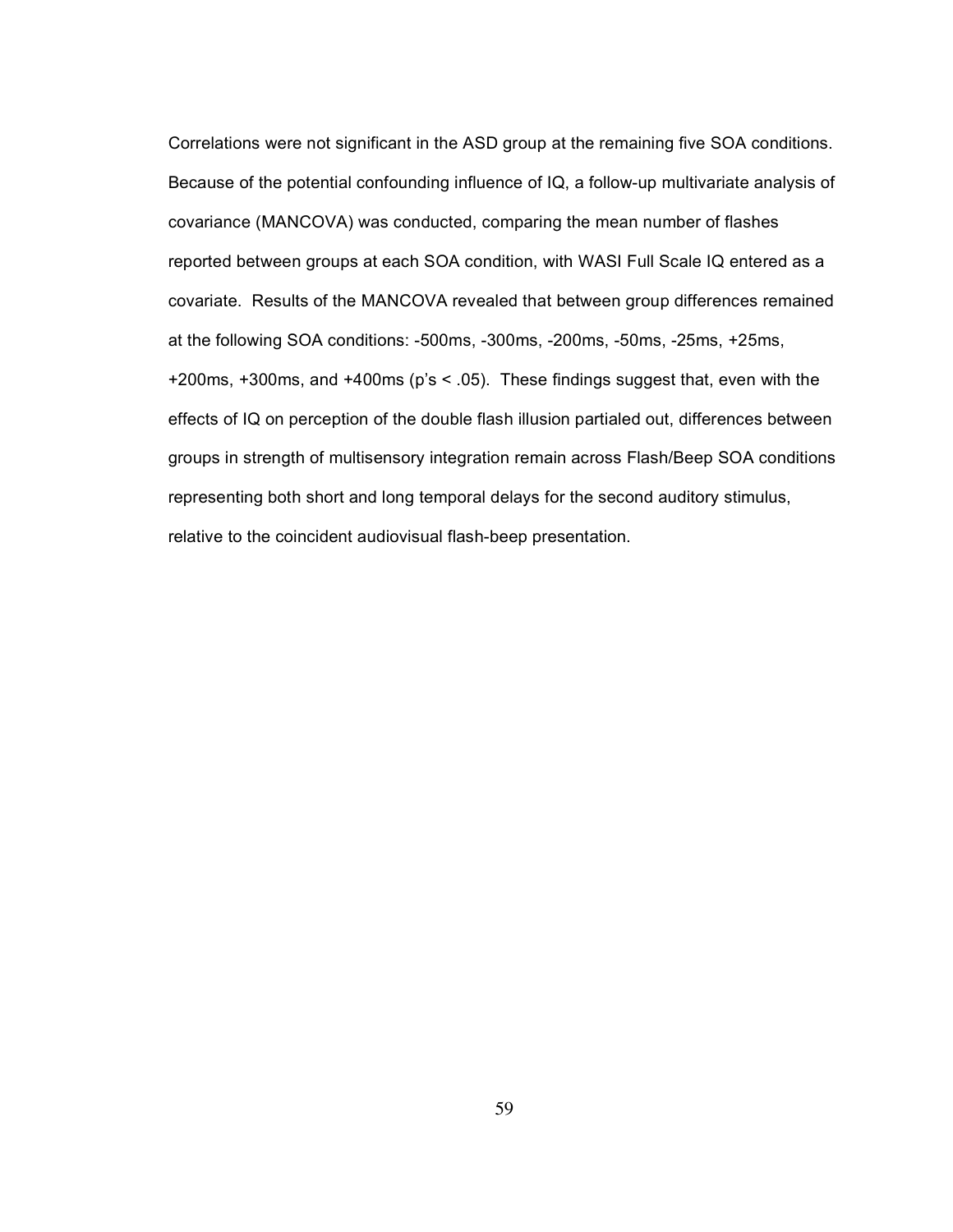Correlations were not significant in the ASD group at the remaining five SOA conditions. Because of the potential confounding influence of IQ, a follow-up multivariate analysis of covariance (MANCOVA) was conducted, comparing the mean number of flashes reported between groups at each SOA condition, with WASI Full Scale IQ entered as a covariate. Results of the MANCOVA revealed that between group differences remained at the following SOA conditions: -500ms, -300ms, -200ms, -50ms, -25ms, +25ms, +200ms, +300ms, and +400ms ($p$'s $< .05$). These findings suggest that, even with the effects of IQ on perception of the double flash illusion partialed out, differences between groups in strength of multisensory integration remain across Flash/Beep SOA conditions representing both short and long temporal delays for the second auditory stimulus, relative to the coincident audiovisual flash-beep presentation.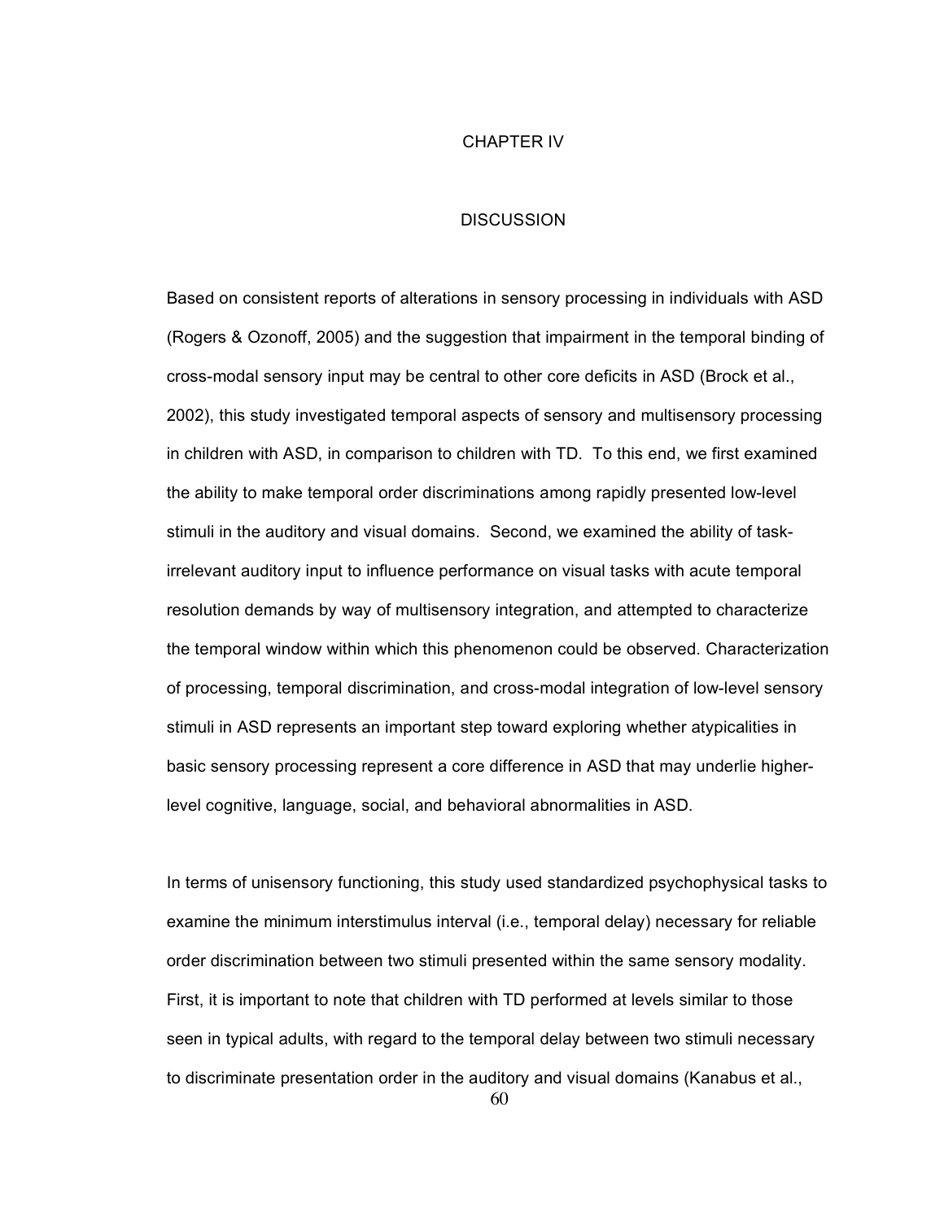# CHAPTER IV

# DISCUSSION

Based on consistent reports of alterations in sensory processing in individuals with ASD (Rogers & Ozonoff, 2005) and the suggestion that impairment in the temporal binding of cross-modal sensory input may be central to other core deficits in ASD (Brock et al., 2002), this study investigated temporal aspects of sensory and multisensory processing in children with ASD, in comparison to children with TD. To this end, we first examined the ability to make temporal order discriminations among rapidly presented low-level stimuli in the auditory and visual domains. Second, we examined the ability of task-irrelevant auditory input to influence performance on visual tasks with acute temporal resolution demands by way of multisensory integration, and attempted to characterize the temporal window within which this phenomenon could be observed. Characterization of processing, temporal discrimination, and cross-modal integration of low-level sensory stimuli in ASD represents an important step toward exploring whether atypicalities in basic sensory processing represent a core difference in ASD that may underlie higher-level cognitive, language, social, and behavioral abnormalities in ASD.

In terms of unisensory functioning, this study used standardized psychophysical tasks to examine the minimum interstimulus interval (i.e., temporal delay) necessary for reliable order discrimination between two stimuli presented within the same sensory modality. First, it is important to note that children with TD performed at levels similar to those seen in typical adults, with regard to the temporal delay between two stimuli necessary to discriminate presentation order in the auditory and visual domains (Kanabus et al.,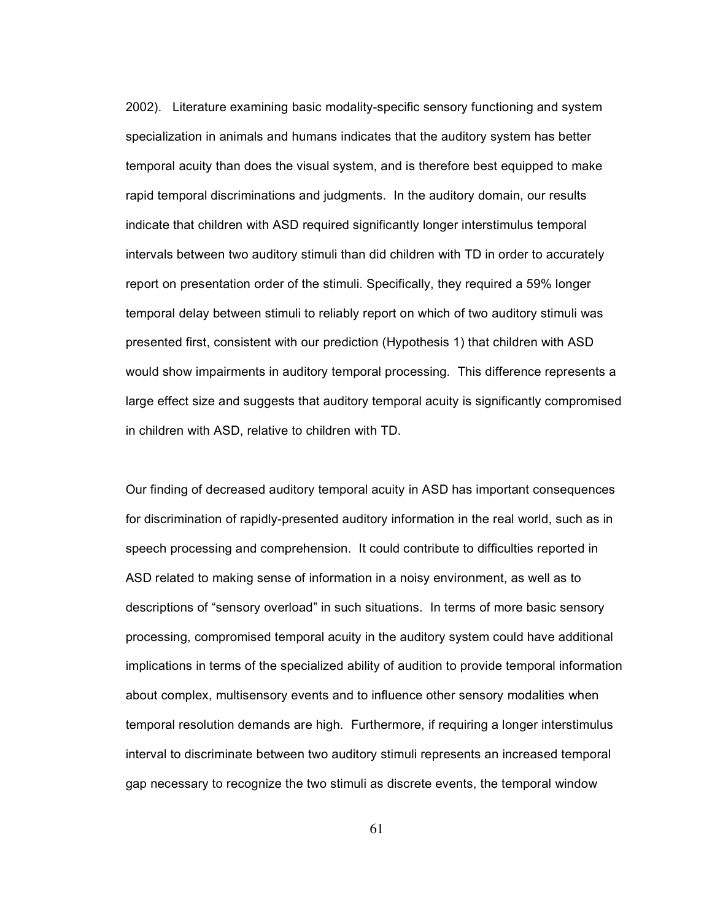2002). Literature examining basic modality-specific sensory functioning and system specialization in animals and humans indicates that the auditory system has better temporal acuity than does the visual system, and is therefore best equipped to make rapid temporal discriminations and judgments. In the auditory domain, our results indicate that children with ASD required significantly longer interstimulus temporal intervals between two auditory stimuli than did children with TD in order to accurately report on presentation order of the stimuli. Specifically, they required a 59% longer temporal delay between stimuli to reliably report on which of two auditory stimuli was presented first, consistent with our prediction (Hypothesis 1) that children with ASD would show impairments in auditory temporal processing. This difference represents a large effect size and suggests that auditory temporal acuity is significantly compromised in children with ASD, relative to children with TD.

Our finding of decreased auditory temporal acuity in ASD has important consequences for discrimination of rapidly-presented auditory information in the real world, such as in speech processing and comprehension. It could contribute to difficulties reported in ASD related to making sense of information in a noisy environment, as well as to descriptions of "sensory overload" in such situations. In terms of more basic sensory processing, compromised temporal acuity in the auditory system could have additional implications in terms of the specialized ability of audition to provide temporal information about complex, multisensory events and to influence other sensory modalities when temporal resolution demands are high. Furthermore, if requiring a longer interstimulus interval to discriminate between two auditory stimuli represents an increased temporal gap necessary to recognize the two stimuli as discrete events, the temporal window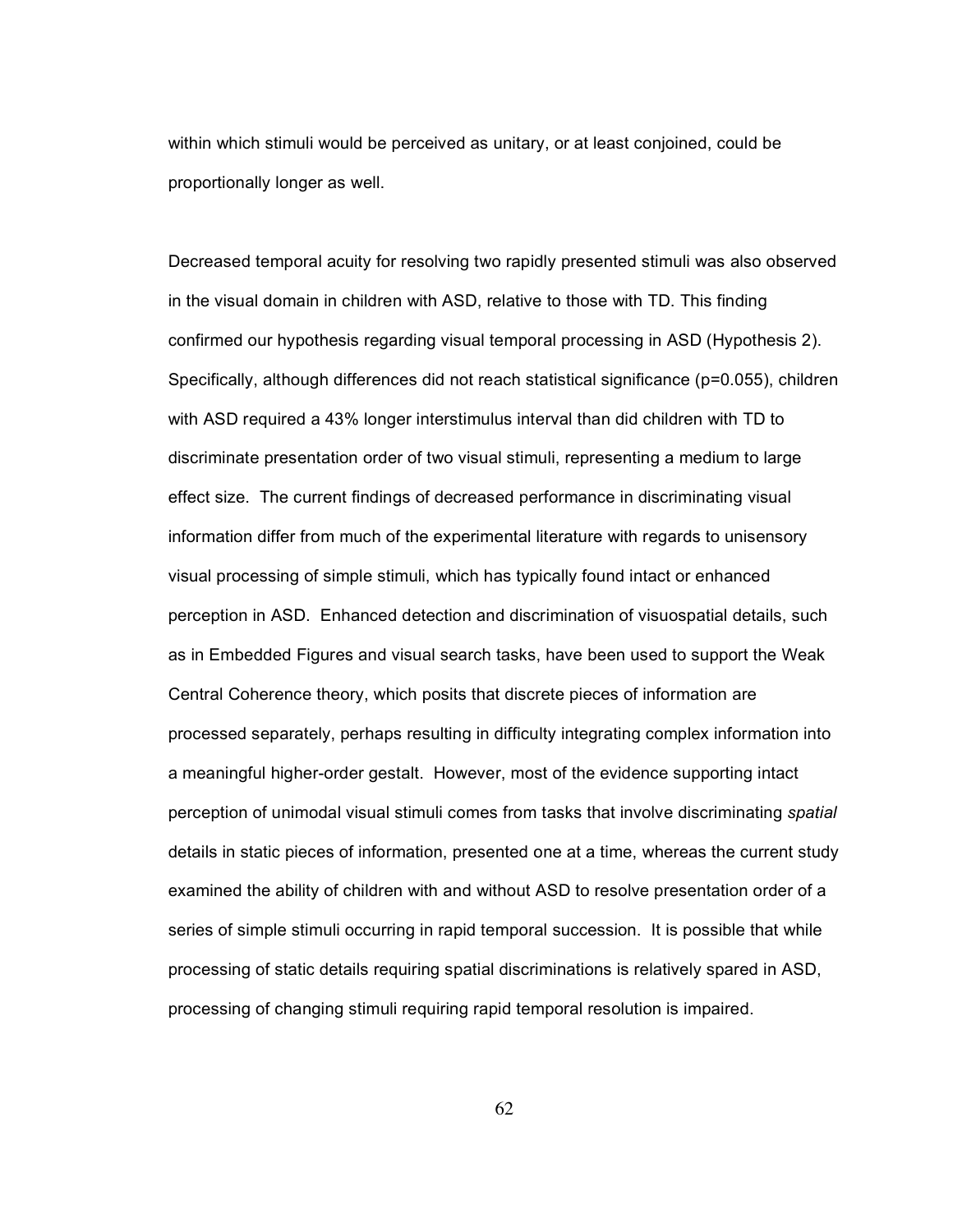within which stimuli would be perceived as unitary, or at least conjoined, could be proportionally longer as well.

Decreased temporal acuity for resolving two rapidly presented stimuli was also observed in the visual domain in children with ASD, relative to those with TD. This finding confirmed our hypothesis regarding visual temporal processing in ASD (Hypothesis 2). Specifically, although differences did not reach statistical significance ($p=0.055$), children with ASD required a 43% longer interstimulus interval than did children with TD to discriminate presentation order of two visual stimuli, representing a medium to large effect size. The current findings of decreased performance in discriminating visual information differ from much of the experimental literature with regards to unisensory visual processing of simple stimuli, which has typically found intact or enhanced perception in ASD. Enhanced detection and discrimination of visuospatial details, such as in Embedded Figures and visual search tasks, have been used to support the Weak Central Coherence theory, which posits that discrete pieces of information are processed separately, perhaps resulting in difficulty integrating complex information into a meaningful higher-order gestalt. However, most of the evidence supporting intact perception of unimodal visual stimuli comes from tasks that involve discriminating *spatial* details in static pieces of information, presented one at a time, whereas the current study examined the ability of children with and without ASD to resolve presentation order of a series of simple stimuli occurring in rapid temporal succession. It is possible that while processing of static details requiring spatial discriminations is relatively spared in ASD, processing of changing stimuli requiring rapid temporal resolution is impaired.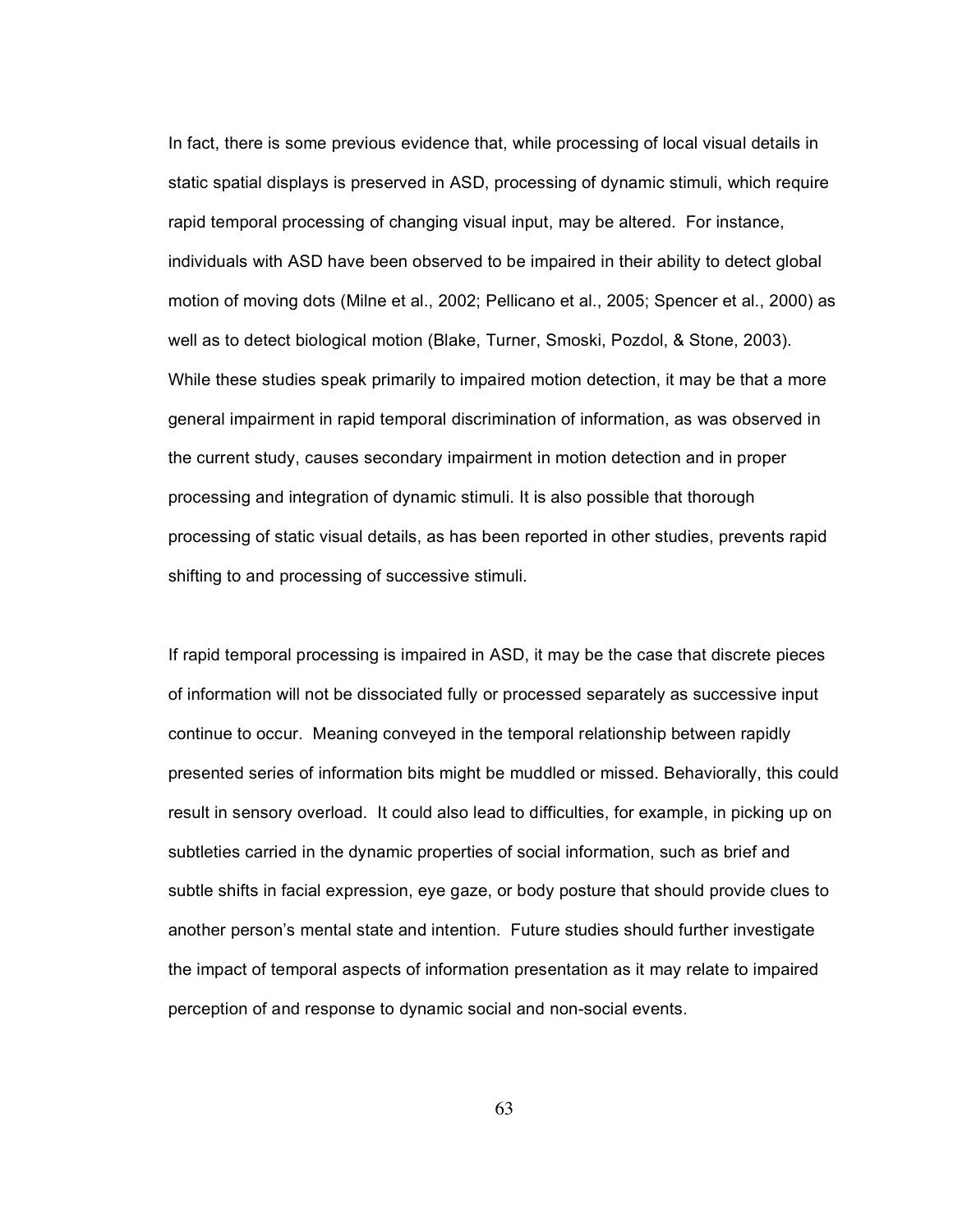In fact, there is some previous evidence that, while processing of local visual details in static spatial displays is preserved in ASD, processing of dynamic stimuli, which require rapid temporal processing of changing visual input, may be altered. For instance, individuals with ASD have been observed to be impaired in their ability to detect global motion of moving dots (Milne et al., 2002; Pellicano et al., 2005; Spencer et al., 2000) as well as to detect biological motion (Blake, Turner, Smoski, Pozdol, & Stone, 2003). While these studies speak primarily to impaired motion detection, it may be that a more general impairment in rapid temporal discrimination of information, as was observed in the current study, causes secondary impairment in motion detection and in proper processing and integration of dynamic stimuli. It is also possible that thorough processing of static visual details, as has been reported in other studies, prevents rapid shifting to and processing of successive stimuli.

If rapid temporal processing is impaired in ASD, it may be the case that discrete pieces of information will not be dissociated fully or processed separately as successive input continue to occur. Meaning conveyed in the temporal relationship between rapidly presented series of information bits might be muddled or missed. Behaviorally, this could result in sensory overload. It could also lead to difficulties, for example, in picking up on subtleties carried in the dynamic properties of social information, such as brief and subtle shifts in facial expression, eye gaze, or body posture that should provide clues to another person's mental state and intention. Future studies should further investigate the impact of temporal aspects of information presentation as it may relate to impaired perception of and response to dynamic social and non-social events.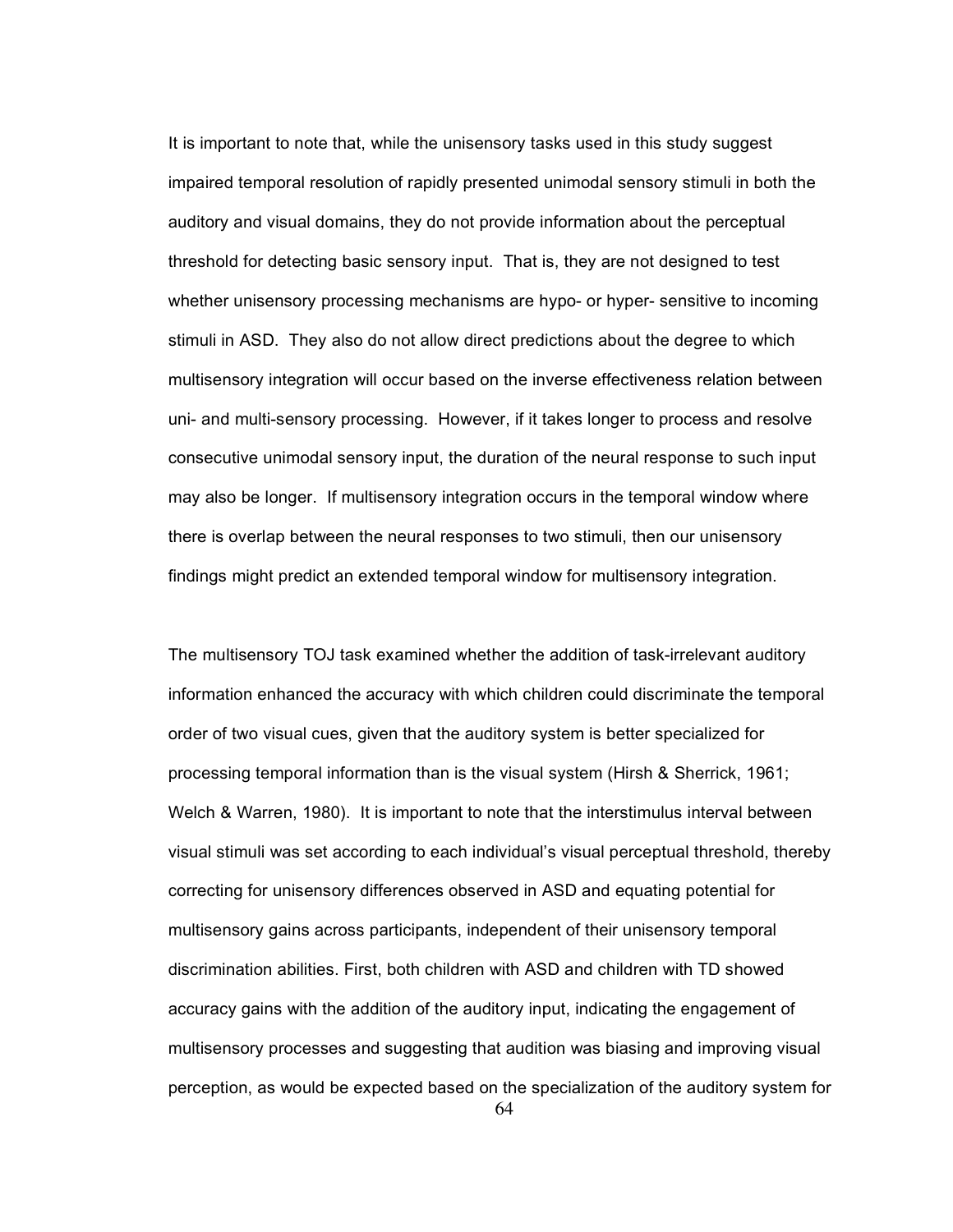It is important to note that, while the unisensory tasks used in this study suggest impaired temporal resolution of rapidly presented unimodal sensory stimuli in both the auditory and visual domains, they do not provide information about the perceptual threshold for detecting basic sensory input. That is, they are not designed to test whether unisensory processing mechanisms are hypo- or hyper- sensitive to incoming stimuli in ASD. They also do not allow direct predictions about the degree to which multisensory integration will occur based on the inverse effectiveness relation between uni- and multi-sensory processing. However, if it takes longer to process and resolve consecutive unimodal sensory input, the duration of the neural response to such input may also be longer. If multisensory integration occurs in the temporal window where there is overlap between the neural responses to two stimuli, then our unisensory findings might predict an extended temporal window for multisensory integration.

The multisensory TOJ task examined whether the addition of task-irrelevant auditory information enhanced the accuracy with which children could discriminate the temporal order of two visual cues, given that the auditory system is better specialized for processing temporal information than is the visual system (Hirsh & Sherrick, 1961; Welch & Warren, 1980). It is important to note that the interstimulus interval between visual stimuli was set according to each individual's visual perceptual threshold, thereby correcting for unisensory differences observed in ASD and equating potential for multisensory gains across participants, independent of their unisensory temporal discrimination abilities. First, both children with ASD and children with TD showed accuracy gains with the addition of the auditory input, indicating the engagement of multisensory processes and suggesting that audition was biasing and improving visual perception, as would be expected based on the specialization of the auditory system for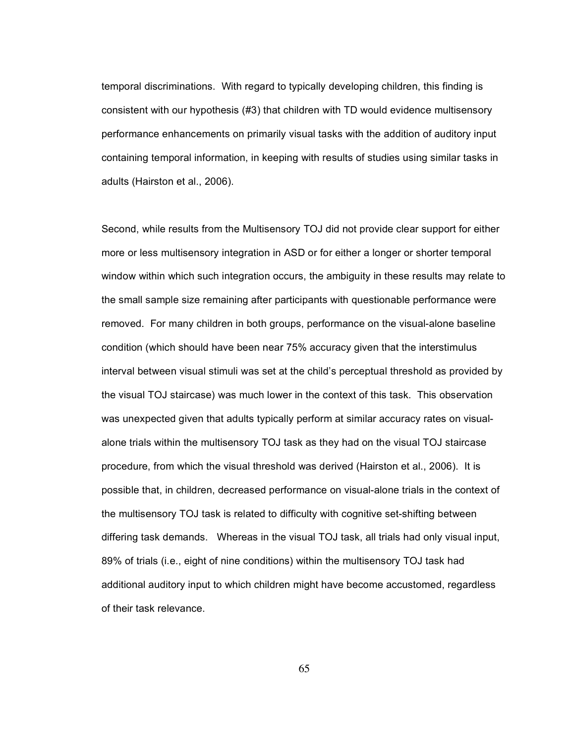temporal discriminations. With regard to typically developing children, this finding is consistent with our hypothesis (#3) that children with TD would evidence multisensory performance enhancements on primarily visual tasks with the addition of auditory input containing temporal information, in keeping with results of studies using similar tasks in adults (Hairston et al., 2006).

Second, while results from the Multisensory TOJ did not provide clear support for either more or less multisensory integration in ASD or for either a longer or shorter temporal window within which such integration occurs, the ambiguity in these results may relate to the small sample size remaining after participants with questionable performance were removed. For many children in both groups, performance on the visual-alone baseline condition (which should have been near 75% accuracy given that the interstimulus interval between visual stimuli was set at the child's perceptual threshold as provided by the visual TOJ staircase) was much lower in the context of this task. This observation was unexpected given that adults typically perform at similar accuracy rates on visual-alone trials within the multisensory TOJ task as they had on the visual TOJ staircase procedure, from which the visual threshold was derived (Hairston et al., 2006). It is possible that, in children, decreased performance on visual-alone trials in the context of the multisensory TOJ task is related to difficulty with cognitive set-shifting between differing task demands. Whereas in the visual TOJ task, all trials had only visual input, 89% of trials (i.e., eight of nine conditions) within the multisensory TOJ task had additional auditory input to which children might have become accustomed, regardless of their task relevance.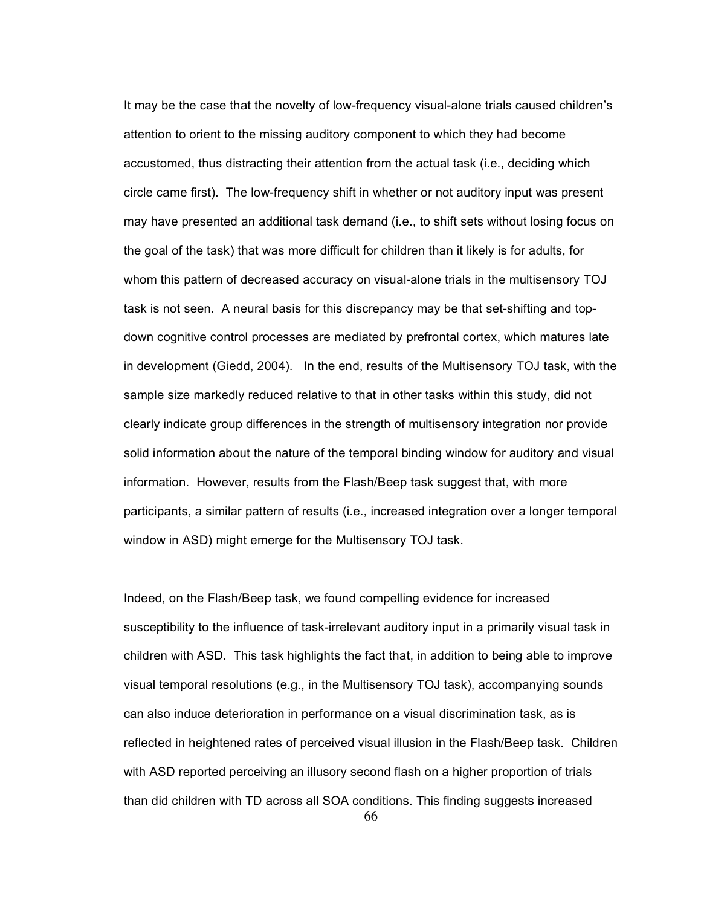It may be the case that the novelty of low-frequency visual-alone trials caused children's attention to orient to the missing auditory component to which they had become accustomed, thus distracting their attention from the actual task (i.e., deciding which circle came first). The low-frequency shift in whether or not auditory input was present may have presented an additional task demand (i.e., to shift sets without losing focus on the goal of the task) that was more difficult for children than it likely is for adults, for whom this pattern of decreased accuracy on visual-alone trials in the multisensory TOJ task is not seen. A neural basis for this discrepancy may be that set-shifting and top-down cognitive control processes are mediated by prefrontal cortex, which matures late in development (Giedd, 2004). In the end, results of the Multisensory TOJ task, with the sample size markedly reduced relative to that in other tasks within this study, did not clearly indicate group differences in the strength of multisensory integration nor provide solid information about the nature of the temporal binding window for auditory and visual information. However, results from the Flash/Beep task suggest that, with more participants, a similar pattern of results (i.e., increased integration over a longer temporal window in ASD) might emerge for the Multisensory TOJ task.

Indeed, on the Flash/Beep task, we found compelling evidence for increased susceptibility to the influence of task-irrelevant auditory input in a primarily visual task in children with ASD. This task highlights the fact that, in addition to being able to improve visual temporal resolutions (e.g., in the Multisensory TOJ task), accompanying sounds can also induce deterioration in performance on a visual discrimination task, as is reflected in heightened rates of perceived visual illusion in the Flash/Beep task. Children with ASD reported perceiving an illusory second flash on a higher proportion of trials than did children with TD across all SOA conditions. This finding suggests increased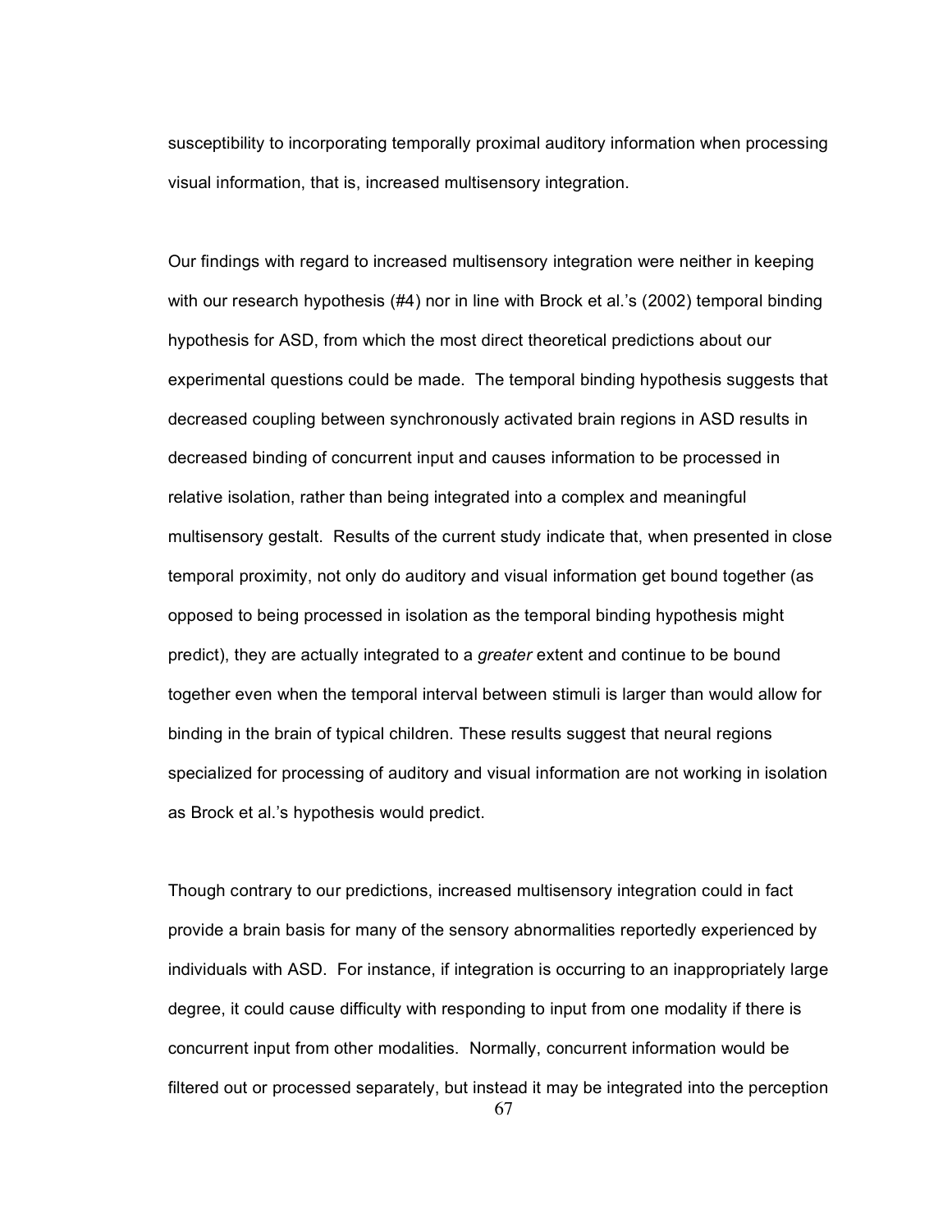susceptibility to incorporating temporally proximal auditory information when processing visual information, that is, increased multisensory integration.

Our findings with regard to increased multisensory integration were neither in keeping with our research hypothesis (#4) nor in line with Brock et al.'s (2002) temporal binding hypothesis for ASD, from which the most direct theoretical predictions about our experimental questions could be made. The temporal binding hypothesis suggests that decreased coupling between synchronously activated brain regions in ASD results in decreased binding of concurrent input and causes information to be processed in relative isolation, rather than being integrated into a complex and meaningful multisensory gestalt. Results of the current study indicate that, when presented in close temporal proximity, not only do auditory and visual information get bound together (as opposed to being processed in isolation as the temporal binding hypothesis might predict), they are actually integrated to a *greater* extent and continue to be bound together even when the temporal interval between stimuli is larger than would allow for binding in the brain of typical children. These results suggest that neural regions specialized for processing of auditory and visual information are not working in isolation as Brock et al.'s hypothesis would predict.

Though contrary to our predictions, increased multisensory integration could in fact provide a brain basis for many of the sensory abnormalities reportedly experienced by individuals with ASD. For instance, if integration is occurring to an inappropriately large degree, it could cause difficulty with responding to input from one modality if there is concurrent input from other modalities. Normally, concurrent information would be filtered out or processed separately, but instead it may be integrated into the perception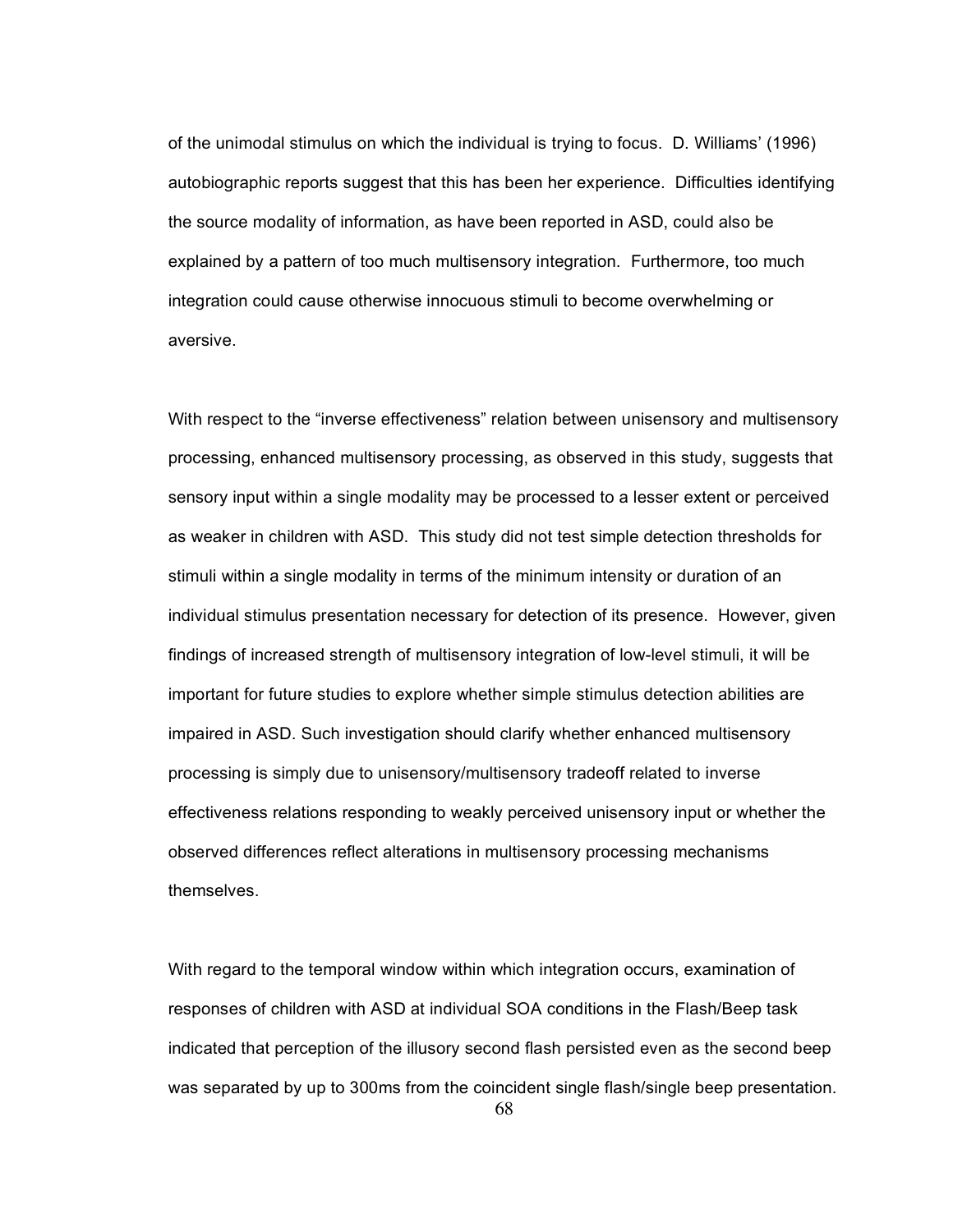of the unimodal stimulus on which the individual is trying to focus. D. Williams' (1996) autobiographic reports suggest that this has been her experience. Difficulties identifying the source modality of information, as have been reported in ASD, could also be explained by a pattern of too much multisensory integration. Furthermore, too much integration could cause otherwise innocuous stimuli to become overwhelming or aversive.

With respect to the "inverse effectiveness" relation between unisensory and multisensory processing, enhanced multisensory processing, as observed in this study, suggests that sensory input within a single modality may be processed to a lesser extent or perceived as weaker in children with ASD. This study did not test simple detection thresholds for stimuli within a single modality in terms of the minimum intensity or duration of an individual stimulus presentation necessary for detection of its presence. However, given findings of increased strength of multisensory integration of low-level stimuli, it will be important for future studies to explore whether simple stimulus detection abilities are impaired in ASD. Such investigation should clarify whether enhanced multisensory processing is simply due to unisensory/multisensory tradeoff related to inverse effectiveness relations responding to weakly perceived unisensory input or whether the observed differences reflect alterations in multisensory processing mechanisms themselves.

With regard to the temporal window within which integration occurs, examination of responses of children with ASD at individual SOA conditions in the Flash/Beep task indicated that perception of the illusory second flash persisted even as the second beep was separated by up to 300ms from the coincident single flash/single beep presentation.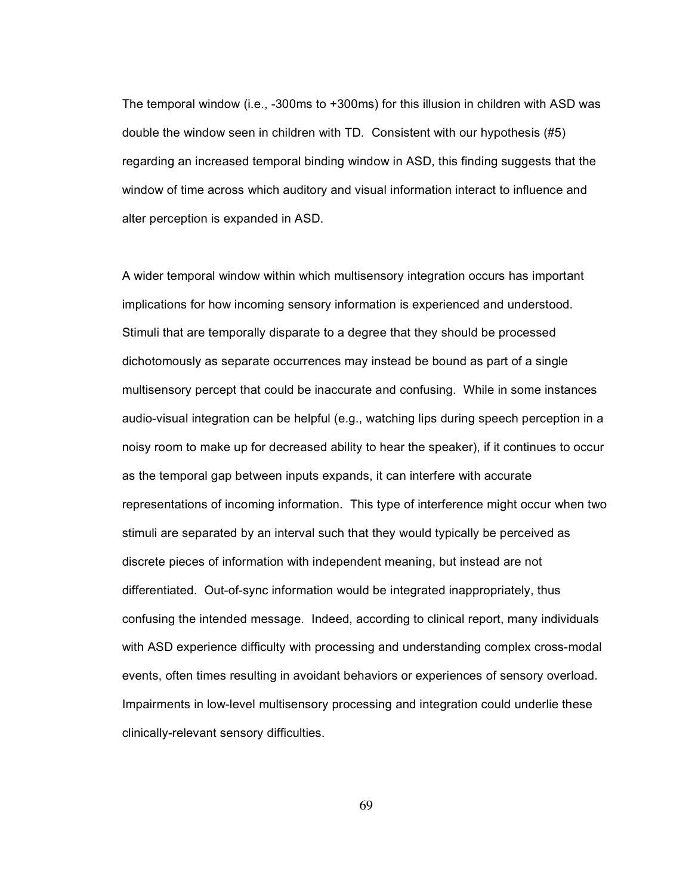The temporal window (i.e., -300ms to +300ms) for this illusion in children with ASD was double the window seen in children with TD. Consistent with our hypothesis (#5) regarding an increased temporal binding window in ASD, this finding suggests that the window of time across which auditory and visual information interact to influence and alter perception is expanded in ASD.

A wider temporal window within which multisensory integration occurs has important implications for how incoming sensory information is experienced and understood. Stimuli that are temporally disparate to a degree that they should be processed dichotomously as separate occurrences may instead be bound as part of a single multisensory percept that could be inaccurate and confusing. While in some instances audio-visual integration can be helpful (e.g., watching lips during speech perception in a noisy room to make up for decreased ability to hear the speaker), if it continues to occur as the temporal gap between inputs expands, it can interfere with accurate representations of incoming information. This type of interference might occur when two stimuli are separated by an interval such that they would typically be perceived as discrete pieces of information with independent meaning, but instead are not differentiated. Out-of-sync information would be integrated inappropriately, thus confusing the intended message. Indeed, according to clinical report, many individuals with ASD experience difficulty with processing and understanding complex cross-modal events, often times resulting in avoidant behaviors or experiences of sensory overload. Impairments in low-level multisensory processing and integration could underlie these clinically-relevant sensory difficulties.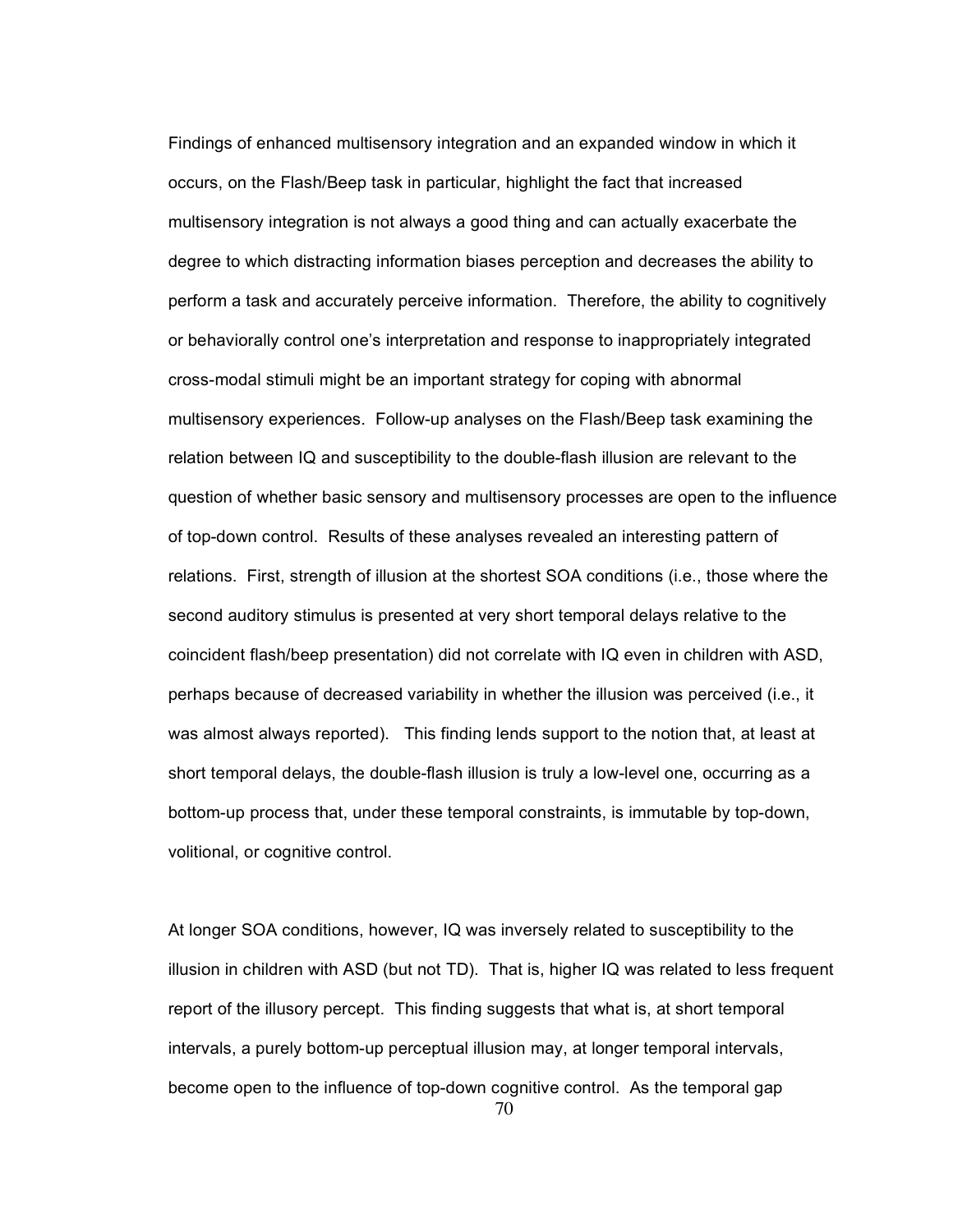Findings of enhanced multisensory integration and an expanded window in which it occurs, on the Flash/Beep task in particular, highlight the fact that increased multisensory integration is not always a good thing and can actually exacerbate the degree to which distracting information biases perception and decreases the ability to perform a task and accurately perceive information. Therefore, the ability to cognitively or behaviorally control one's interpretation and response to inappropriately integrated cross-modal stimuli might be an important strategy for coping with abnormal multisensory experiences. Follow-up analyses on the Flash/Beep task examining the relation between IQ and susceptibility to the double-flash illusion are relevant to the question of whether basic sensory and multisensory processes are open to the influence of top-down control. Results of these analyses revealed an interesting pattern of relations. First, strength of illusion at the shortest SOA conditions (i.e., those where the second auditory stimulus is presented at very short temporal delays relative to the coincident flash/beep presentation) did not correlate with IQ even in children with ASD, perhaps because of decreased variability in whether the illusion was perceived (i.e., it was almost always reported). This finding lends support to the notion that, at least at short temporal delays, the double-flash illusion is truly a low-level one, occurring as a bottom-up process that, under these temporal constraints, is immutable by top-down, volitional, or cognitive control.

At longer SOA conditions, however, IQ was inversely related to susceptibility to the illusion in children with ASD (but not TD). That is, higher IQ was related to less frequent report of the illusory percept. This finding suggests that what is, at short temporal intervals, a purely bottom-up perceptual illusion may, at longer temporal intervals, become open to the influence of top-down cognitive control. As the temporal gap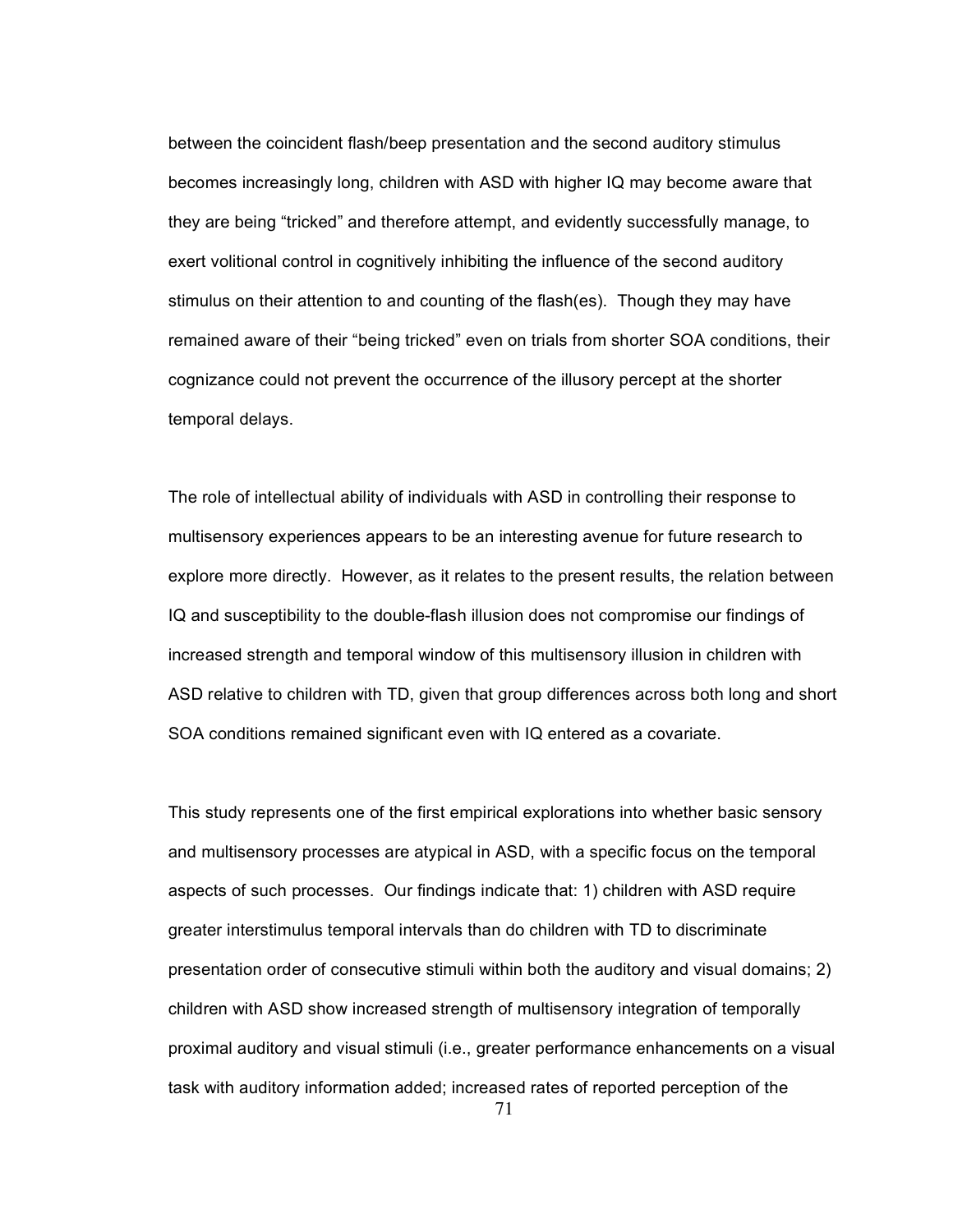between the coincident flash/beep presentation and the second auditory stimulus becomes increasingly long, children with ASD with higher IQ may become aware that they are being "tricked" and therefore attempt, and evidently successfully manage, to exert volitional control in cognitively inhibiting the influence of the second auditory stimulus on their attention to and counting of the flash(es). Though they may have remained aware of their "being tricked" even on trials from shorter SOA conditions, their cognizance could not prevent the occurrence of the illusory percept at the shorter temporal delays.

The role of intellectual ability of individuals with ASD in controlling their response to multisensory experiences appears to be an interesting avenue for future research to explore more directly. However, as it relates to the present results, the relation between IQ and susceptibility to the double-flash illusion does not compromise our findings of increased strength and temporal window of this multisensory illusion in children with ASD relative to children with TD, given that group differences across both long and short SOA conditions remained significant even with IQ entered as a covariate.

This study represents one of the first empirical explorations into whether basic sensory and multisensory processes are atypical in ASD, with a specific focus on the temporal aspects of such processes. Our findings indicate that: 1) children with ASD require greater interstimulus temporal intervals than do children with TD to discriminate presentation order of consecutive stimuli within both the auditory and visual domains; 2) children with ASD show increased strength of multisensory integration of temporally proximal auditory and visual stimuli (i.e., greater performance enhancements on a visual task with auditory information added; increased rates of reported perception of the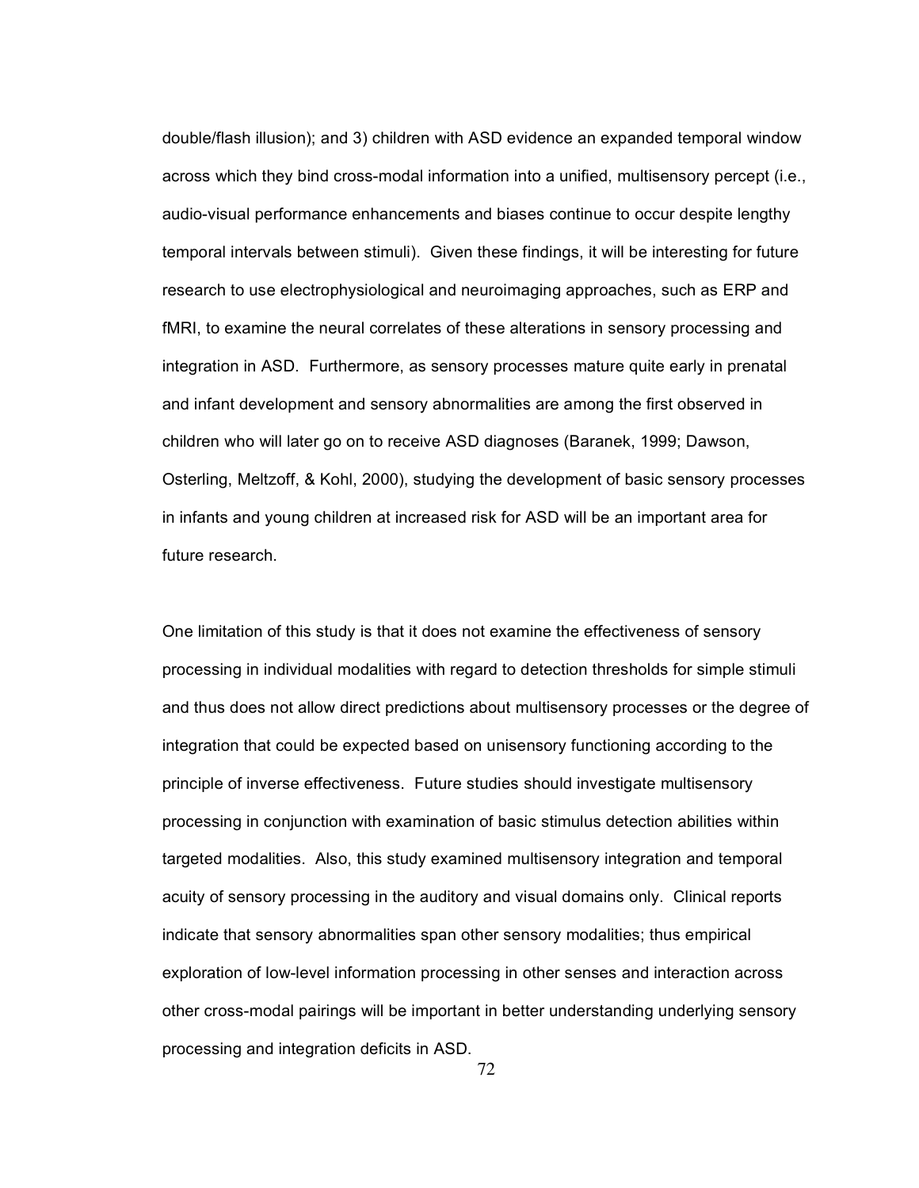double/flash illusion); and 3) children with ASD evidence an expanded temporal window across which they bind cross-modal information into a unified, multisensory percept (i.e., audio-visual performance enhancements and biases continue to occur despite lengthy temporal intervals between stimuli). Given these findings, it will be interesting for future research to use electrophysiological and neuroimaging approaches, such as ERP and fMRI, to examine the neural correlates of these alterations in sensory processing and integration in ASD. Furthermore, as sensory processes mature quite early in prenatal and infant development and sensory abnormalities are among the first observed in children who will later go on to receive ASD diagnoses (Baranek, 1999; Dawson, Osterling, Meltzoff, & Kohl, 2000), studying the development of basic sensory processes in infants and young children at increased risk for ASD will be an important area for future research.

One limitation of this study is that it does not examine the effectiveness of sensory processing in individual modalities with regard to detection thresholds for simple stimuli and thus does not allow direct predictions about multisensory processes or the degree of integration that could be expected based on unisensory functioning according to the principle of inverse effectiveness. Future studies should investigate multisensory processing in conjunction with examination of basic stimulus detection abilities within targeted modalities. Also, this study examined multisensory integration and temporal acuity of sensory processing in the auditory and visual domains only. Clinical reports indicate that sensory abnormalities span other sensory modalities; thus empirical exploration of low-level information processing in other senses and interaction across other cross-modal pairings will be important in better understanding underlying sensory processing and integration deficits in ASD.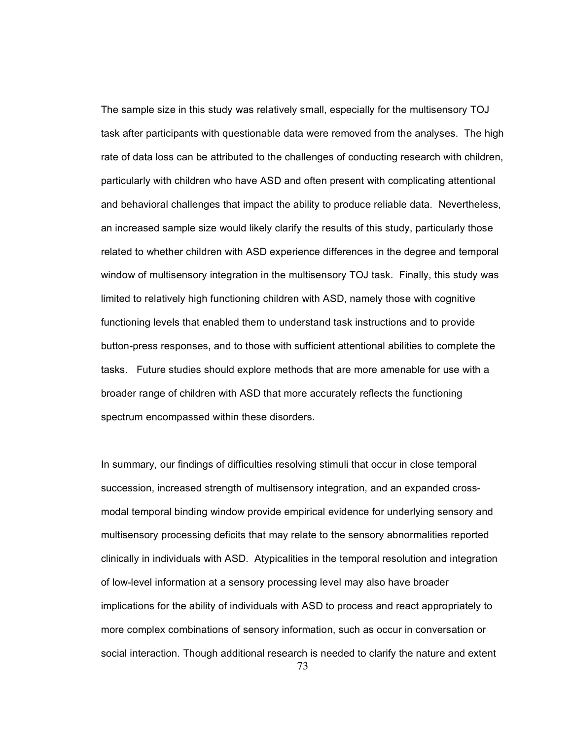The sample size in this study was relatively small, especially for the multisensory TOJ task after participants with questionable data were removed from the analyses. The high rate of data loss can be attributed to the challenges of conducting research with children, particularly with children who have ASD and often present with complicating attentional and behavioral challenges that impact the ability to produce reliable data. Nevertheless, an increased sample size would likely clarify the results of this study, particularly those related to whether children with ASD experience differences in the degree and temporal window of multisensory integration in the multisensory TOJ task. Finally, this study was limited to relatively high functioning children with ASD, namely those with cognitive functioning levels that enabled them to understand task instructions and to provide button-press responses, and to those with sufficient attentional abilities to complete the tasks. Future studies should explore methods that are more amenable for use with a broader range of children with ASD that more accurately reflects the functioning spectrum encompassed within these disorders.

In summary, our findings of difficulties resolving stimuli that occur in close temporal succession, increased strength of multisensory integration, and an expanded cross-modal temporal binding window provide empirical evidence for underlying sensory and multisensory processing deficits that may relate to the sensory abnormalities reported clinically in individuals with ASD. Atypicalities in the temporal resolution and integration of low-level information at a sensory processing level may also have broader implications for the ability of individuals with ASD to process and react appropriately to more complex combinations of sensory information, such as occur in conversation or social interaction. Though additional research is needed to clarify the nature and extent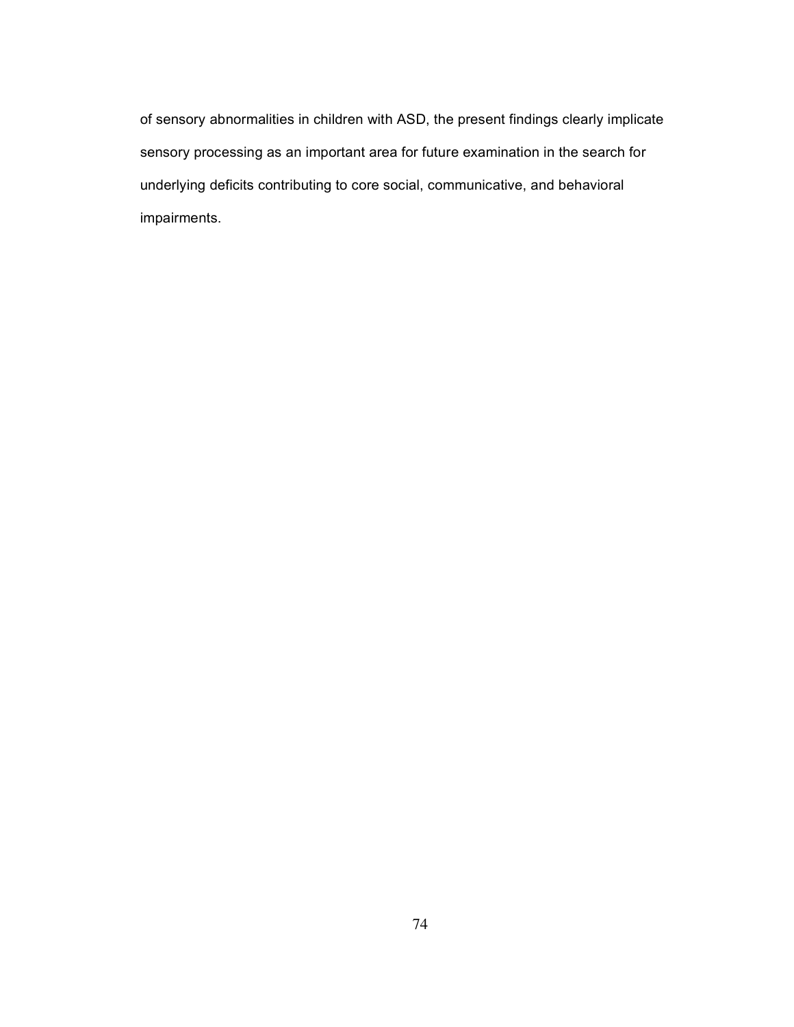of sensory abnormalities in children with ASD, the present findings clearly implicate sensory processing as an important area for future examination in the search for underlying deficits contributing to core social, communicative, and behavioral impairments.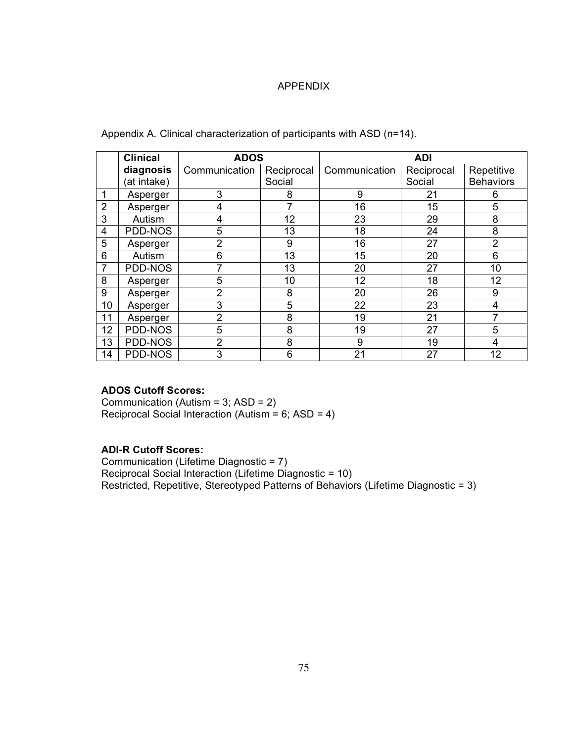APPENDIX

Appendix A. Clinical characterization of participants with ASD (n=14).

| | Clinical diagnosis (at intake) | ADOS | | ADI | | |
|---|---|---|---|---|---|---|
| | | Communication | Reciprocal Social | Communication | Reciprocal Social | Repetitive Behaviors |
| 1 | Asperger | 3 | 8 | 9 | 21 | 6 |
| 2 | Asperger | 4 | 7 | 16 | 15 | 5 |
| 3 | Autism | 4 | 12 | 23 | 29 | 8 |
| 4 | PDD-NOS | 5 | 13 | 18 | 24 | 8 |
| 5 | Asperger | 2 | 9 | 16 | 27 | 2 |
| 6 | Autism | 6 | 13 | 15 | 20 | 6 |
| 7 | PDD-NOS | 7 | 13 | 20 | 27 | 10 |
| 8 | Asperger | 5 | 10 | 12 | 18 | 12 |
| 9 | Asperger | 2 | 8 | 20 | 26 | 9 |
| 10 | Asperger | 3 | 5 | 22 | 23 | 4 |
| 11 | Asperger | 2 | 8 | 19 | 21 | 7 |
| 12 | PDD-NOS | 5 | 8 | 19 | 27 | 5 |
| 13 | PDD-NOS | 2 | 8 | 9 | 19 | 4 |
| 14 | PDD-NOS | 3 | 6 | 21 | 27 | 12 |

**ADOS Cutoff Scores:**
Communication (Autism = 3; ASD = 2)
Reciprocal Social Interaction (Autism = 6; ASD = 4)

**ADI-R Cutoff Scores:**
Communication (Lifetime Diagnostic = 7)
Reciprocal Social Interaction (Lifetime Diagnostic = 10)
Restricted, Repetitive, Stereotyped Patterns of Behaviors (Lifetime Diagnostic = 3)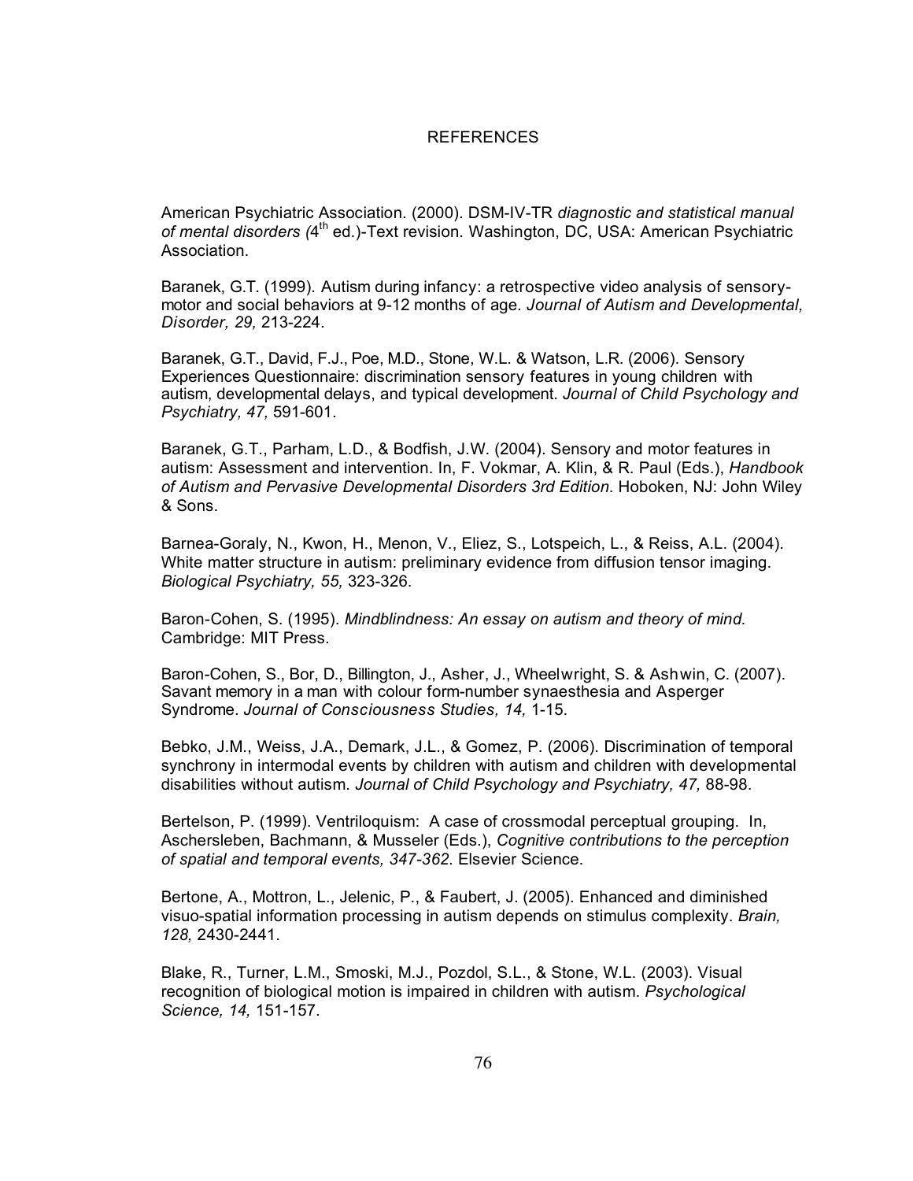# REFERENCES

American Psychiatric Association. (2000). DSM-IV-TR *diagnostic and statistical manual of mental disorders (*4th ed.)-Text revision. Washington, DC, USA: American Psychiatric Association.

Baranek, G.T. (1999). Autism during infancy: a retrospective video analysis of sensory-motor and social behaviors at 9-12 months of age. *Journal of Autism and Developmental, Disorder, 29,* 213-224.

Baranek, G.T., David, F.J., Poe, M.D., Stone, W.L. & Watson, L.R. (2006). Sensory Experiences Questionnaire: discrimination sensory features in young children with autism, developmental delays, and typical development. *Journal of Child Psychology and Psychiatry, 47,* 591-601.

Baranek, G.T., Parham, L.D., & Bodfish, J.W. (2004). Sensory and motor features in autism: Assessment and intervention. In, F. Vokmar, A. Klin, & R. Paul (Eds.), *Handbook of Autism and Pervasive Developmental Disorders 3rd Edition*. Hoboken, NJ: John Wiley & Sons.

Barnea-Goraly, N., Kwon, H., Menon, V., Eliez, S., Lotspeich, L., & Reiss, A.L. (2004). White matter structure in autism: preliminary evidence from diffusion tensor imaging. *Biological Psychiatry, 55,* 323-326.

Baron-Cohen, S. (1995). *Mindblindness: An essay on autism and theory of mind.* Cambridge: MIT Press.

Baron-Cohen, S., Bor, D., Billington, J., Asher, J., Wheelwright, S. & Ashwin, C. (2007). Savant memory in a man with colour form-number synaesthesia and Asperger Syndrome. *Journal of Consciousness Studies, 14,* 1-15.

Bebko, J.M., Weiss, J.A., Demark, J.L., & Gomez, P. (2006). Discrimination of temporal synchrony in intermodal events by children with autism and children with developmental disabilities without autism. *Journal of Child Psychology and Psychiatry, 47,* 88-98.

Bertelson, P. (1999). Ventriloquism: A case of crossmodal perceptual grouping. In, Aschersleben, Bachmann, & Musseler (Eds.), *Cognitive contributions to the perception of spatial and temporal events, 347-362.* Elsevier Science.

Bertone, A., Mottron, L., Jelenic, P., & Faubert, J. (2005). Enhanced and diminished visuo-spatial information processing in autism depends on stimulus complexity. *Brain, 128,* 2430-2441.

Blake, R., Turner, L.M., Smoski, M.J., Pozdol, S.L., & Stone, W.L. (2003). Visual recognition of biological motion is impaired in children with autism. *Psychological Science, 14,* 151-157.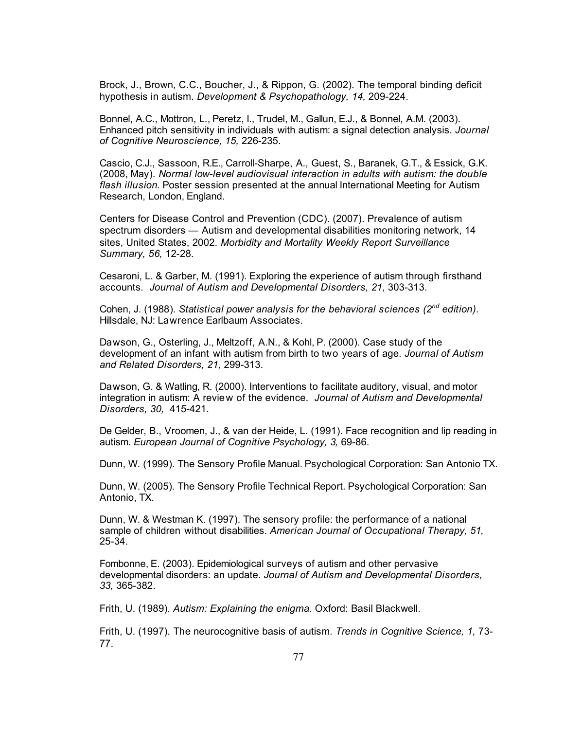Brock, J., Brown, C.C., Boucher, J., & Rippon, G. (2002). The temporal binding deficit hypothesis in autism. *Development & Psychopathology, 14,* 209-224.

Bonnel, A.C., Mottron, L., Peretz, I., Trudel, M., Gallun, E.J., & Bonnel, A.M. (2003). Enhanced pitch sensitivity in individuals with autism: a signal detection analysis. *Journal of Cognitive Neuroscience, 15,* 226-235.

Cascio, C.J., Sassoon, R.E., Carroll-Sharpe, A., Guest, S., Baranek, G.T., & Essick, G.K. (2008, May). *Normal low-level audiovisual interaction in adults with autism: the double flash illusion.* Poster session presented at the annual International Meeting for Autism Research, London, England.

Centers for Disease Control and Prevention (CDC). (2007). Prevalence of autism spectrum disorders — Autism and developmental disabilities monitoring network, 14 sites, United States, 2002. *Morbidity and Mortality Weekly Report Surveillance Summary, 56,* 12-28.

Cesaroni, L. & Garber, M. (1991). Exploring the experience of autism through firsthand accounts. *Journal of Autism and Developmental Disorders, 21,* 303-313.

Cohen, J. (1988). *Statistical power analysis for the behavioral sciences (2nd edition).* Hillsdale, NJ: Lawrence Earlbaum Associates.

Dawson, G., Osterling, J., Meltzoff, A.N., & Kohl, P. (2000). Case study of the development of an infant with autism from birth to two years of age. *Journal of Autism and Related Disorders, 21,* 299-313.

Dawson, G. & Watling, R. (2000). Interventions to facilitate auditory, visual, and motor integration in autism: A review of the evidence. *Journal of Autism and Developmental Disorders, 30,* 415-421.

De Gelder, B., Vroomen, J., & van der Heide, L. (1991). Face recognition and lip reading in autism. *European Journal of Cognitive Psychology, 3,* 69-86.

Dunn, W. (1999). The Sensory Profile Manual. Psychological Corporation: San Antonio TX.

Dunn, W. (2005). The Sensory Profile Technical Report. Psychological Corporation: San Antonio, TX.

Dunn, W. & Westman K. (1997). The sensory profile: the performance of a national sample of children without disabilities. *American Journal of Occupational Therapy, 51,* 25-34.

Fombonne, E. (2003). Epidemiological surveys of autism and other pervasive developmental disorders: an update. *Journal of Autism and Developmental Disorders, 33,* 365-382.

Frith, U. (1989). *Autism: Explaining the enigma.* Oxford: Basil Blackwell.

Frith, U. (1997). The neurocognitive basis of autism. *Trends in Cognitive Science, 1,* 73-77.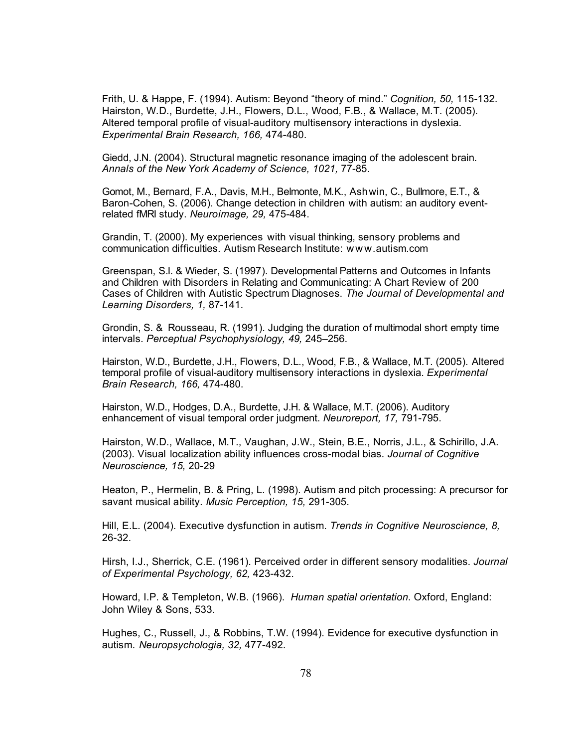Frith, U. & Happe, F. (1994). Autism: Beyond "theory of mind." *Cognition, 50,* 115-132.
Hairston, W.D., Burdette, J.H., Flowers, D.L., Wood, F.B., & Wallace, M.T. (2005). Altered temporal profile of visual-auditory multisensory interactions in dyslexia. *Experimental Brain Research, 166,* 474-480.

Giedd, J.N. (2004). Structural magnetic resonance imaging of the adolescent brain. *Annals of the New York Academy of Science, 1021,* 77-85.

Gomot, M., Bernard, F.A., Davis, M.H., Belmonte, M.K., Ashwin, C., Bullmore, E.T., & Baron-Cohen, S. (2006). Change detection in children with autism: an auditory event-related fMRI study. *Neuroimage, 29,* 475-484.

Grandin, T. (2000). My experiences with visual thinking, sensory problems and communication difficulties. Autism Research Institute: www.autism.com

Greenspan, S.I. & Wieder, S. (1997). Developmental Patterns and Outcomes in Infants and Children with Disorders in Relating and Communicating: A Chart Review of 200 Cases of Children with Autistic Spectrum Diagnoses. *The Journal of Developmental and Learning Disorders, 1,* 87-141.

Grondin, S. & Rousseau, R. (1991). Judging the duration of multimodal short empty time intervals. *Perceptual Psychophysiology, 49,* 245–256.

Hairston, W.D., Burdette, J.H., Flowers, D.L., Wood, F.B., & Wallace, M.T. (2005). Altered temporal profile of visual-auditory multisensory interactions in dyslexia. *Experimental Brain Research, 166,* 474-480.

Hairston, W.D., Hodges, D.A., Burdette, J.H. & Wallace, M.T. (2006). Auditory enhancement of visual temporal order judgment. *Neuroreport, 17,* 791-795.

Hairston, W.D., Wallace, M.T., Vaughan, J.W., Stein, B.E., Norris, J.L., & Schirillo, J.A. (2003). Visual localization ability influences cross-modal bias. *Journal of Cognitive Neuroscience, 15,* 20-29

Heaton, P., Hermelin, B. & Pring, L. (1998). Autism and pitch processing: A precursor for savant musical ability. *Music Perception, 15,* 291-305.

Hill, E.L. (2004). Executive dysfunction in autism. *Trends in Cognitive Neuroscience, 8,* 26-32.

Hirsh, I.J., Sherrick, C.E. (1961). Perceived order in different sensory modalities. *Journal of Experimental Psychology, 62,* 423-432.

Howard, I.P. & Templeton, W.B. (1966). *Human spatial orientation.* Oxford, England: John Wiley & Sons, 533.

Hughes, C., Russell, J., & Robbins, T.W. (1994). Evidence for executive dysfunction in autism. *Neuropsychologia, 32,* 477-492.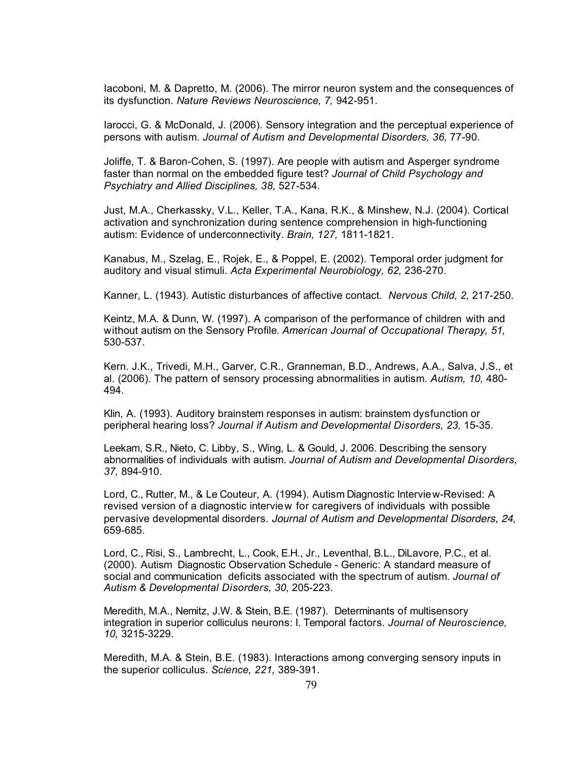Iacoboni, M. & Dapretto, M. (2006). The mirror neuron system and the consequences of its dysfunction. *Nature Reviews Neuroscience, 7,* 942-951.

Iarocci, G. & McDonald, J. (2006). Sensory integration and the perceptual experience of persons with autism. *Journal of Autism and Developmental Disorders, 36,* 77-90.

Joliffe, T. & Baron-Cohen, S. (1997). Are people with autism and Asperger syndrome faster than normal on the embedded figure test? *Journal of Child Psychology and Psychiatry and Allied Disciplines, 38,* 527-534.

Just, M.A., Cherkassky, V.L., Keller, T.A., Kana, R.K., & Minshew, N.J. (2004). Cortical activation and synchronization during sentence comprehension in high-functioning autism: Evidence of underconnectivity. *Brain, 127,* 1811-1821.

Kanabus, M., Szelag, E., Rojek, E., & Poppel, E. (2002). Temporal order judgment for auditory and visual stimuli. *Acta Experimental Neurobiology, 62,* 236-270.

Kanner, L. (1943). Autistic disturbances of affective contact. *Nervous Child, 2,* 217-250.

Keintz, M.A. & Dunn, W. (1997). A comparison of the performance of children with and without autism on the Sensory Profile. *American Journal of Occupational Therapy, 51,* 530-537.

Kern. J.K., Trivedi, M.H., Garver, C.R., Granneman, B.D., Andrews, A.A., Salva, J.S., et al. (2006). The pattern of sensory processing abnormalities in autism. *Autism, 10,* 480-494.

Klin, A. (1993). Auditory brainstem responses in autism: brainstem dysfunction or peripheral hearing loss? *Journal if Autism and Developmental Disorders, 23,* 15-35.

Leekam, S.R., Nieto, C. Libby, S., Wing, L. & Gould, J. 2006. Describing the sensory abnormalities of individuals with autism. *Journal of Autism and Developmental Disorders, 37,* 894-910.

Lord, C., Rutter, M., & Le Couteur, A. (1994). Autism Diagnostic Interview-Revised: A revised version of a diagnostic interview for caregivers of individuals with possible pervasive developmental disorders. *Journal of Autism and Developmental Disorders, 24*, 659-685.

Lord, C., Risi, S., Lambrecht, L., Cook, E.H., Jr., Leventhal, B.L., DiLavore, P.C., et al. (2000). Autism Diagnostic Observation Schedule - Generic: A standard measure of social and communication deficits associated with the spectrum of autism. *Journal of Autism & Developmental Disorders, 30*, 205-223.

Meredith, M.A., Nemitz, J.W. & Stein, B.E. (1987). Determinants of multisensory integration in superior colliculus neurons: I. Temporal factors. *Journal of Neuroscience, 10,* 3215-3229.

Meredith, M.A. & Stein, B.E. (1983). Interactions among converging sensory inputs in the superior colliculus. *Science, 221,* 389-391.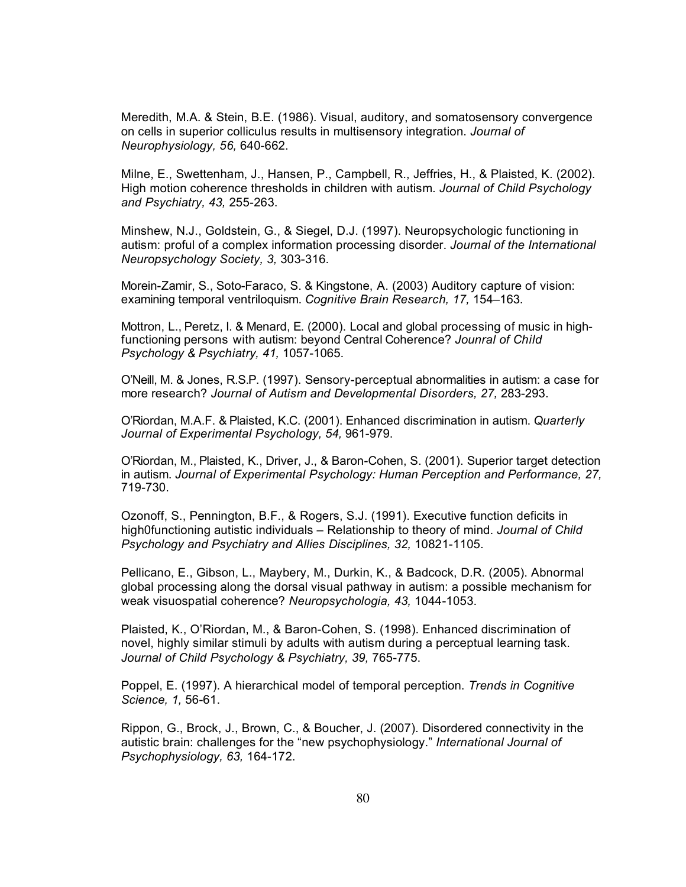Meredith, M.A. & Stein, B.E. (1986). Visual, auditory, and somatosensory convergence on cells in superior colliculus results in multisensory integration. *Journal of Neurophysiology, 56,* 640-662.

Milne, E., Swettenham, J., Hansen, P., Campbell, R., Jeffries, H., & Plaisted, K. (2002). High motion coherence thresholds in children with autism. *Journal of Child Psychology and Psychiatry, 43,* 255-263.

Minshew, N.J., Goldstein, G., & Siegel, D.J. (1997). Neuropsychologic functioning in autism: proful of a complex information processing disorder. *Journal of the International Neuropsychology Society, 3,* 303-316.

Morein-Zamir, S., Soto-Faraco, S. & Kingstone, A. (2003) Auditory capture of vision: examining temporal ventriloquism. *Cognitive Brain Research, 17,* 154–163.

Mottron, L., Peretz, I. & Menard, E. (2000). Local and global processing of music in high-functioning persons with autism: beyond Central Coherence? *Jounral of Child Psychology & Psychiatry, 41,* 1057-1065.

O'Neill, M. & Jones, R.S.P. (1997). Sensory-perceptual abnormalities in autism: a case for more research? *Journal of Autism and Developmental Disorders, 27,* 283-293.

O'Riordan, M.A.F. & Plaisted, K.C. (2001). Enhanced discrimination in autism. *Quarterly Journal of Experimental Psychology, 54,* 961-979.

O'Riordan, M., Plaisted, K., Driver, J., & Baron-Cohen, S. (2001). Superior target detection in autism. *Journal of Experimental Psychology: Human Perception and Performance, 27,* 719-730.

Ozonoff, S., Pennington, B.F., & Rogers, S.J. (1991). Executive function deficits in high0functioning autistic individuals – Relationship to theory of mind. *Journal of Child Psychology and Psychiatry and Allies Disciplines, 32,* 10821-1105.

Pellicano, E., Gibson, L., Maybery, M., Durkin, K., & Badcock, D.R. (2005). Abnormal global processing along the dorsal visual pathway in autism: a possible mechanism for weak visuospatial coherence? *Neuropsychologia, 43,* 1044-1053.

Plaisted, K., O'Riordan, M., & Baron-Cohen, S. (1998). Enhanced discrimination of novel, highly similar stimuli by adults with autism during a perceptual learning task. *Journal of Child Psychology & Psychiatry, 39,* 765-775.

Poppel, E. (1997). A hierarchical model of temporal perception. *Trends in Cognitive Science, 1,* 56-61.

Rippon, G., Brock, J., Brown, C., & Boucher, J. (2007). Disordered connectivity in the autistic brain: challenges for the "new psychophysiology." *International Journal of Psychophysiology, 63,* 164-172.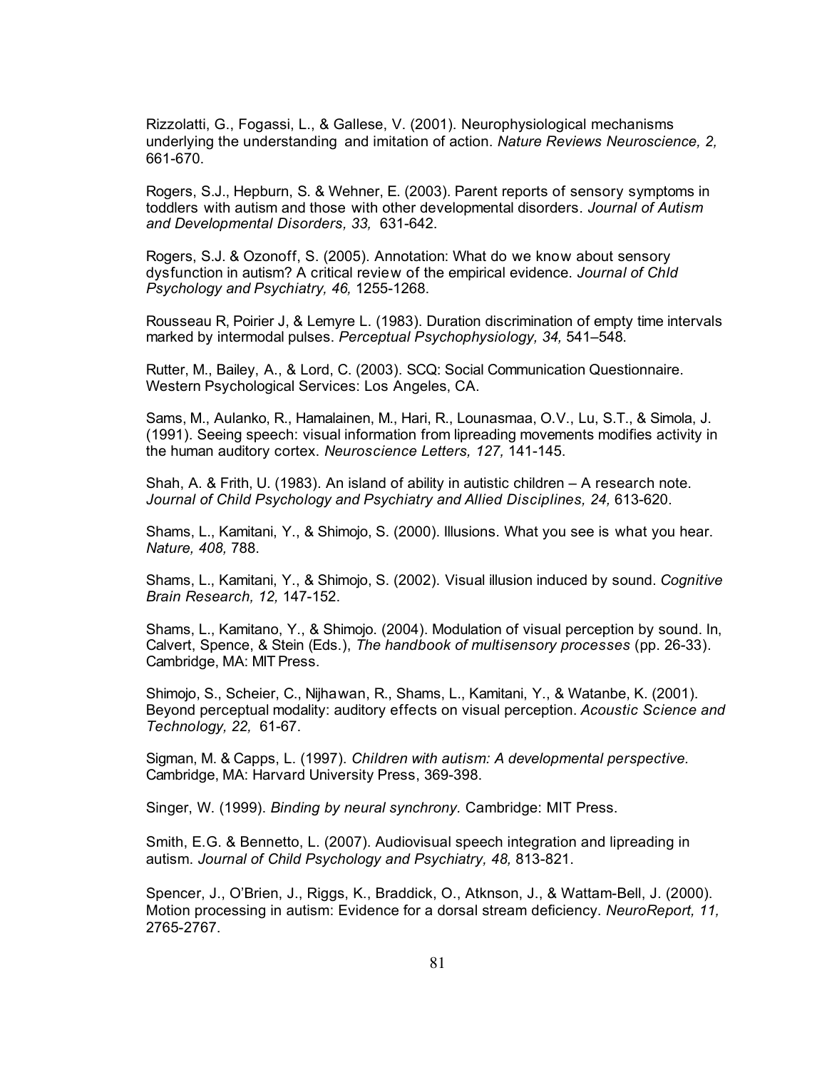Rizzolatti, G., Fogassi, L., & Gallese, V. (2001). Neurophysiological mechanisms underlying the understanding and imitation of action. *Nature Reviews Neuroscience, 2,* 661-670.

Rogers, S.J., Hepburn, S. & Wehner, E. (2003). Parent reports of sensory symptoms in toddlers with autism and those with other developmental disorders. *Journal of Autism and Developmental Disorders, 33,* 631-642.

Rogers, S.J. & Ozonoff, S. (2005). Annotation: What do we know about sensory dysfunction in autism? A critical review of the empirical evidence. *Journal of Chld Psychology and Psychiatry, 46,* 1255-1268.

Rousseau R, Poirier J, & Lemyre L. (1983). Duration discrimination of empty time intervals marked by intermodal pulses. *Perceptual Psychophysiology, 34,* 541–548.

Rutter, M., Bailey, A., & Lord, C. (2003). SCQ: Social Communication Questionnaire. Western Psychological Services: Los Angeles, CA.

Sams, M., Aulanko, R., Hamalainen, M., Hari, R., Lounasmaa, O.V., Lu, S.T., & Simola, J. (1991). Seeing speech: visual information from lipreading movements modifies activity in the human auditory cortex. *Neuroscience Letters, 127,* 141-145.

Shah, A. & Frith, U. (1983). An island of ability in autistic children – A research note. *Journal of Child Psychology and Psychiatry and Allied Disciplines, 24,* 613-620.

Shams, L., Kamitani, Y., & Shimojo, S. (2000). Illusions. What you see is what you hear. *Nature, 408,* 788.

Shams, L., Kamitani, Y., & Shimojo, S. (2002). Visual illusion induced by sound. *Cognitive Brain Research, 12,* 147-152.

Shams, L., Kamitano, Y., & Shimojo. (2004). Modulation of visual perception by sound. In, Calvert, Spence, & Stein (Eds.), *The handbook of multisensory processes* (pp. 26-33). Cambridge, MA: MIT Press.

Shimojo, S., Scheier, C., Nijhawan, R., Shams, L., Kamitani, Y., & Watanbe, K. (2001). Beyond perceptual modality: auditory effects on visual perception. *Acoustic Science and Technology, 22,* 61-67.

Sigman, M. & Capps, L. (1997). *Children with autism: A developmental perspective.* Cambridge, MA: Harvard University Press, 369-398.

Singer, W. (1999). *Binding by neural synchrony.* Cambridge: MIT Press.

Smith, E.G. & Bennetto, L. (2007). Audiovisual speech integration and lipreading in autism. *Journal of Child Psychology and Psychiatry, 48,* 813-821.

Spencer, J., O'Brien, J., Riggs, K., Braddick, O., Atknson, J., & Wattam-Bell, J. (2000). Motion processing in autism: Evidence for a dorsal stream deficiency. *NeuroReport, 11,* 2765-2767.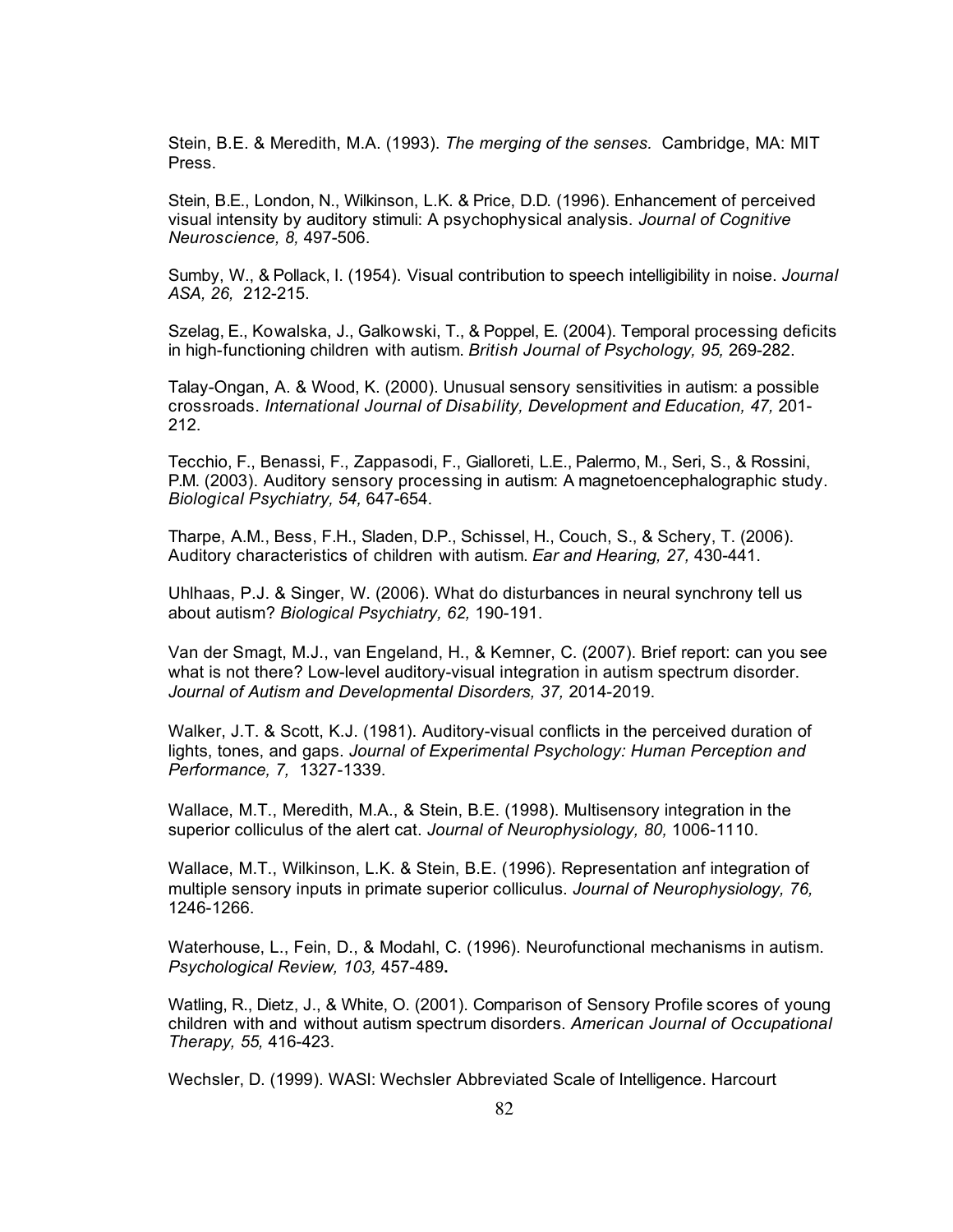Stein, B.E. & Meredith, M.A. (1993). *The merging of the senses.* Cambridge, MA: MIT Press.

Stein, B.E., London, N., Wilkinson, L.K. & Price, D.D. (1996). Enhancement of perceived visual intensity by auditory stimuli: A psychophysical analysis. *Journal of Cognitive Neuroscience, 8,* 497-506.

Sumby, W., & Pollack, I. (1954). Visual contribution to speech intelligibility in noise. *Journal ASA, 26,* 212-215.

Szelag, E., Kowalska, J., Galkowski, T., & Poppel, E. (2004). Temporal processing deficits in high-functioning children with autism. *British Journal of Psychology, 95,* 269-282.

Talay-Ongan, A. & Wood, K. (2000). Unusual sensory sensitivities in autism: a possible crossroads. *International Journal of Disability, Development and Education, 47,* 201-212.

Tecchio, F., Benassi, F., Zappasodi, F., Gialloreti, L.E., Palermo, M., Seri, S., & Rossini, P.M. (2003). Auditory sensory processing in autism: A magnetoencephalographic study. *Biological Psychiatry, 54,* 647-654.

Tharpe, A.M., Bess, F.H., Sladen, D.P., Schissel, H., Couch, S., & Schery, T. (2006). Auditory characteristics of children with autism. *Ear and Hearing, 27,* 430-441.

Uhlhaas, P.J. & Singer, W. (2006). What do disturbances in neural synchrony tell us about autism? *Biological Psychiatry, 62,* 190-191.

Van der Smagt, M.J., van Engeland, H., & Kemner, C. (2007). Brief report: can you see what is not there? Low-level auditory-visual integration in autism spectrum disorder. *Journal of Autism and Developmental Disorders, 37,* 2014-2019.

Walker, J.T. & Scott, K.J. (1981). Auditory-visual conflicts in the perceived duration of lights, tones, and gaps. *Journal of Experimental Psychology: Human Perception and Performance, 7,* 1327-1339.

Wallace, M.T., Meredith, M.A., & Stein, B.E. (1998). Multisensory integration in the superior colliculus of the alert cat. *Journal of Neurophysiology, 80,* 1006-1110.

Wallace, M.T., Wilkinson, L.K. & Stein, B.E. (1996). Representation anf integration of multiple sensory inputs in primate superior colliculus. *Journal of Neurophysiology, 76,* 1246-1266.

Waterhouse, L., Fein, D., & Modahl, C. (1996). Neurofunctional mechanisms in autism. *Psychological Review, 103,* 457-489**.**

Watling, R., Dietz, J., & White, O. (2001). Comparison of Sensory Profile scores of young children with and without autism spectrum disorders. *American Journal of Occupational Therapy, 55,* 416-423.

Wechsler, D. (1999). WASI: Wechsler Abbreviated Scale of Intelligence. Harcourt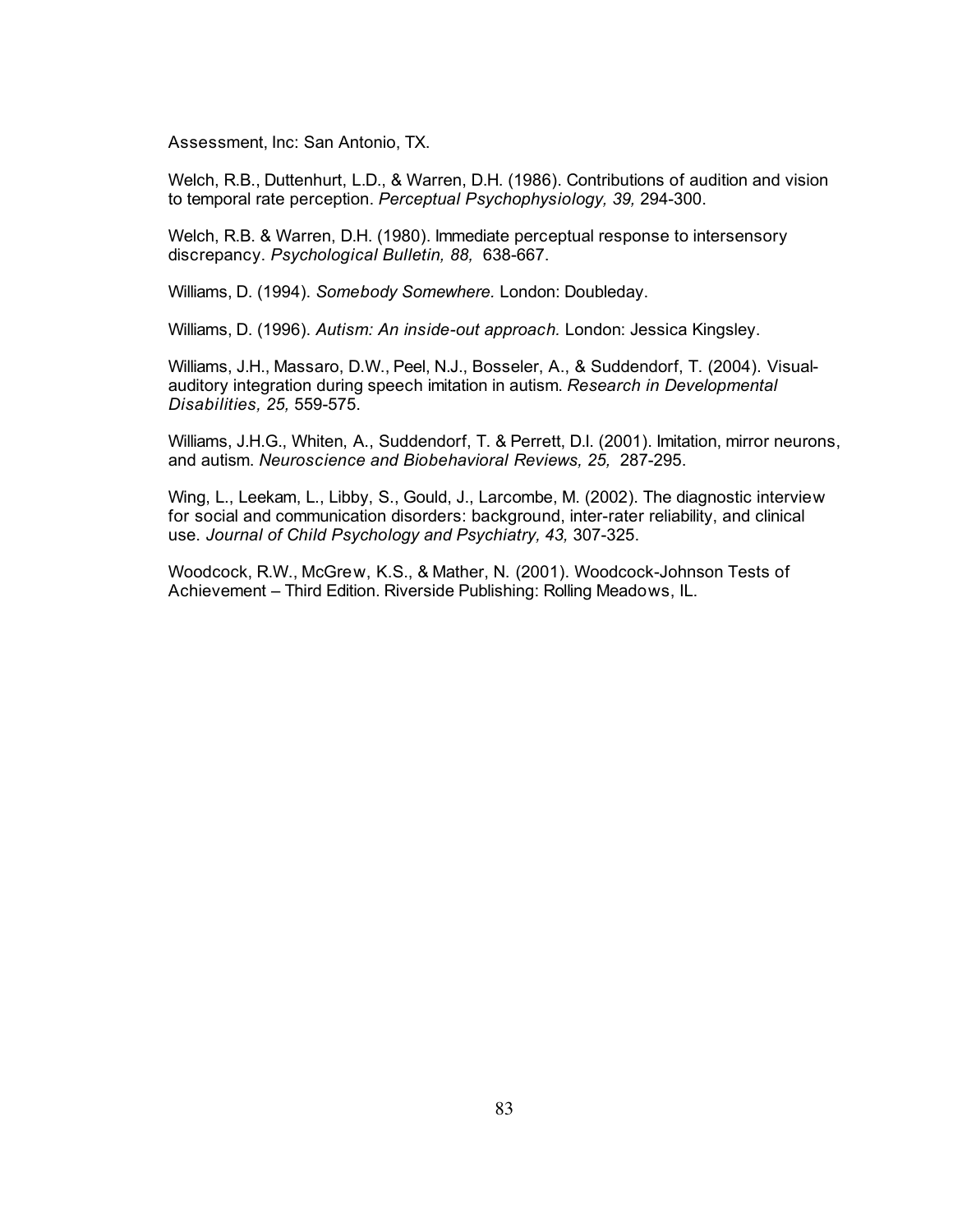Assessment, Inc: San Antonio, TX.

Welch, R.B., Duttenhurt, L.D., & Warren, D.H. (1986). Contributions of audition and vision to temporal rate perception. *Perceptual Psychophysiology, 39,* 294-300.

Welch, R.B. & Warren, D.H. (1980). Immediate perceptual response to intersensory discrepancy. *Psychological Bulletin, 88,* 638-667.

Williams, D. (1994). *Somebody Somewhere.* London: Doubleday.

Williams, D. (1996). *Autism: An inside-out approach.* London: Jessica Kingsley.

Williams, J.H., Massaro, D.W., Peel, N.J., Bosseler, A., & Suddendorf, T. (2004). Visual-auditory integration during speech imitation in autism. *Research in Developmental Disabilities, 25,* 559-575.

Williams, J.H.G., Whiten, A., Suddendorf, T. & Perrett, D.I. (2001). Imitation, mirror neurons, and autism. *Neuroscience and Biobehavioral Reviews, 25,* 287-295.

Wing, L., Leekam, L., Libby, S., Gould, J., Larcombe, M. (2002). The diagnostic interview for social and communication disorders: background, inter-rater reliability, and clinical use. *Journal of Child Psychology and Psychiatry, 43,* 307-325.

Woodcock, R.W., McGrew, K.S., & Mather, N. (2001). Woodcock-Johnson Tests of Achievement – Third Edition. Riverside Publishing: Rolling Meadows, IL.